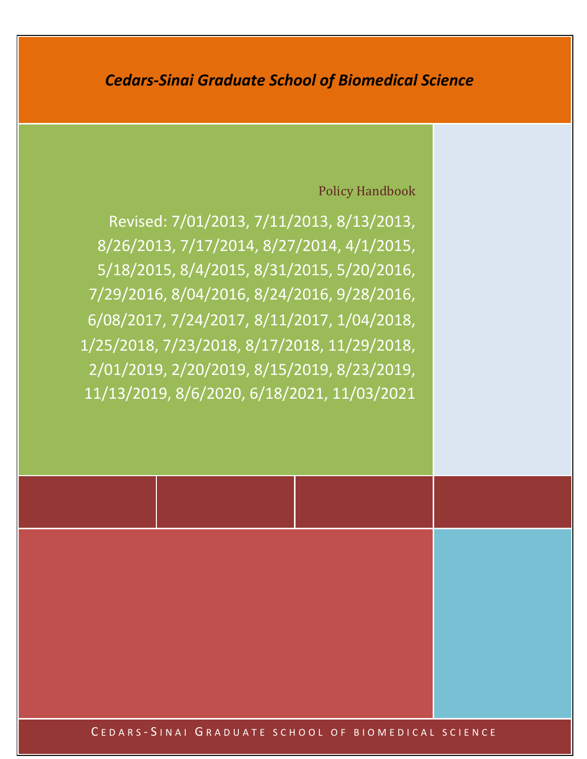*Cedars-Sinai Graduate School of Biomedical Science*

# Policy Handbook

Revised: 7/01/2013, 7/11/2013, 8/13/2013, 8/26/2013, 7/17/2014, 8/27/2014, 4/1/2015, 5/18/2015, 8/4/2015, 8/31/2015, 5/20/2016, 7/29/2016, 8/04/2016, 8/24/2016, 9/28/2016, 6/08/2017, 7/24/2017, 8/11/2017, 1/04/2018, 1/25/2018, 7/23/2018, 8/17/2018, 11/29/2018, 2/01/2019, 2/20/2019, 8/15/2019, 8/23/2019, 11/13/2019, 8/6/2020, 6/18/2021, 11/03/2021

CEDARS-SINAI GRADUATE SCHOOL OF BIOMEDICAL SCIENCE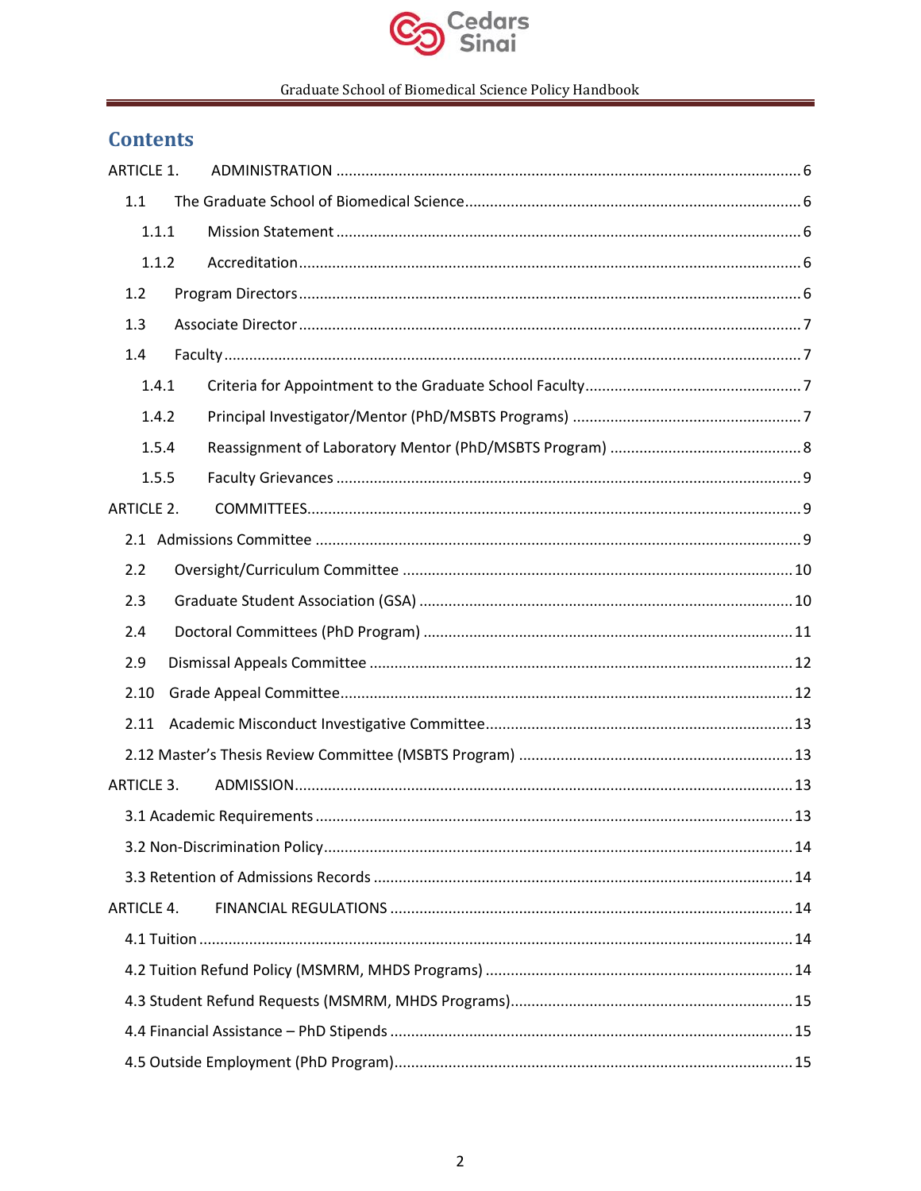## Contents

ARTICLE 1. ADMINISTRATION .......... 6

- 1.1 The Graduate School of Biomedical Science .......... 6
  - 1.1.1 Mission Statement .......... 6
  - 1.1.2 Accreditation .......... 6
- 1.2 Program Directors .......... 6
- 1.3 Associate Director .......... 7
- 1.4 Faculty .......... 7
  - 1.4.1 Criteria for Appointment to the Graduate School Faculty .......... 7
  - 1.4.2 Principal Investigator/Mentor (PhD/MSBTS Programs) .......... 7
  - 1.5.4 Reassignment of Laboratory Mentor (PhD/MSBTS Program) .......... 8
  - 1.5.5 Faculty Grievances .......... 9

ARTICLE 2. COMMITTEES .......... 9

- 2.1 Admissions Committee .......... 9
- 2.2 Oversight/Curriculum Committee .......... 10
- 2.3 Graduate Student Association (GSA) .......... 10
- 2.4 Doctoral Committees (PhD Program) .......... 11
- 2.9 Dismissal Appeals Committee .......... 12
- 2.10 Grade Appeal Committee .......... 12
- 2.11 Academic Misconduct Investigative Committee .......... 13
- 2.12 Master's Thesis Review Committee (MSBTS Program) .......... 13

ARTICLE 3. ADMISSION .......... 13

- 3.1 Academic Requirements .......... 13
- 3.2 Non-Discrimination Policy .......... 14
- 3.3 Retention of Admissions Records .......... 14

ARTICLE 4. FINANCIAL REGULATIONS .......... 14

- 4.1 Tuition .......... 14
- 4.2 Tuition Refund Policy (MSMRM, MHDS Programs) .......... 14
- 4.3 Student Refund Requests (MSMRM, MHDS Programs) .......... 15
- 4.4 Financial Assistance – PhD Stipends .......... 15
- 4.5 Outside Employment (PhD Program) .......... 15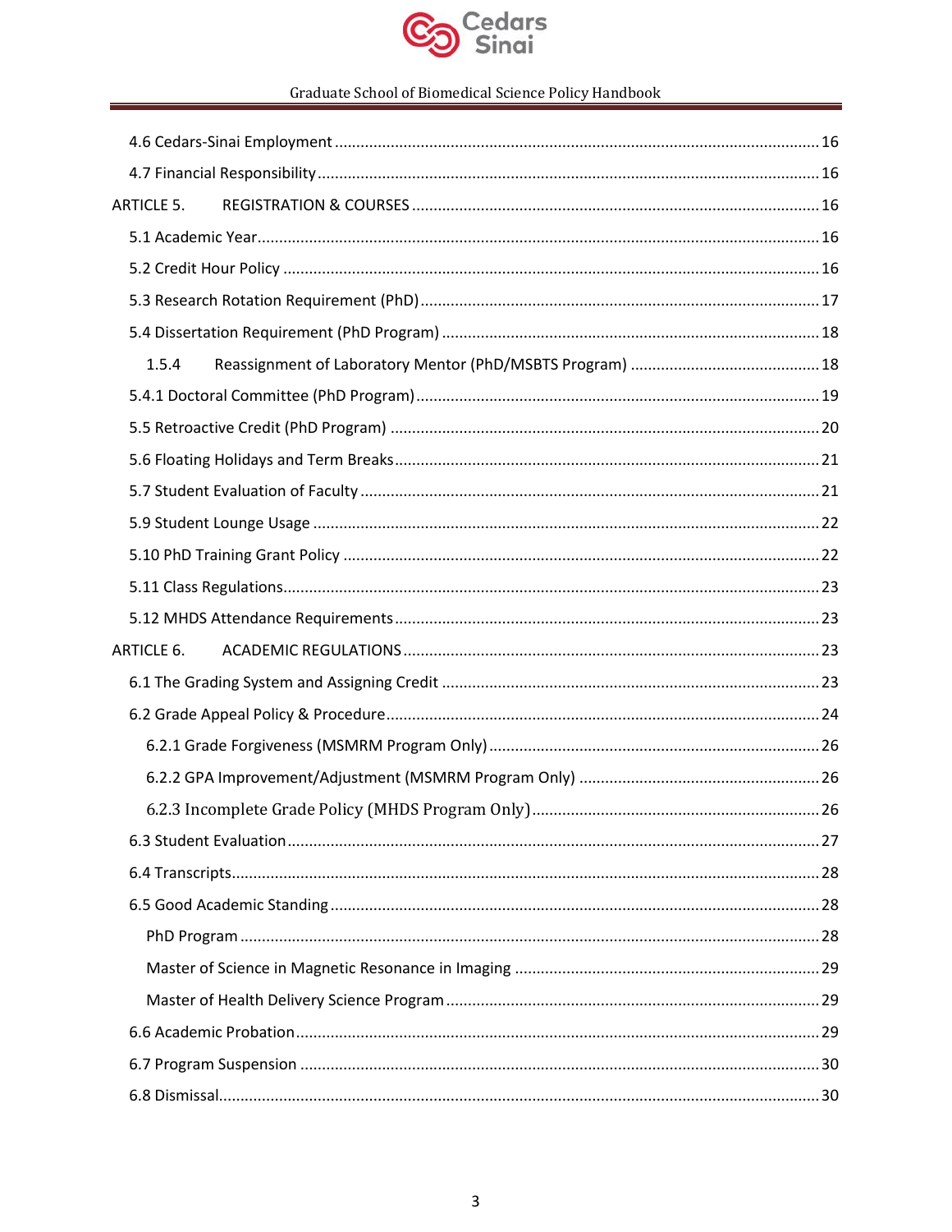4.6 Cedars-Sinai Employment ........................................................................................................ 16

4.7 Financial Responsibility ................................................................................................................ 16

ARTICLE 5. REGISTRATION & COURSES ....................................................................................... 16

5.1 Academic Year.............................................................................................................................. 16

5.2 Credit Hour Policy ........................................................................................................................ 16

5.3 Research Rotation Requirement (PhD) ........................................................................................ 17

5.4 Dissertation Requirement (PhD Program) ................................................................................... 18

1.5.4 Reassignment of Laboratory Mentor (PhD/MSBTS Program) ........................................... 18

5.4.1 Doctoral Committee (PhD Program)........................................................................................ 19

5.5 Retroactive Credit (PhD Program) ............................................................................................... 20

5.6 Floating Holidays and Term Breaks.............................................................................................. 21

5.7 Student Evaluation of Faculty ...................................................................................................... 21

5.9 Student Lounge Usage ................................................................................................................. 22

5.10 PhD Training Grant Policy .......................................................................................................... 22

5.11 Class Regulations........................................................................................................................ 23

5.12 MHDS Attendance Requirements ............................................................................................... 23

ARTICLE 6. ACADEMIC REGULATIONS ............................................................................................ 23

6.1 The Grading System and Assigning Credit ................................................................................... 23

6.2 Grade Appeal Policy & Procedure................................................................................................ 24

6.2.1 Grade Forgiveness (MSMRM Program Only) ........................................................................ 26

6.2.2 GPA Improvement/Adjustment (MSMRM Program Only) ..................................................... 26

6.2.3 Incomplete Grade Policy (MHDS Program Only) .................................................................. 26

6.3 Student Evaluation ....................................................................................................................... 27

6.4 Transcripts.................................................................................................................................... 28

6.5 Good Academic Standing ............................................................................................................. 28

PhD Program .................................................................................................................................. 28

Master of Science in Magnetic Resonance in Imaging ................................................................... 29

Master of Health Delivery Science Program .................................................................................. 29

6.6 Academic Probation..................................................................................................................... 29

6.7 Program Suspension .................................................................................................................... 30

6.8 Dismissal....................................................................................................................................... 30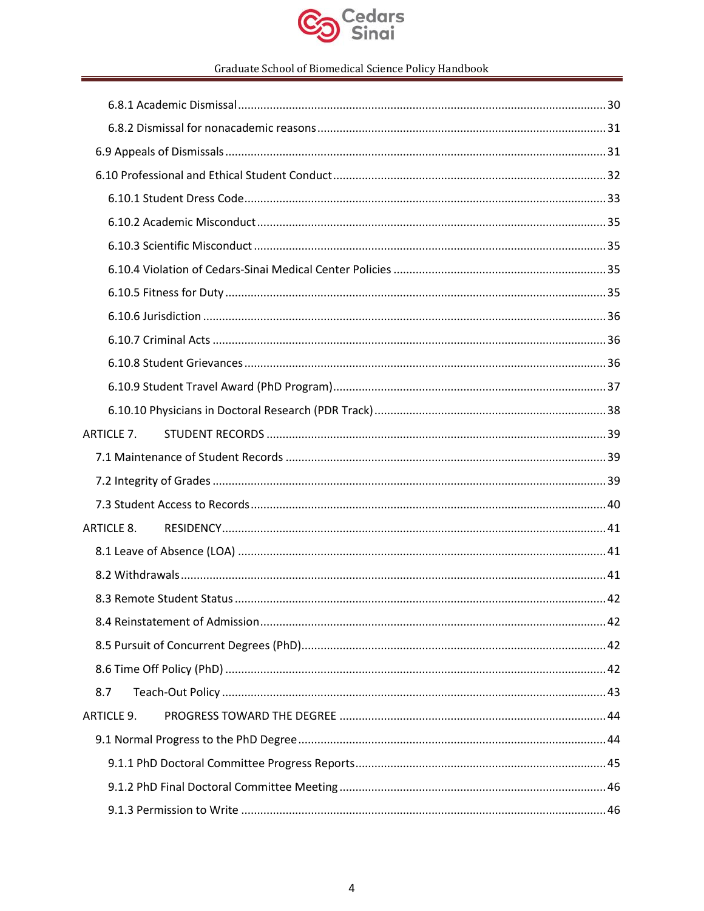6.8.1 Academic Dismissal .......... 30

6.8.2 Dismissal for nonacademic reasons .......... 31

6.9 Appeals of Dismissals .......... 31

6.10 Professional and Ethical Student Conduct .......... 32

6.10.1 Student Dress Code .......... 33

6.10.2 Academic Misconduct .......... 35

6.10.3 Scientific Misconduct .......... 35

6.10.4 Violation of Cedars-Sinai Medical Center Policies .......... 35

6.10.5 Fitness for Duty .......... 35

6.10.6 Jurisdiction .......... 36

6.10.7 Criminal Acts .......... 36

6.10.8 Student Grievances .......... 36

6.10.9 Student Travel Award (PhD Program) .......... 37

6.10.10 Physicians in Doctoral Research (PDR Track) .......... 38

ARTICLE 7. STUDENT RECORDS .......... 39

7.1 Maintenance of Student Records .......... 39

7.2 Integrity of Grades .......... 39

7.3 Student Access to Records .......... 40

ARTICLE 8. RESIDENCY .......... 41

8.1 Leave of Absence (LOA) .......... 41

8.2 Withdrawals .......... 41

8.3 Remote Student Status .......... 42

8.4 Reinstatement of Admission .......... 42

8.5 Pursuit of Concurrent Degrees (PhD) .......... 42

8.6 Time Off Policy (PhD) .......... 42

8.7 Teach-Out Policy .......... 43

ARTICLE 9. PROGRESS TOWARD THE DEGREE .......... 44

9.1 Normal Progress to the PhD Degree .......... 44

9.1.1 PhD Doctoral Committee Progress Reports .......... 45

9.1.2 PhD Final Doctoral Committee Meeting .......... 46

9.1.3 Permission to Write .......... 46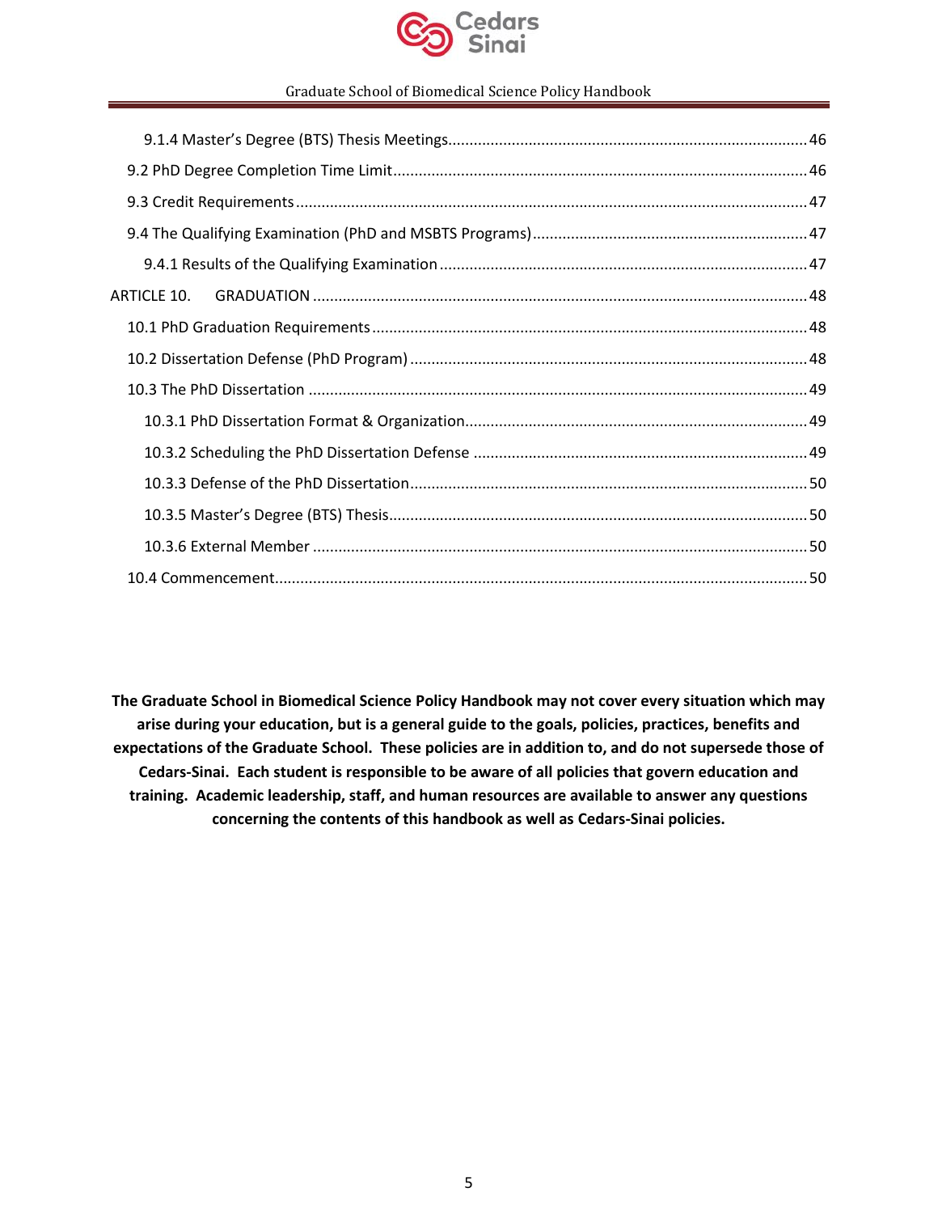9.1.4 Master's Degree (BTS) Thesis Meetings .... 46

9.2 PhD Degree Completion Time Limit .... 46

9.3 Credit Requirements .... 47

9.4 The Qualifying Examination (PhD and MSBTS Programs) .... 47

9.4.1 Results of the Qualifying Examination .... 47

ARTICLE 10. GRADUATION .... 48

10.1 PhD Graduation Requirements .... 48

10.2 Dissertation Defense (PhD Program) .... 48

10.3 The PhD Dissertation .... 49

10.3.1 PhD Dissertation Format & Organization .... 49

10.3.2 Scheduling the PhD Dissertation Defense .... 49

10.3.3 Defense of the PhD Dissertation .... 50

10.3.5 Master's Degree (BTS) Thesis .... 50

10.3.6 External Member .... 50

10.4 Commencement .... 50

**The Graduate School in Biomedical Science Policy Handbook may not cover every situation which may arise during your education, but is a general guide to the goals, policies, practices, benefits and expectations of the Graduate School. These policies are in addition to, and do not supersede those of Cedars-Sinai. Each student is responsible to be aware of all policies that govern education and training. Academic leadership, staff, and human resources are available to answer any questions concerning the contents of this handbook as well as Cedars-Sinai policies.**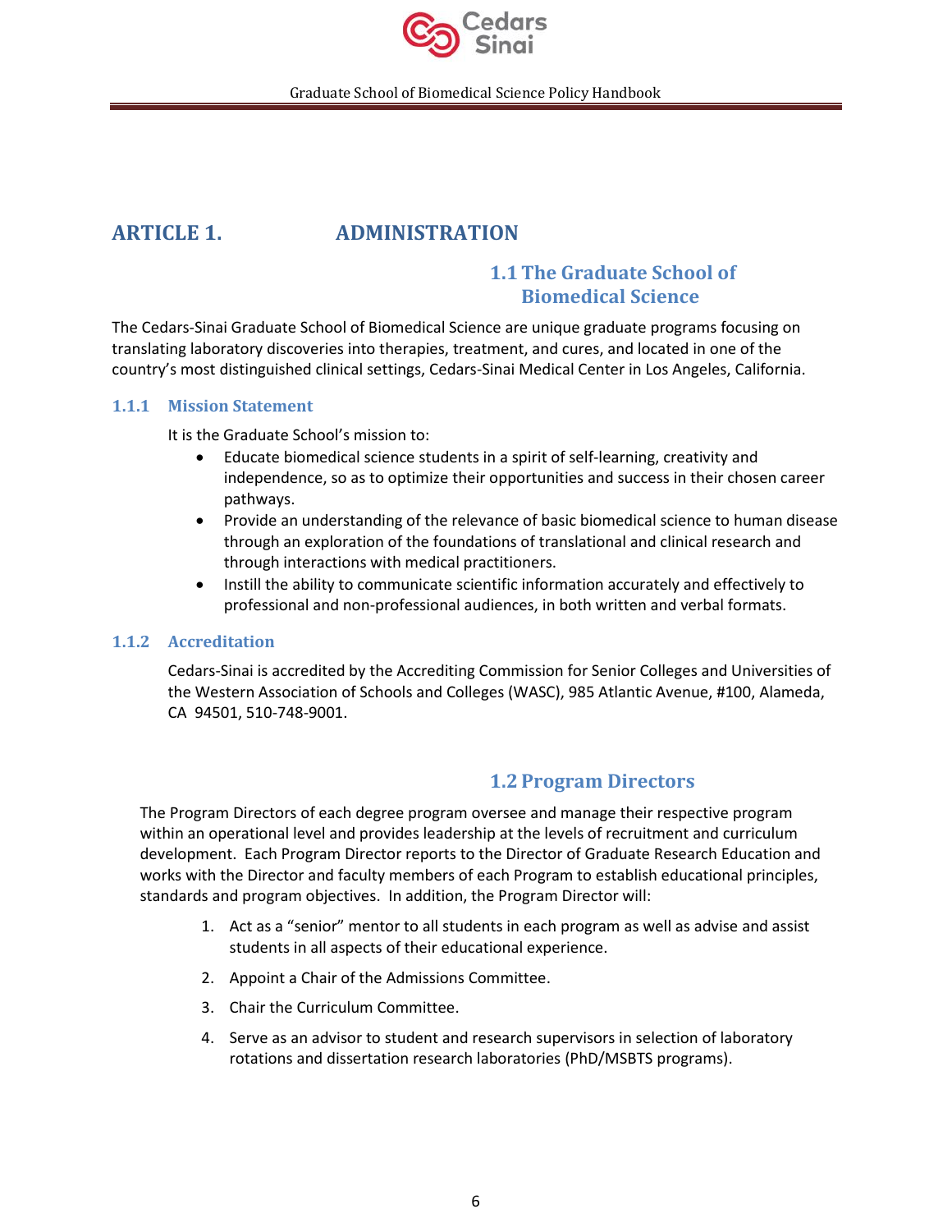# ARTICLE 1. ADMINISTRATION

## 1.1 The Graduate School of Biomedical Science

The Cedars-Sinai Graduate School of Biomedical Science are unique graduate programs focusing on translating laboratory discoveries into therapies, treatment, and cures, and located in one of the country's most distinguished clinical settings, Cedars-Sinai Medical Center in Los Angeles, California.

### 1.1.1 Mission Statement

It is the Graduate School's mission to:

- Educate biomedical science students in a spirit of self-learning, creativity and independence, so as to optimize their opportunities and success in their chosen career pathways.
- Provide an understanding of the relevance of basic biomedical science to human disease through an exploration of the foundations of translational and clinical research and through interactions with medical practitioners.
- Instill the ability to communicate scientific information accurately and effectively to professional and non-professional audiences, in both written and verbal formats.

### 1.1.2 Accreditation

Cedars-Sinai is accredited by the Accrediting Commission for Senior Colleges and Universities of the Western Association of Schools and Colleges (WASC), 985 Atlantic Avenue, #100, Alameda, CA 94501, 510-748-9001.

## 1.2 Program Directors

The Program Directors of each degree program oversee and manage their respective program within an operational level and provides leadership at the levels of recruitment and curriculum development. Each Program Director reports to the Director of Graduate Research Education and works with the Director and faculty members of each Program to establish educational principles, standards and program objectives. In addition, the Program Director will:

1. Act as a "senior" mentor to all students in each program as well as advise and assist students in all aspects of their educational experience.
2. Appoint a Chair of the Admissions Committee.
3. Chair the Curriculum Committee.
4. Serve as an advisor to student and research supervisors in selection of laboratory rotations and dissertation research laboratories (PhD/MSBTS programs).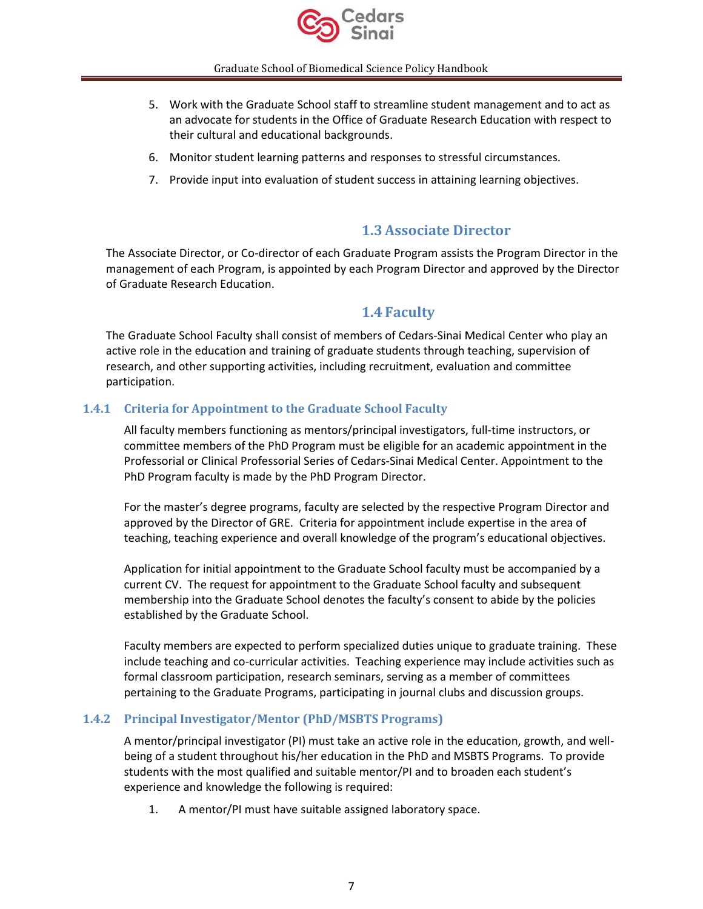5. Work with the Graduate School staff to streamline student management and to act as an advocate for students in the Office of Graduate Research Education with respect to their cultural and educational backgrounds.
6. Monitor student learning patterns and responses to stressful circumstances.
7. Provide input into evaluation of student success in attaining learning objectives.

## 1.3 Associate Director

The Associate Director, or Co-director of each Graduate Program assists the Program Director in the management of each Program, is appointed by each Program Director and approved by the Director of Graduate Research Education.

## 1.4 Faculty

The Graduate School Faculty shall consist of members of Cedars-Sinai Medical Center who play an active role in the education and training of graduate students through teaching, supervision of research, and other supporting activities, including recruitment, evaluation and committee participation.

### 1.4.1 Criteria for Appointment to the Graduate School Faculty

All faculty members functioning as mentors/principal investigators, full-time instructors, or committee members of the PhD Program must be eligible for an academic appointment in the Professorial or Clinical Professorial Series of Cedars-Sinai Medical Center. Appointment to the PhD Program faculty is made by the PhD Program Director.

For the master's degree programs, faculty are selected by the respective Program Director and approved by the Director of GRE. Criteria for appointment include expertise in the area of teaching, teaching experience and overall knowledge of the program's educational objectives.

Application for initial appointment to the Graduate School faculty must be accompanied by a current CV. The request for appointment to the Graduate School faculty and subsequent membership into the Graduate School denotes the faculty's consent to abide by the policies established by the Graduate School.

Faculty members are expected to perform specialized duties unique to graduate training. These include teaching and co-curricular activities. Teaching experience may include activities such as formal classroom participation, research seminars, serving as a member of committees pertaining to the Graduate Programs, participating in journal clubs and discussion groups.

### 1.4.2 Principal Investigator/Mentor (PhD/MSBTS Programs)

A mentor/principal investigator (PI) must take an active role in the education, growth, and well-being of a student throughout his/her education in the PhD and MSBTS Programs. To provide students with the most qualified and suitable mentor/PI and to broaden each student's experience and knowledge the following is required:

1. A mentor/PI must have suitable assigned laboratory space.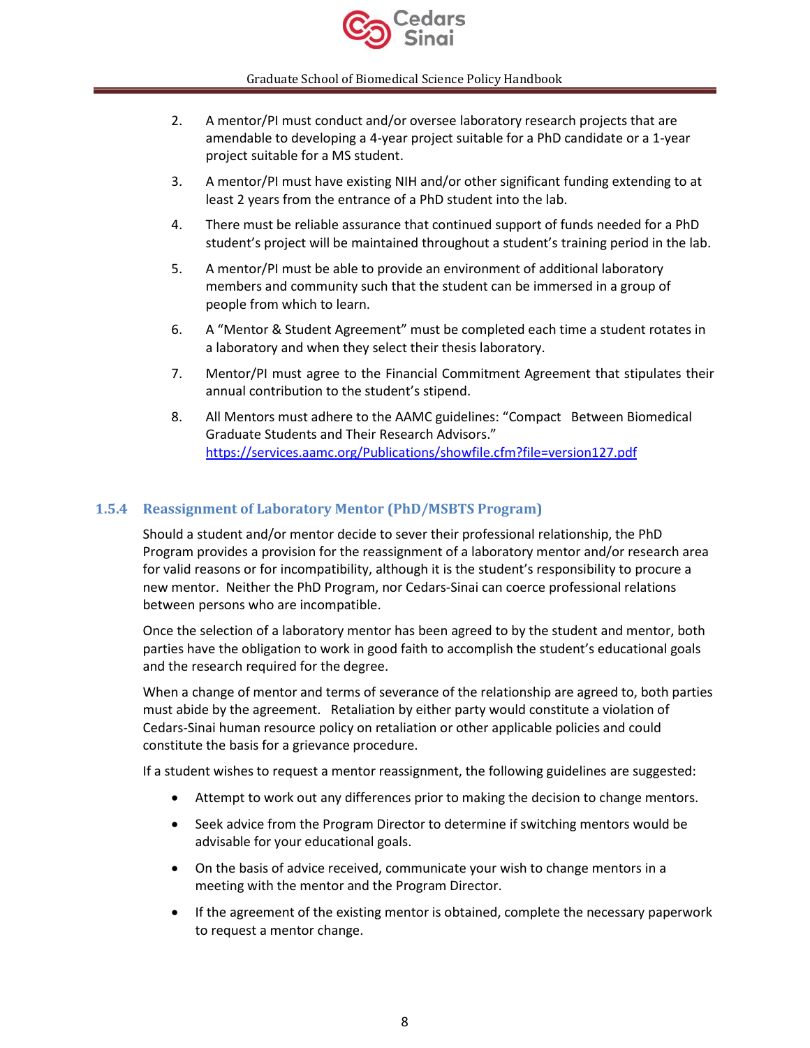2. A mentor/PI must conduct and/or oversee laboratory research projects that are amendable to developing a 4-year project suitable for a PhD candidate or a 1-year project suitable for a MS student.

3. A mentor/PI must have existing NIH and/or other significant funding extending to at least 2 years from the entrance of a PhD student into the lab.

4. There must be reliable assurance that continued support of funds needed for a PhD student's project will be maintained throughout a student's training period in the lab.

5. A mentor/PI must be able to provide an environment of additional laboratory members and community such that the student can be immersed in a group of people from which to learn.

6. A "Mentor & Student Agreement" must be completed each time a student rotates in a laboratory and when they select their thesis laboratory.

7. Mentor/PI must agree to the Financial Commitment Agreement that stipulates their annual contribution to the student's stipend.

8. All Mentors must adhere to the AAMC guidelines: "Compact Between Biomedical Graduate Students and Their Research Advisors." https://services.aamc.org/Publications/showfile.cfm?file=version127.pdf

### 1.5.4 Reassignment of Laboratory Mentor (PhD/MSBTS Program)

Should a student and/or mentor decide to sever their professional relationship, the PhD Program provides a provision for the reassignment of a laboratory mentor and/or research area for valid reasons or for incompatibility, although it is the student's responsibility to procure a new mentor. Neither the PhD Program, nor Cedars-Sinai can coerce professional relations between persons who are incompatible.

Once the selection of a laboratory mentor has been agreed to by the student and mentor, both parties have the obligation to work in good faith to accomplish the student's educational goals and the research required for the degree.

When a change of mentor and terms of severance of the relationship are agreed to, both parties must abide by the agreement. Retaliation by either party would constitute a violation of Cedars-Sinai human resource policy on retaliation or other applicable policies and could constitute the basis for a grievance procedure.

If a student wishes to request a mentor reassignment, the following guidelines are suggested:

- Attempt to work out any differences prior to making the decision to change mentors.
- Seek advice from the Program Director to determine if switching mentors would be advisable for your educational goals.
- On the basis of advice received, communicate your wish to change mentors in a meeting with the mentor and the Program Director.
- If the agreement of the existing mentor is obtained, complete the necessary paperwork to request a mentor change.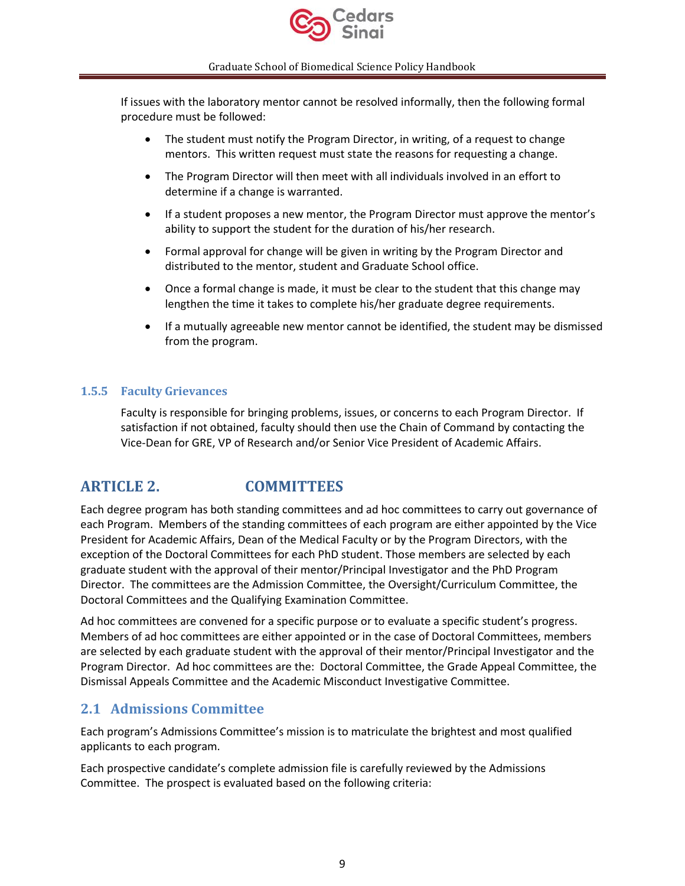If issues with the laboratory mentor cannot be resolved informally, then the following formal procedure must be followed:

- The student must notify the Program Director, in writing, of a request to change mentors. This written request must state the reasons for requesting a change.
- The Program Director will then meet with all individuals involved in an effort to determine if a change is warranted.
- If a student proposes a new mentor, the Program Director must approve the mentor's ability to support the student for the duration of his/her research.
- Formal approval for change will be given in writing by the Program Director and distributed to the mentor, student and Graduate School office.
- Once a formal change is made, it must be clear to the student that this change may lengthen the time it takes to complete his/her graduate degree requirements.
- If a mutually agreeable new mentor cannot be identified, the student may be dismissed from the program.

### 1.5.5 Faculty Grievances

Faculty is responsible for bringing problems, issues, or concerns to each Program Director. If satisfaction if not obtained, faculty should then use the Chain of Command by contacting the Vice-Dean for GRE, VP of Research and/or Senior Vice President of Academic Affairs.

# ARTICLE 2. COMMITTEES

Each degree program has both standing committees and ad hoc committees to carry out governance of each Program. Members of the standing committees of each program are either appointed by the Vice President for Academic Affairs, Dean of the Medical Faculty or by the Program Directors, with the exception of the Doctoral Committees for each PhD student. Those members are selected by each graduate student with the approval of their mentor/Principal Investigator and the PhD Program Director. The committees are the Admission Committee, the Oversight/Curriculum Committee, the Doctoral Committees and the Qualifying Examination Committee.

Ad hoc committees are convened for a specific purpose or to evaluate a specific student's progress. Members of ad hoc committees are either appointed or in the case of Doctoral Committees, members are selected by each graduate student with the approval of their mentor/Principal Investigator and the Program Director. Ad hoc committees are the: Doctoral Committee, the Grade Appeal Committee, the Dismissal Appeals Committee and the Academic Misconduct Investigative Committee.

## 2.1 Admissions Committee

Each program's Admissions Committee's mission is to matriculate the brightest and most qualified applicants to each program.

Each prospective candidate's complete admission file is carefully reviewed by the Admissions Committee. The prospect is evaluated based on the following criteria: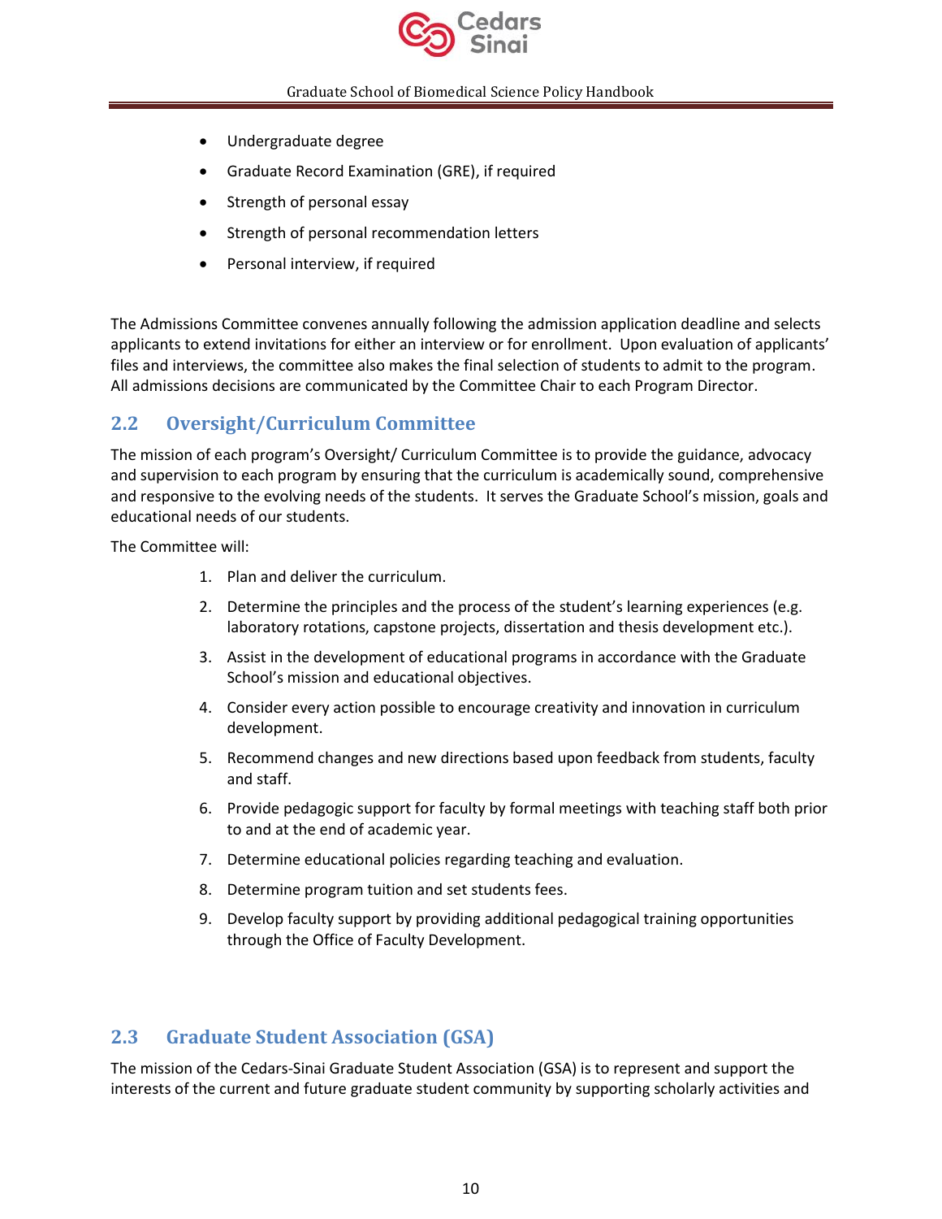- Undergraduate degree
- Graduate Record Examination (GRE), if required
- Strength of personal essay
- Strength of personal recommendation letters
- Personal interview, if required

The Admissions Committee convenes annually following the admission application deadline and selects applicants to extend invitations for either an interview or for enrollment. Upon evaluation of applicants' files and interviews, the committee also makes the final selection of students to admit to the program. All admissions decisions are communicated by the Committee Chair to each Program Director.

## 2.2 Oversight/Curriculum Committee

The mission of each program's Oversight/ Curriculum Committee is to provide the guidance, advocacy and supervision to each program by ensuring that the curriculum is academically sound, comprehensive and responsive to the evolving needs of the students. It serves the Graduate School's mission, goals and educational needs of our students.

The Committee will:

1. Plan and deliver the curriculum.
2. Determine the principles and the process of the student's learning experiences (e.g. laboratory rotations, capstone projects, dissertation and thesis development etc.).
3. Assist in the development of educational programs in accordance with the Graduate School's mission and educational objectives.
4. Consider every action possible to encourage creativity and innovation in curriculum development.
5. Recommend changes and new directions based upon feedback from students, faculty and staff.
6. Provide pedagogic support for faculty by formal meetings with teaching staff both prior to and at the end of academic year.
7. Determine educational policies regarding teaching and evaluation.
8. Determine program tuition and set students fees.
9. Develop faculty support by providing additional pedagogical training opportunities through the Office of Faculty Development.

## 2.3 Graduate Student Association (GSA)

The mission of the Cedars-Sinai Graduate Student Association (GSA) is to represent and support the interests of the current and future graduate student community by supporting scholarly activities and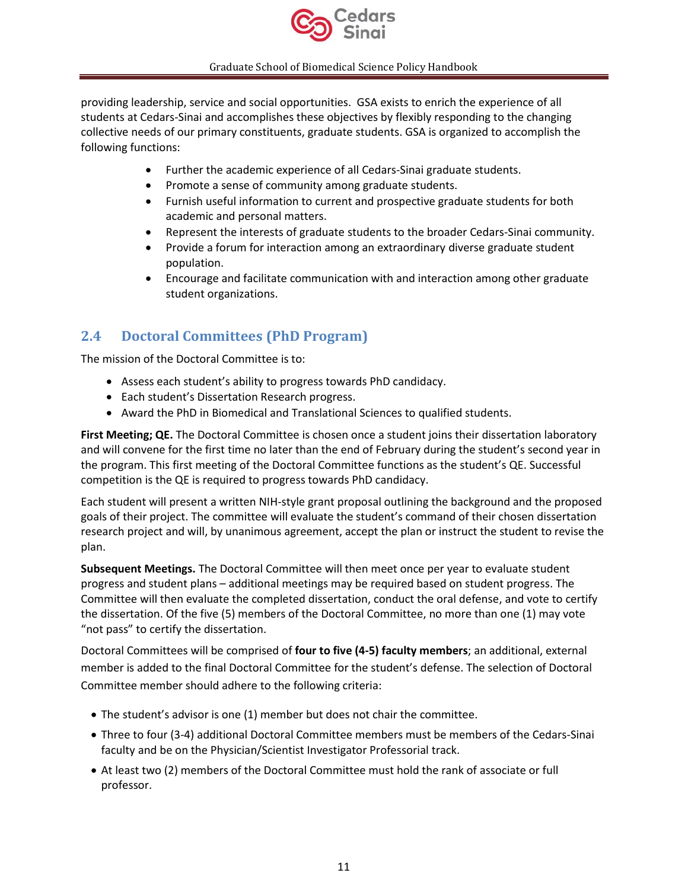providing leadership, service and social opportunities. GSA exists to enrich the experience of all students at Cedars-Sinai and accomplishes these objectives by flexibly responding to the changing collective needs of our primary constituents, graduate students. GSA is organized to accomplish the following functions:

- Further the academic experience of all Cedars-Sinai graduate students.
- Promote a sense of community among graduate students.
- Furnish useful information to current and prospective graduate students for both academic and personal matters.
- Represent the interests of graduate students to the broader Cedars-Sinai community.
- Provide a forum for interaction among an extraordinary diverse graduate student population.
- Encourage and facilitate communication with and interaction among other graduate student organizations.

## 2.4 Doctoral Committees (PhD Program)

The mission of the Doctoral Committee is to:

- Assess each student's ability to progress towards PhD candidacy.
- Each student's Dissertation Research progress.
- Award the PhD in Biomedical and Translational Sciences to qualified students.

**First Meeting; QE.** The Doctoral Committee is chosen once a student joins their dissertation laboratory and will convene for the first time no later than the end of February during the student's second year in the program. This first meeting of the Doctoral Committee functions as the student's QE. Successful competition is the QE is required to progress towards PhD candidacy.

Each student will present a written NIH-style grant proposal outlining the background and the proposed goals of their project. The committee will evaluate the student's command of their chosen dissertation research project and will, by unanimous agreement, accept the plan or instruct the student to revise the plan.

**Subsequent Meetings.** The Doctoral Committee will then meet once per year to evaluate student progress and student plans – additional meetings may be required based on student progress. The Committee will then evaluate the completed dissertation, conduct the oral defense, and vote to certify the dissertation. Of the five (5) members of the Doctoral Committee, no more than one (1) may vote "not pass" to certify the dissertation.

Doctoral Committees will be comprised of **four to five (4-5) faculty members**; an additional, external member is added to the final Doctoral Committee for the student's defense. The selection of Doctoral Committee member should adhere to the following criteria:

- The student's advisor is one (1) member but does not chair the committee.
- Three to four (3-4) additional Doctoral Committee members must be members of the Cedars-Sinai faculty and be on the Physician/Scientist Investigator Professorial track.
- At least two (2) members of the Doctoral Committee must hold the rank of associate or full professor.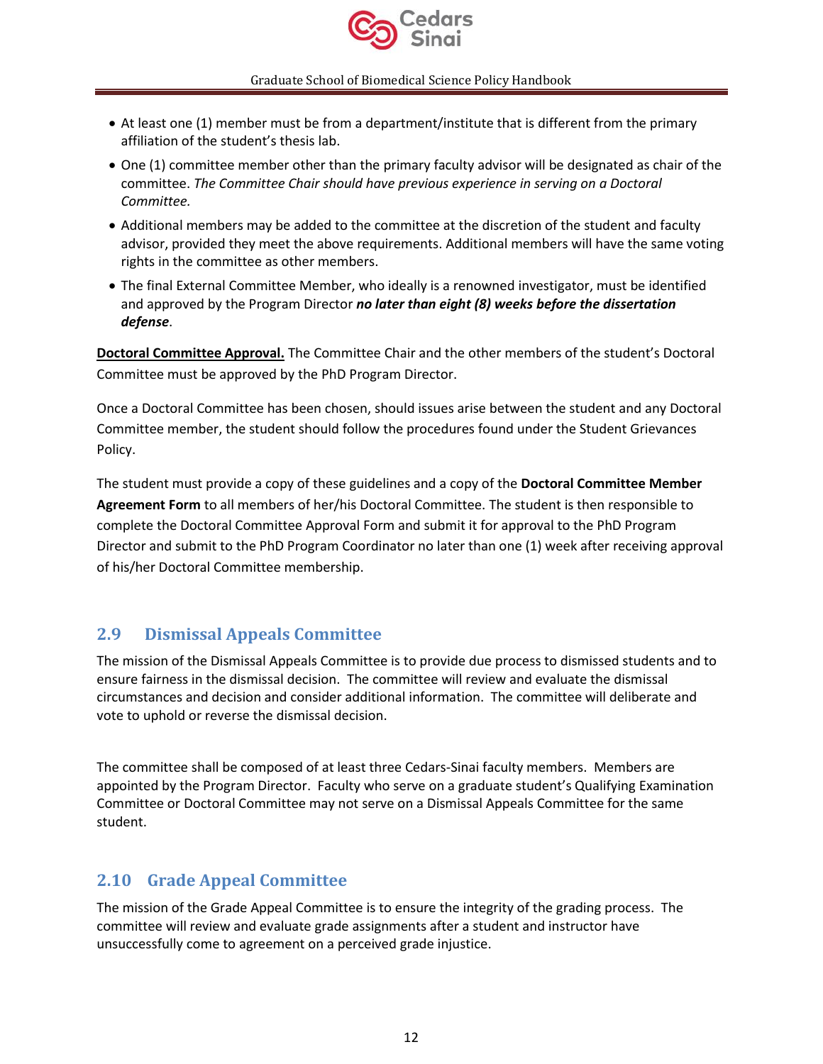- At least one (1) member must be from a department/institute that is different from the primary affiliation of the student's thesis lab.
- One (1) committee member other than the primary faculty advisor will be designated as chair of the committee. *The Committee Chair should have previous experience in serving on a Doctoral Committee.*
- Additional members may be added to the committee at the discretion of the student and faculty advisor, provided they meet the above requirements. Additional members will have the same voting rights in the committee as other members.
- The final External Committee Member, who ideally is a renowned investigator, must be identified and approved by the Program Director ***no later than eight (8) weeks before the dissertation defense***.

**Doctoral Committee Approval.** The Committee Chair and the other members of the student's Doctoral Committee must be approved by the PhD Program Director.

Once a Doctoral Committee has been chosen, should issues arise between the student and any Doctoral Committee member, the student should follow the procedures found under the Student Grievances Policy.

The student must provide a copy of these guidelines and a copy of the **Doctoral Committee Member Agreement Form** to all members of her/his Doctoral Committee. The student is then responsible to complete the Doctoral Committee Approval Form and submit it for approval to the PhD Program Director and submit to the PhD Program Coordinator no later than one (1) week after receiving approval of his/her Doctoral Committee membership.

## 2.9 Dismissal Appeals Committee

The mission of the Dismissal Appeals Committee is to provide due process to dismissed students and to ensure fairness in the dismissal decision. The committee will review and evaluate the dismissal circumstances and decision and consider additional information. The committee will deliberate and vote to uphold or reverse the dismissal decision.

The committee shall be composed of at least three Cedars-Sinai faculty members. Members are appointed by the Program Director. Faculty who serve on a graduate student's Qualifying Examination Committee or Doctoral Committee may not serve on a Dismissal Appeals Committee for the same student.

## 2.10 Grade Appeal Committee

The mission of the Grade Appeal Committee is to ensure the integrity of the grading process. The committee will review and evaluate grade assignments after a student and instructor have unsuccessfully come to agreement on a perceived grade injustice.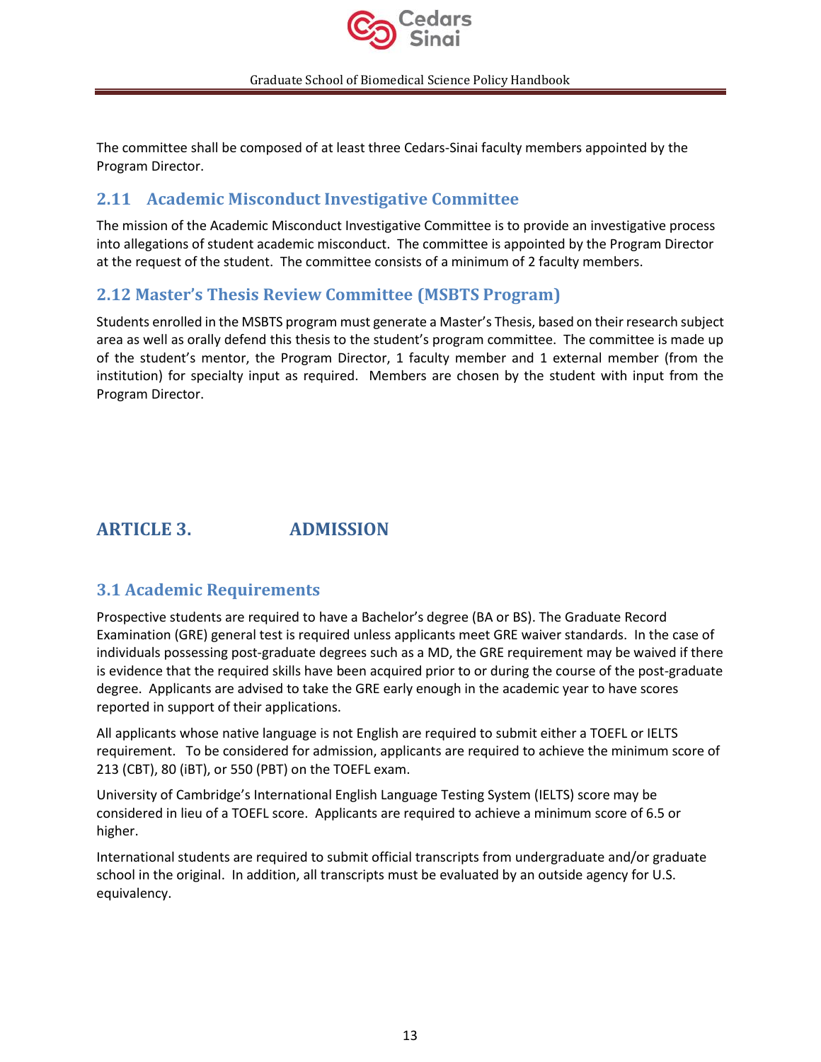The committee shall be composed of at least three Cedars-Sinai faculty members appointed by the Program Director.

## 2.11 Academic Misconduct Investigative Committee

The mission of the Academic Misconduct Investigative Committee is to provide an investigative process into allegations of student academic misconduct. The committee is appointed by the Program Director at the request of the student. The committee consists of a minimum of 2 faculty members.

## 2.12 Master's Thesis Review Committee (MSBTS Program)

Students enrolled in the MSBTS program must generate a Master's Thesis, based on their research subject area as well as orally defend this thesis to the student's program committee. The committee is made up of the student's mentor, the Program Director, 1 faculty member and 1 external member (from the institution) for specialty input as required. Members are chosen by the student with input from the Program Director.

# ARTICLE 3. ADMISSION

## 3.1 Academic Requirements

Prospective students are required to have a Bachelor's degree (BA or BS). The Graduate Record Examination (GRE) general test is required unless applicants meet GRE waiver standards. In the case of individuals possessing post-graduate degrees such as a MD, the GRE requirement may be waived if there is evidence that the required skills have been acquired prior to or during the course of the post-graduate degree. Applicants are advised to take the GRE early enough in the academic year to have scores reported in support of their applications.

All applicants whose native language is not English are required to submit either a TOEFL or IELTS requirement. To be considered for admission, applicants are required to achieve the minimum score of 213 (CBT), 80 (iBT), or 550 (PBT) on the TOEFL exam.

University of Cambridge's International English Language Testing System (IELTS) score may be considered in lieu of a TOEFL score. Applicants are required to achieve a minimum score of 6.5 or higher.

International students are required to submit official transcripts from undergraduate and/or graduate school in the original. In addition, all transcripts must be evaluated by an outside agency for U.S. equivalency.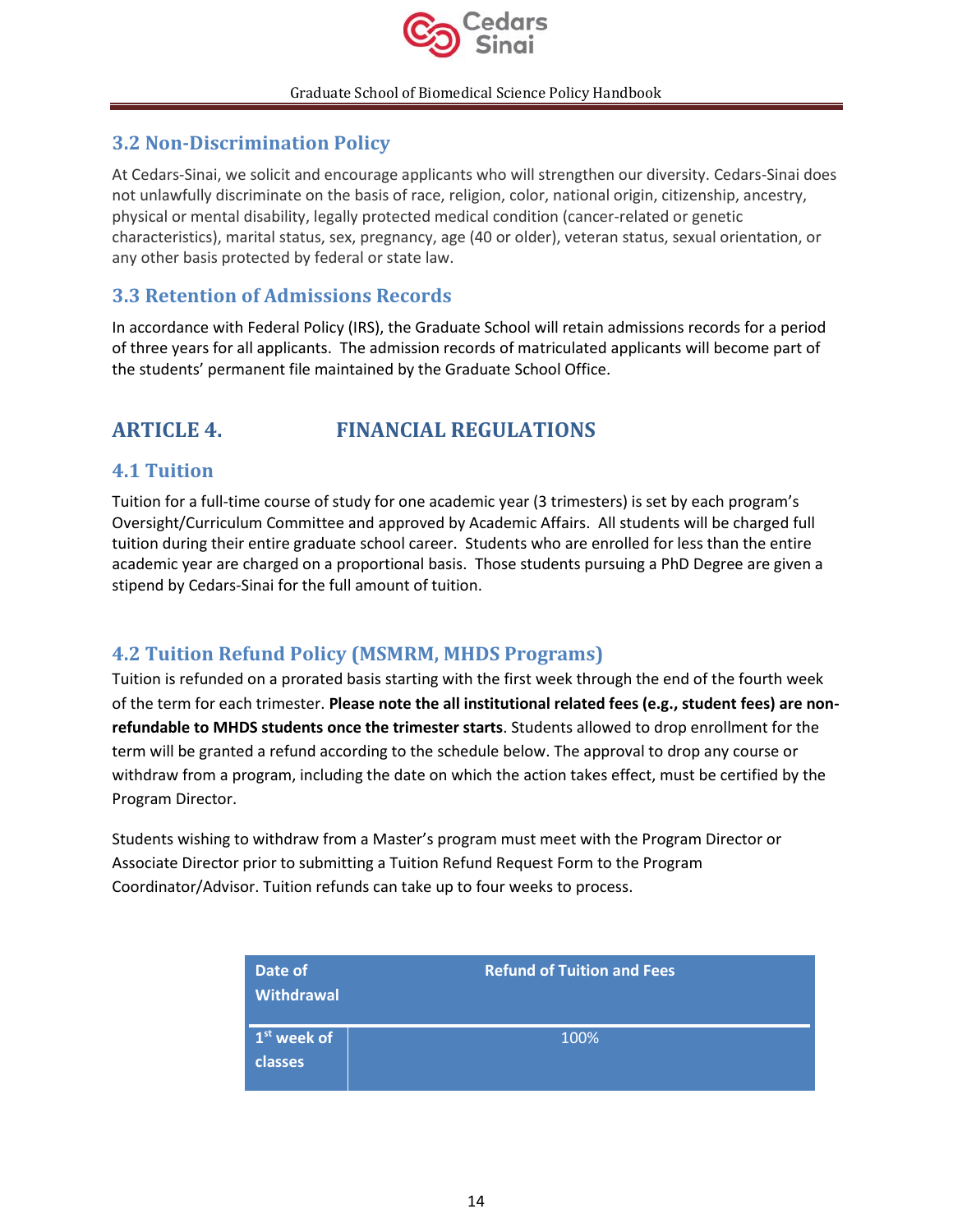## 3.2 Non-Discrimination Policy

At Cedars-Sinai, we solicit and encourage applicants who will strengthen our diversity. Cedars-Sinai does not unlawfully discriminate on the basis of race, religion, color, national origin, citizenship, ancestry, physical or mental disability, legally protected medical condition (cancer-related or genetic characteristics), marital status, sex, pregnancy, age (40 or older), veteran status, sexual orientation, or any other basis protected by federal or state law.

## 3.3 Retention of Admissions Records

In accordance with Federal Policy (IRS), the Graduate School will retain admissions records for a period of three years for all applicants. The admission records of matriculated applicants will become part of the students' permanent file maintained by the Graduate School Office.

# ARTICLE 4. FINANCIAL REGULATIONS

## 4.1 Tuition

Tuition for a full-time course of study for one academic year (3 trimesters) is set by each program's Oversight/Curriculum Committee and approved by Academic Affairs. All students will be charged full tuition during their entire graduate school career. Students who are enrolled for less than the entire academic year are charged on a proportional basis. Those students pursuing a PhD Degree are given a stipend by Cedars-Sinai for the full amount of tuition.

## 4.2 Tuition Refund Policy (MSMRM, MHDS Programs)

Tuition is refunded on a prorated basis starting with the first week through the end of the fourth week of the term for each trimester. **Please note the all institutional related fees (e.g., student fees) are non-refundable to MHDS students once the trimester starts**. Students allowed to drop enrollment for the term will be granted a refund according to the schedule below. The approval to drop any course or withdraw from a program, including the date on which the action takes effect, must be certified by the Program Director.

Students wishing to withdraw from a Master's program must meet with the Program Director or Associate Director prior to submitting a Tuition Refund Request Form to the Program Coordinator/Advisor. Tuition refunds can take up to four weeks to process.

| Date of Withdrawal | Refund of Tuition and Fees |
|---|---|
| 1st week of classes | 100% |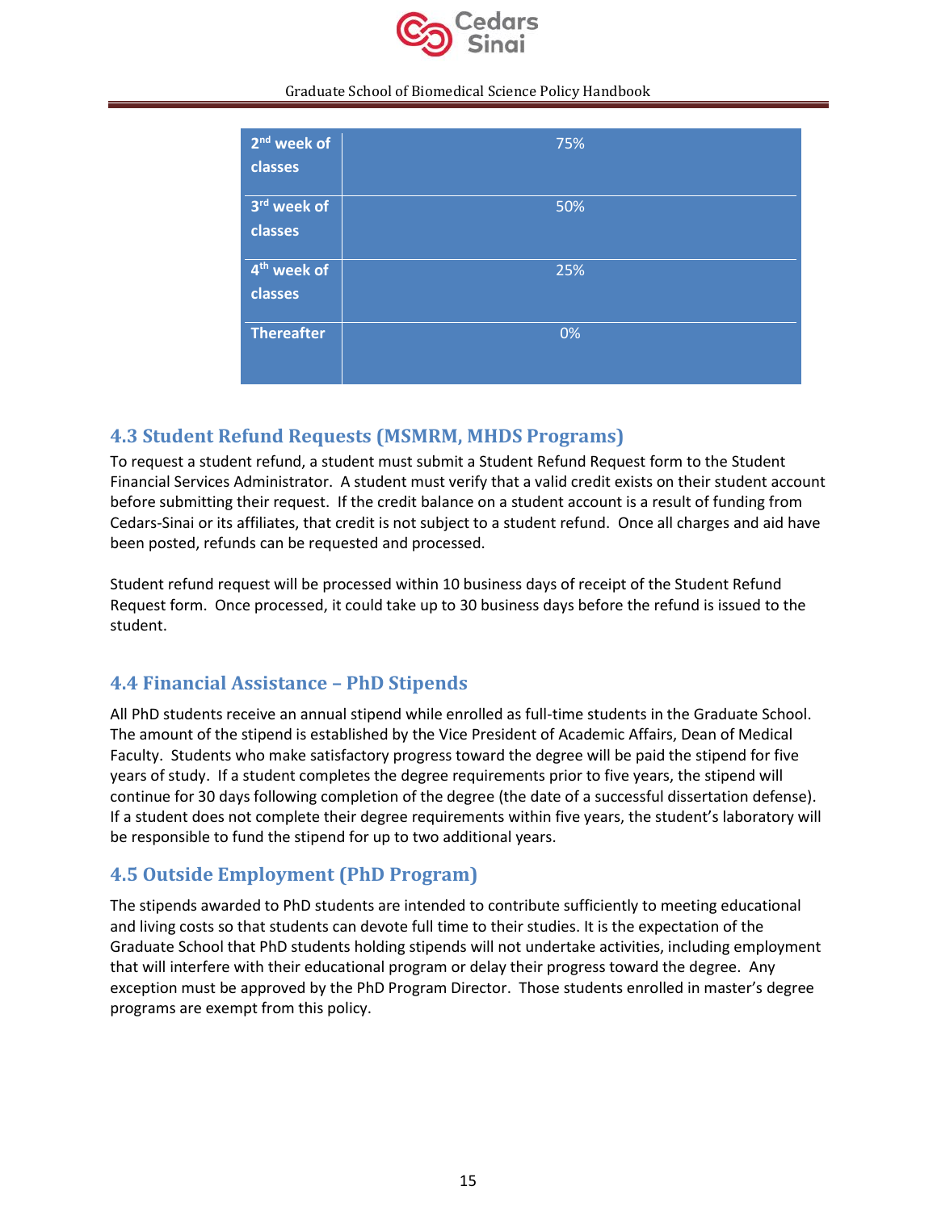| 2nd week of classes | 75% |
|---|---|
| 3rd week of classes | 50% |
| 4th week of classes | 25% |
| Thereafter | 0% |

## 4.3 Student Refund Requests (MSMRM, MHDS Programs)

To request a student refund, a student must submit a Student Refund Request form to the Student Financial Services Administrator. A student must verify that a valid credit exists on their student account before submitting their request. If the credit balance on a student account is a result of funding from Cedars-Sinai or its affiliates, that credit is not subject to a student refund. Once all charges and aid have been posted, refunds can be requested and processed.

Student refund request will be processed within 10 business days of receipt of the Student Refund Request form. Once processed, it could take up to 30 business days before the refund is issued to the student.

## 4.4 Financial Assistance – PhD Stipends

All PhD students receive an annual stipend while enrolled as full-time students in the Graduate School. The amount of the stipend is established by the Vice President of Academic Affairs, Dean of Medical Faculty. Students who make satisfactory progress toward the degree will be paid the stipend for five years of study. If a student completes the degree requirements prior to five years, the stipend will continue for 30 days following completion of the degree (the date of a successful dissertation defense). If a student does not complete their degree requirements within five years, the student's laboratory will be responsible to fund the stipend for up to two additional years.

## 4.5 Outside Employment (PhD Program)

The stipends awarded to PhD students are intended to contribute sufficiently to meeting educational and living costs so that students can devote full time to their studies. It is the expectation of the Graduate School that PhD students holding stipends will not undertake activities, including employment that will interfere with their educational program or delay their progress toward the degree. Any exception must be approved by the PhD Program Director. Those students enrolled in master's degree programs are exempt from this policy.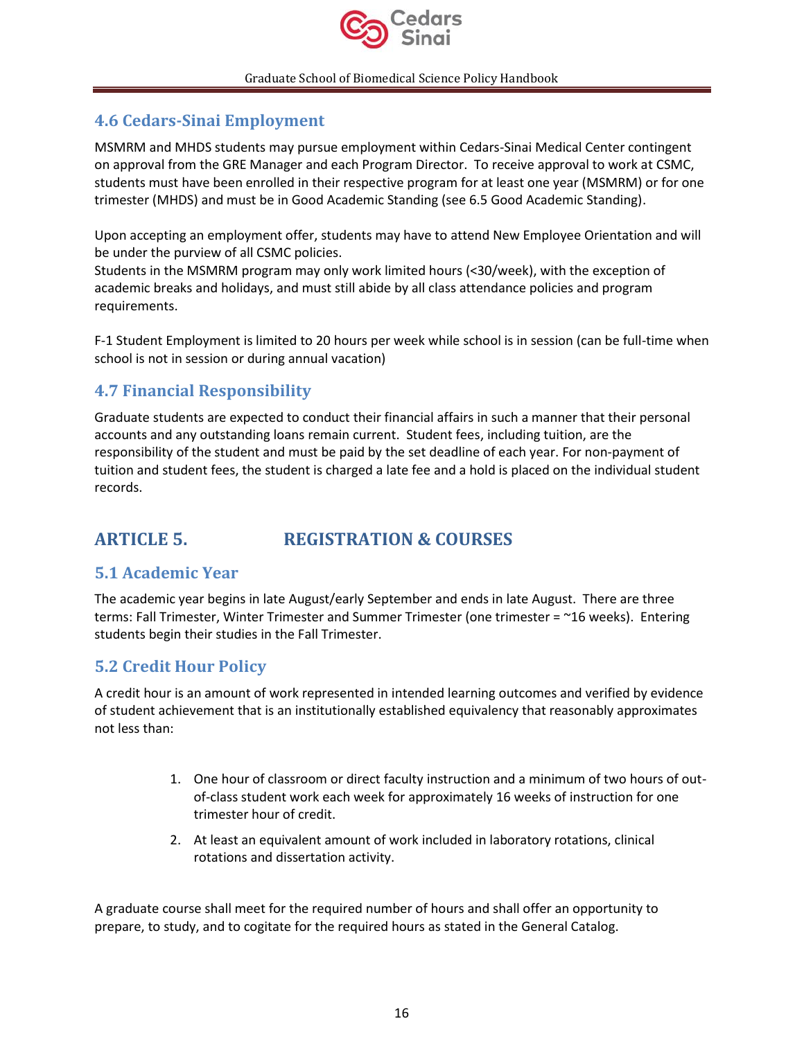## 4.6 Cedars-Sinai Employment

MSMRM and MHDS students may pursue employment within Cedars-Sinai Medical Center contingent on approval from the GRE Manager and each Program Director. To receive approval to work at CSMC, students must have been enrolled in their respective program for at least one year (MSMRM) or for one trimester (MHDS) and must be in Good Academic Standing (see 6.5 Good Academic Standing).

Upon accepting an employment offer, students may have to attend New Employee Orientation and will be under the purview of all CSMC policies.
Students in the MSMRM program may only work limited hours (<30/week), with the exception of academic breaks and holidays, and must still abide by all class attendance policies and program requirements.

F-1 Student Employment is limited to 20 hours per week while school is in session (can be full-time when school is not in session or during annual vacation)

## 4.7 Financial Responsibility

Graduate students are expected to conduct their financial affairs in such a manner that their personal accounts and any outstanding loans remain current. Student fees, including tuition, are the responsibility of the student and must be paid by the set deadline of each year. For non-payment of tuition and student fees, the student is charged a late fee and a hold is placed on the individual student records.

# ARTICLE 5. REGISTRATION & COURSES

## 5.1 Academic Year

The academic year begins in late August/early September and ends in late August. There are three terms: Fall Trimester, Winter Trimester and Summer Trimester (one trimester = ~16 weeks). Entering students begin their studies in the Fall Trimester.

## 5.2 Credit Hour Policy

A credit hour is an amount of work represented in intended learning outcomes and verified by evidence of student achievement that is an institutionally established equivalency that reasonably approximates not less than:

1. One hour of classroom or direct faculty instruction and a minimum of two hours of out-of-class student work each week for approximately 16 weeks of instruction for one trimester hour of credit.
2. At least an equivalent amount of work included in laboratory rotations, clinical rotations and dissertation activity.

A graduate course shall meet for the required number of hours and shall offer an opportunity to prepare, to study, and to cogitate for the required hours as stated in the General Catalog.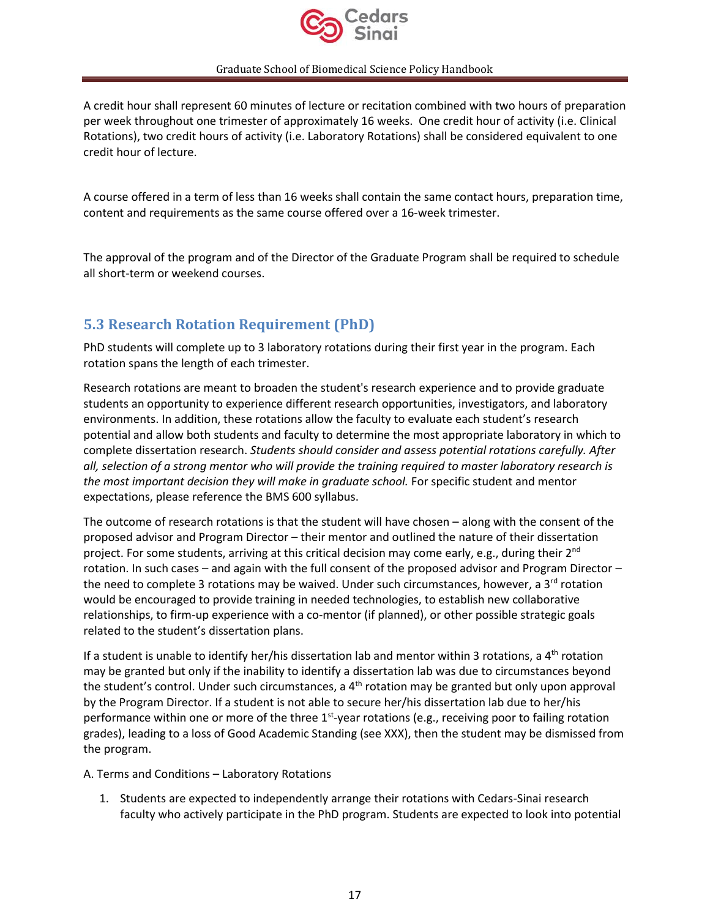A credit hour shall represent 60 minutes of lecture or recitation combined with two hours of preparation per week throughout one trimester of approximately 16 weeks. One credit hour of activity (i.e. Clinical Rotations), two credit hours of activity (i.e. Laboratory Rotations) shall be considered equivalent to one credit hour of lecture.

A course offered in a term of less than 16 weeks shall contain the same contact hours, preparation time, content and requirements as the same course offered over a 16-week trimester.

The approval of the program and of the Director of the Graduate Program shall be required to schedule all short-term or weekend courses.

## 5.3 Research Rotation Requirement (PhD)

PhD students will complete up to 3 laboratory rotations during their first year in the program. Each rotation spans the length of each trimester.

Research rotations are meant to broaden the student's research experience and to provide graduate students an opportunity to experience different research opportunities, investigators, and laboratory environments. In addition, these rotations allow the faculty to evaluate each student's research potential and allow both students and faculty to determine the most appropriate laboratory in which to complete dissertation research. *Students should consider and assess potential rotations carefully. After all, selection of a strong mentor who will provide the training required to master laboratory research is the most important decision they will make in graduate school.* For specific student and mentor expectations, please reference the BMS 600 syllabus.

The outcome of research rotations is that the student will have chosen – along with the consent of the proposed advisor and Program Director – their mentor and outlined the nature of their dissertation project. For some students, arriving at this critical decision may come early, e.g., during their 2nd rotation. In such cases – and again with the full consent of the proposed advisor and Program Director – the need to complete 3 rotations may be waived. Under such circumstances, however, a 3rd rotation would be encouraged to provide training in needed technologies, to establish new collaborative relationships, to firm-up experience with a co-mentor (if planned), or other possible strategic goals related to the student's dissertation plans.

If a student is unable to identify her/his dissertation lab and mentor within 3 rotations, a 4th rotation may be granted but only if the inability to identify a dissertation lab was due to circumstances beyond the student's control. Under such circumstances, a 4th rotation may be granted but only upon approval by the Program Director. If a student is not able to secure her/his dissertation lab due to her/his performance within one or more of the three 1st-year rotations (e.g., receiving poor to failing rotation grades), leading to a loss of Good Academic Standing (see XXX), then the student may be dismissed from the program.

A. Terms and Conditions – Laboratory Rotations

1. Students are expected to independently arrange their rotations with Cedars-Sinai research faculty who actively participate in the PhD program. Students are expected to look into potential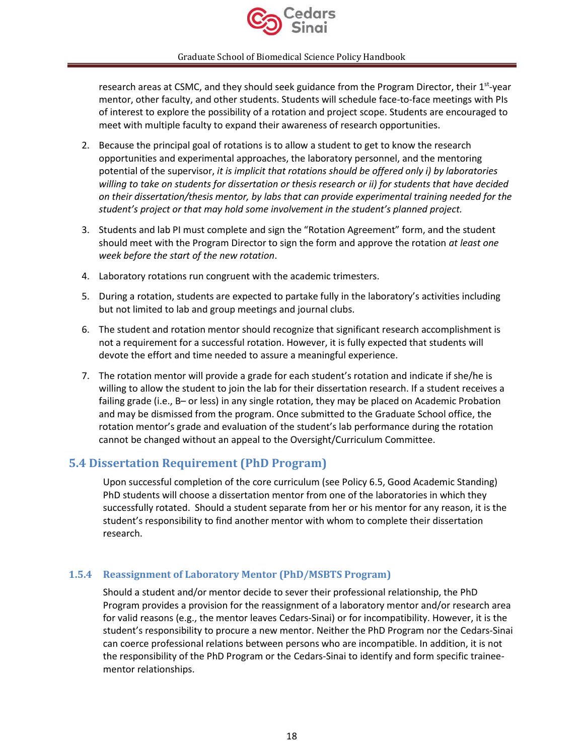research areas at CSMC, and they should seek guidance from the Program Director, their 1st-year mentor, other faculty, and other students. Students will schedule face-to-face meetings with PIs of interest to explore the possibility of a rotation and project scope. Students are encouraged to meet with multiple faculty to expand their awareness of research opportunities.

2. Because the principal goal of rotations is to allow a student to get to know the research opportunities and experimental approaches, the laboratory personnel, and the mentoring potential of the supervisor, *it is implicit that rotations should be offered only i) by laboratories willing to take on students for dissertation or thesis research or ii) for students that have decided on their dissertation/thesis mentor, by labs that can provide experimental training needed for the student's project or that may hold some involvement in the student's planned project.*

3. Students and lab PI must complete and sign the "Rotation Agreement" form, and the student should meet with the Program Director to sign the form and approve the rotation *at least one week before the start of the new rotation*.

4. Laboratory rotations run congruent with the academic trimesters.

5. During a rotation, students are expected to partake fully in the laboratory's activities including but not limited to lab and group meetings and journal clubs.

6. The student and rotation mentor should recognize that significant research accomplishment is not a requirement for a successful rotation. However, it is fully expected that students will devote the effort and time needed to assure a meaningful experience.

7. The rotation mentor will provide a grade for each student's rotation and indicate if she/he is willing to allow the student to join the lab for their dissertation research. If a student receives a failing grade (i.e., B– or less) in any single rotation, they may be placed on Academic Probation and may be dismissed from the program. Once submitted to the Graduate School office, the rotation mentor's grade and evaluation of the student's lab performance during the rotation cannot be changed without an appeal to the Oversight/Curriculum Committee.

## 5.4 Dissertation Requirement (PhD Program)

Upon successful completion of the core curriculum (see Policy 6.5, Good Academic Standing) PhD students will choose a dissertation mentor from one of the laboratories in which they successfully rotated. Should a student separate from her or his mentor for any reason, it is the student's responsibility to find another mentor with whom to complete their dissertation research.

### 1.5.4 Reassignment of Laboratory Mentor (PhD/MSBTS Program)

Should a student and/or mentor decide to sever their professional relationship, the PhD Program provides a provision for the reassignment of a laboratory mentor and/or research area for valid reasons (e.g., the mentor leaves Cedars-Sinai) or for incompatibility. However, it is the student's responsibility to procure a new mentor. Neither the PhD Program nor the Cedars-Sinai can coerce professional relations between persons who are incompatible. In addition, it is not the responsibility of the PhD Program or the Cedars-Sinai to identify and form specific trainee-mentor relationships.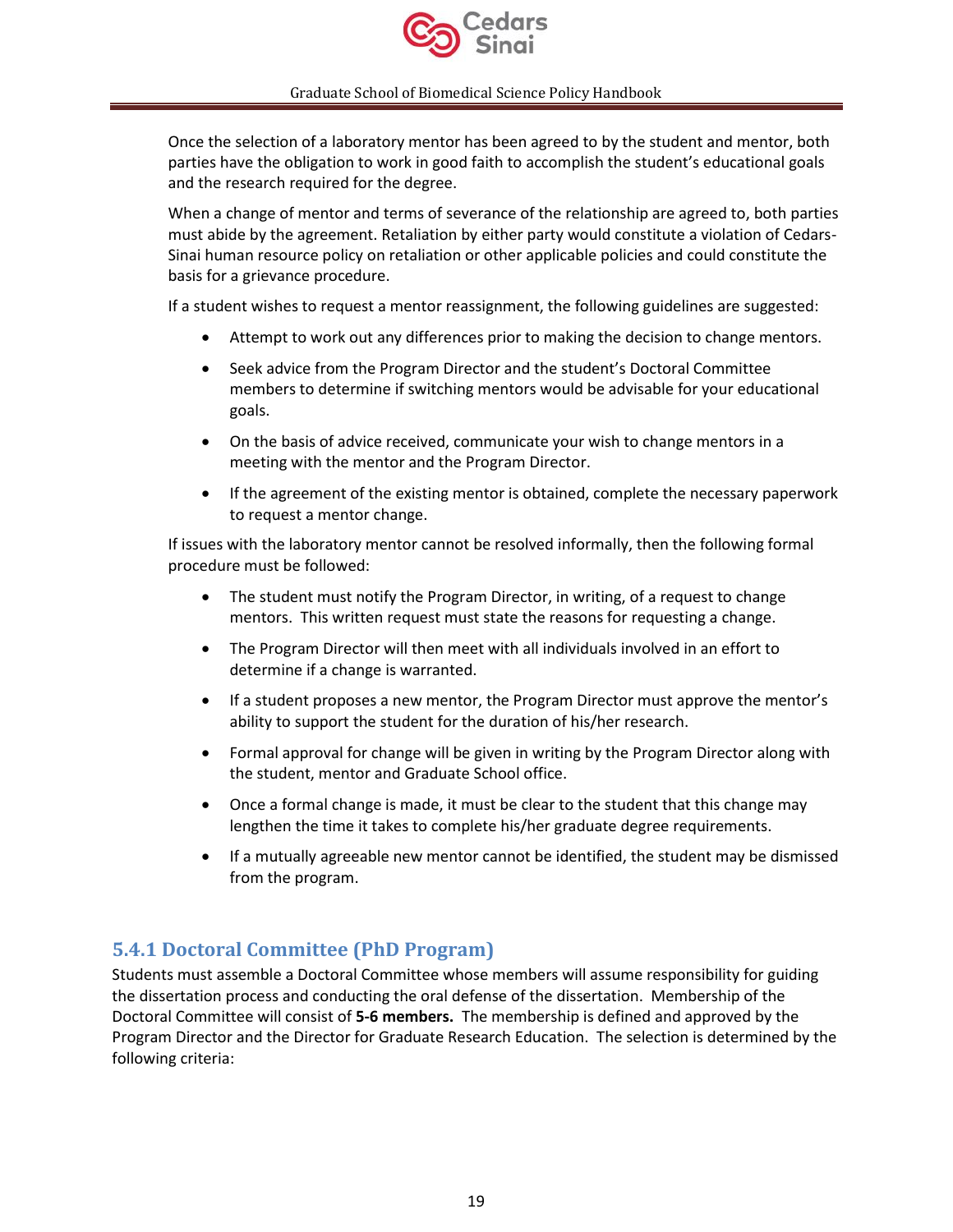Once the selection of a laboratory mentor has been agreed to by the student and mentor, both parties have the obligation to work in good faith to accomplish the student's educational goals and the research required for the degree.

When a change of mentor and terms of severance of the relationship are agreed to, both parties must abide by the agreement. Retaliation by either party would constitute a violation of Cedars-Sinai human resource policy on retaliation or other applicable policies and could constitute the basis for a grievance procedure.

If a student wishes to request a mentor reassignment, the following guidelines are suggested:

- Attempt to work out any differences prior to making the decision to change mentors.
- Seek advice from the Program Director and the student's Doctoral Committee members to determine if switching mentors would be advisable for your educational goals.
- On the basis of advice received, communicate your wish to change mentors in a meeting with the mentor and the Program Director.
- If the agreement of the existing mentor is obtained, complete the necessary paperwork to request a mentor change.

If issues with the laboratory mentor cannot be resolved informally, then the following formal procedure must be followed:

- The student must notify the Program Director, in writing, of a request to change mentors. This written request must state the reasons for requesting a change.
- The Program Director will then meet with all individuals involved in an effort to determine if a change is warranted.
- If a student proposes a new mentor, the Program Director must approve the mentor's ability to support the student for the duration of his/her research.
- Formal approval for change will be given in writing by the Program Director along with the student, mentor and Graduate School office.
- Once a formal change is made, it must be clear to the student that this change may lengthen the time it takes to complete his/her graduate degree requirements.
- If a mutually agreeable new mentor cannot be identified, the student may be dismissed from the program.

### 5.4.1 Doctoral Committee (PhD Program)

Students must assemble a Doctoral Committee whose members will assume responsibility for guiding the dissertation process and conducting the oral defense of the dissertation. Membership of the Doctoral Committee will consist of **5-6 members.** The membership is defined and approved by the Program Director and the Director for Graduate Research Education. The selection is determined by the following criteria: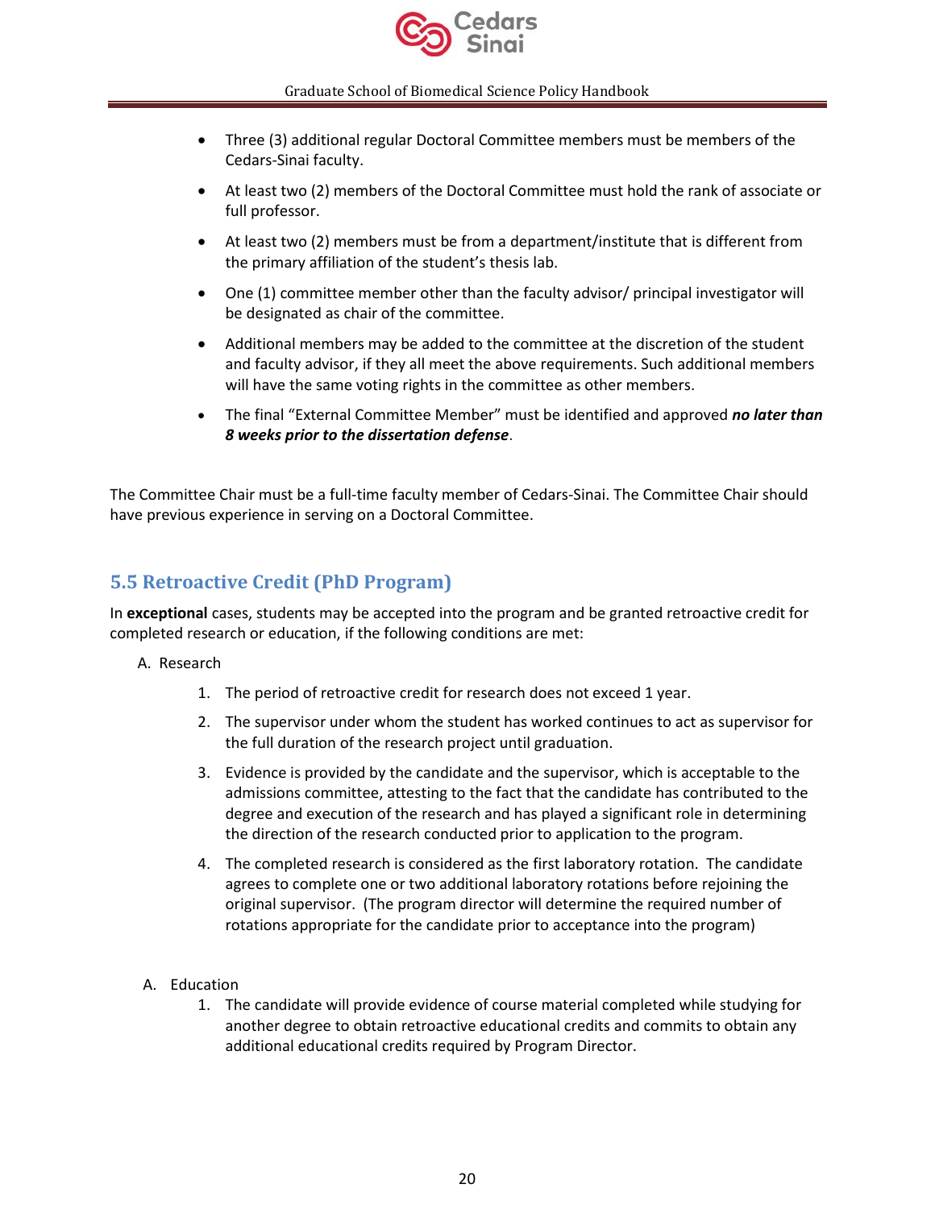- Three (3) additional regular Doctoral Committee members must be members of the Cedars-Sinai faculty.
- At least two (2) members of the Doctoral Committee must hold the rank of associate or full professor.
- At least two (2) members must be from a department/institute that is different from the primary affiliation of the student's thesis lab.
- One (1) committee member other than the faculty advisor/ principal investigator will be designated as chair of the committee.
- Additional members may be added to the committee at the discretion of the student and faculty advisor, if they all meet the above requirements. Such additional members will have the same voting rights in the committee as other members.
- The final "External Committee Member" must be identified and approved ***no later than 8 weeks prior to the dissertation defense***.

The Committee Chair must be a full-time faculty member of Cedars-Sinai. The Committee Chair should have previous experience in serving on a Doctoral Committee.

## 5.5 Retroactive Credit (PhD Program)

In **exceptional** cases, students may be accepted into the program and be granted retroactive credit for completed research or education, if the following conditions are met:

A. Research

1. The period of retroactive credit for research does not exceed 1 year.
2. The supervisor under whom the student has worked continues to act as supervisor for the full duration of the research project until graduation.
3. Evidence is provided by the candidate and the supervisor, which is acceptable to the admissions committee, attesting to the fact that the candidate has contributed to the degree and execution of the research and has played a significant role in determining the direction of the research conducted prior to application to the program.
4. The completed research is considered as the first laboratory rotation. The candidate agrees to complete one or two additional laboratory rotations before rejoining the original supervisor. (The program director will determine the required number of rotations appropriate for the candidate prior to acceptance into the program)

A. Education

1. The candidate will provide evidence of course material completed while studying for another degree to obtain retroactive educational credits and commits to obtain any additional educational credits required by Program Director.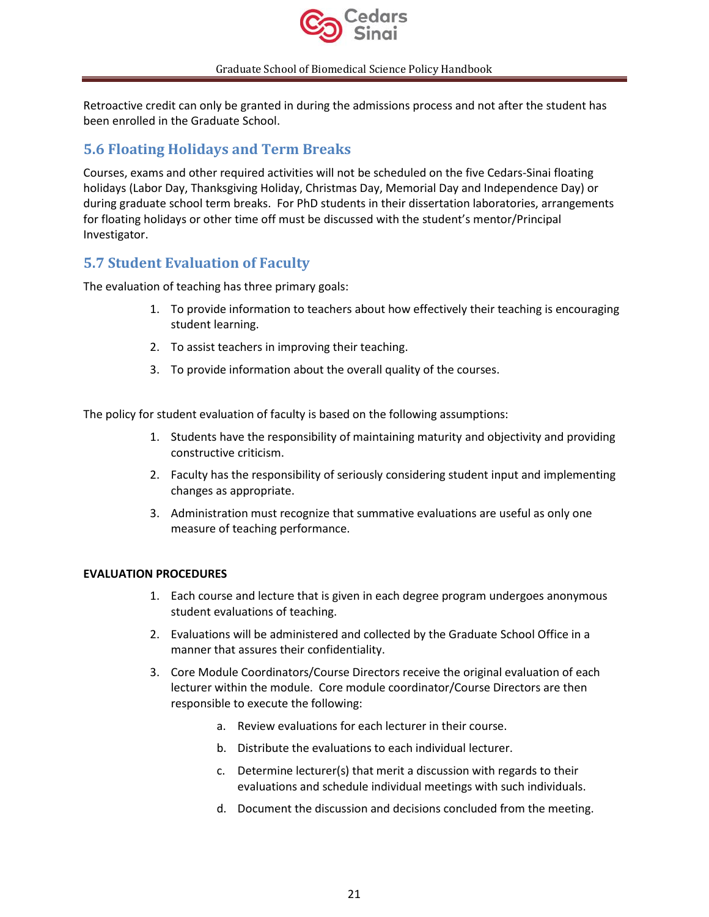Retroactive credit can only be granted in during the admissions process and not after the student has been enrolled in the Graduate School.

## 5.6 Floating Holidays and Term Breaks

Courses, exams and other required activities will not be scheduled on the five Cedars-Sinai floating holidays (Labor Day, Thanksgiving Holiday, Christmas Day, Memorial Day and Independence Day) or during graduate school term breaks. For PhD students in their dissertation laboratories, arrangements for floating holidays or other time off must be discussed with the student's mentor/Principal Investigator.

## 5.7 Student Evaluation of Faculty

The evaluation of teaching has three primary goals:

1. To provide information to teachers about how effectively their teaching is encouraging student learning.
2. To assist teachers in improving their teaching.
3. To provide information about the overall quality of the courses.

The policy for student evaluation of faculty is based on the following assumptions:

1. Students have the responsibility of maintaining maturity and objectivity and providing constructive criticism.
2. Faculty has the responsibility of seriously considering student input and implementing changes as appropriate.
3. Administration must recognize that summative evaluations are useful as only one measure of teaching performance.

**EVALUATION PROCEDURES**

1. Each course and lecture that is given in each degree program undergoes anonymous student evaluations of teaching.
2. Evaluations will be administered and collected by the Graduate School Office in a manner that assures their confidentiality.
3. Core Module Coordinators/Course Directors receive the original evaluation of each lecturer within the module. Core module coordinator/Course Directors are then responsible to execute the following:
    a. Review evaluations for each lecturer in their course.
    b. Distribute the evaluations to each individual lecturer.
    c. Determine lecturer(s) that merit a discussion with regards to their evaluations and schedule individual meetings with such individuals.
    d. Document the discussion and decisions concluded from the meeting.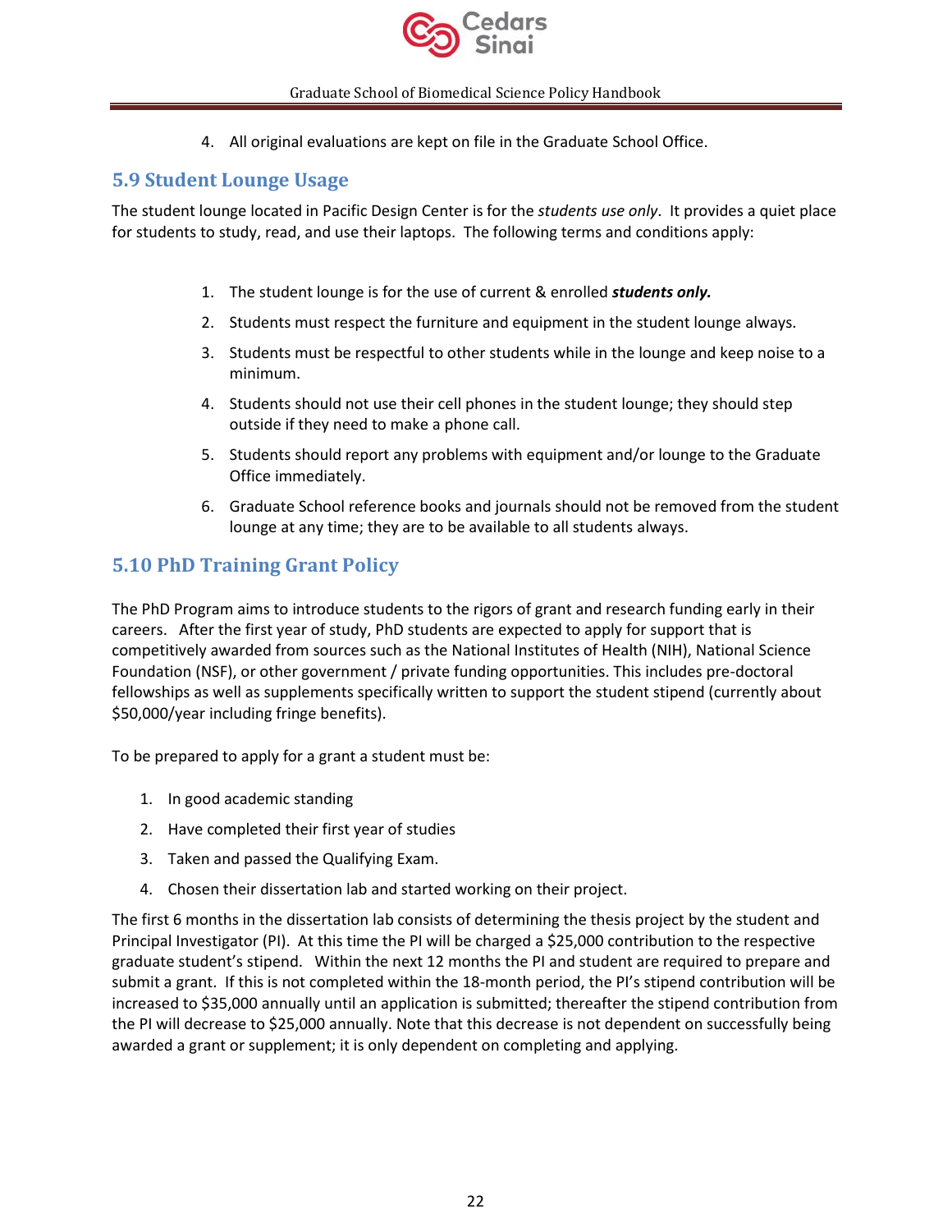4. All original evaluations are kept on file in the Graduate School Office.

## 5.9 Student Lounge Usage

The student lounge located in Pacific Design Center is for the *students use only*. It provides a quiet place for students to study, read, and use their laptops. The following terms and conditions apply:

1. The student lounge is for the use of current & enrolled ***students only.***
2. Students must respect the furniture and equipment in the student lounge always.
3. Students must be respectful to other students while in the lounge and keep noise to a minimum.
4. Students should not use their cell phones in the student lounge; they should step outside if they need to make a phone call.
5. Students should report any problems with equipment and/or lounge to the Graduate Office immediately.
6. Graduate School reference books and journals should not be removed from the student lounge at any time; they are to be available to all students always.

## 5.10 PhD Training Grant Policy

The PhD Program aims to introduce students to the rigors of grant and research funding early in their careers. After the first year of study, PhD students are expected to apply for support that is competitively awarded from sources such as the National Institutes of Health (NIH), National Science Foundation (NSF), or other government / private funding opportunities. This includes pre-doctoral fellowships as well as supplements specifically written to support the student stipend (currently about $50,000/year including fringe benefits).

To be prepared to apply for a grant a student must be:

1. In good academic standing
2. Have completed their first year of studies
3. Taken and passed the Qualifying Exam.
4. Chosen their dissertation lab and started working on their project.

The first 6 months in the dissertation lab consists of determining the thesis project by the student and Principal Investigator (PI). At this time the PI will be charged a $25,000 contribution to the respective graduate student's stipend. Within the next 12 months the PI and student are required to prepare and submit a grant. If this is not completed within the 18-month period, the PI's stipend contribution will be increased to $35,000 annually until an application is submitted; thereafter the stipend contribution from the PI will decrease to $25,000 annually. Note that this decrease is not dependent on successfully being awarded a grant or supplement; it is only dependent on completing and applying.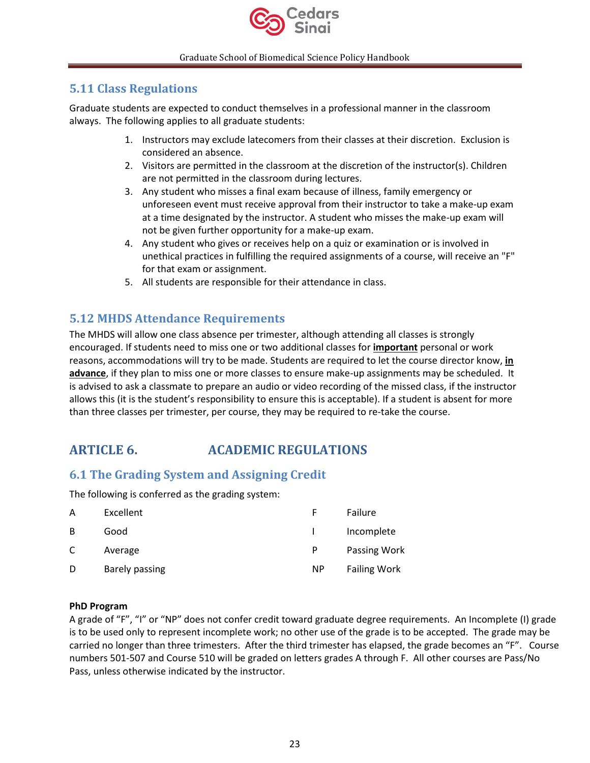## 5.11 Class Regulations

Graduate students are expected to conduct themselves in a professional manner in the classroom always. The following applies to all graduate students:

1. Instructors may exclude latecomers from their classes at their discretion. Exclusion is considered an absence.
2. Visitors are permitted in the classroom at the discretion of the instructor(s). Children are not permitted in the classroom during lectures.
3. Any student who misses a final exam because of illness, family emergency or unforeseen event must receive approval from their instructor to take a make-up exam at a time designated by the instructor. A student who misses the make-up exam will not be given further opportunity for a make-up exam.
4. Any student who gives or receives help on a quiz or examination or is involved in unethical practices in fulfilling the required assignments of a course, will receive an "F" for that exam or assignment.
5. All students are responsible for their attendance in class.

## 5.12 MHDS Attendance Requirements

The MHDS will allow one class absence per trimester, although attending all classes is strongly encouraged. If students need to miss one or two additional classes for **important** personal or work reasons, accommodations will try to be made. Students are required to let the course director know, **in advance**, if they plan to miss one or more classes to ensure make-up assignments may be scheduled. It is advised to ask a classmate to prepare an audio or video recording of the missed class, if the instructor allows this (it is the student's responsibility to ensure this is acceptable). If a student is absent for more than three classes per trimester, per course, they may be required to re-take the course.

# ARTICLE 6. ACADEMIC REGULATIONS

## 6.1 The Grading System and Assigning Credit

The following is conferred as the grading system:

| | | | |
|---|---|---|---|
| A | Excellent | F | Failure |
| B | Good | I | Incomplete |
| C | Average | P | Passing Work |
| D | Barely passing | NP | Failing Work |

**PhD Program**

A grade of "F", "I" or "NP" does not confer credit toward graduate degree requirements. An Incomplete (I) grade is to be used only to represent incomplete work; no other use of the grade is to be accepted. The grade may be carried no longer than three trimesters. After the third trimester has elapsed, the grade becomes an "F". Course numbers 501-507 and Course 510 will be graded on letters grades A through F. All other courses are Pass/No Pass, unless otherwise indicated by the instructor.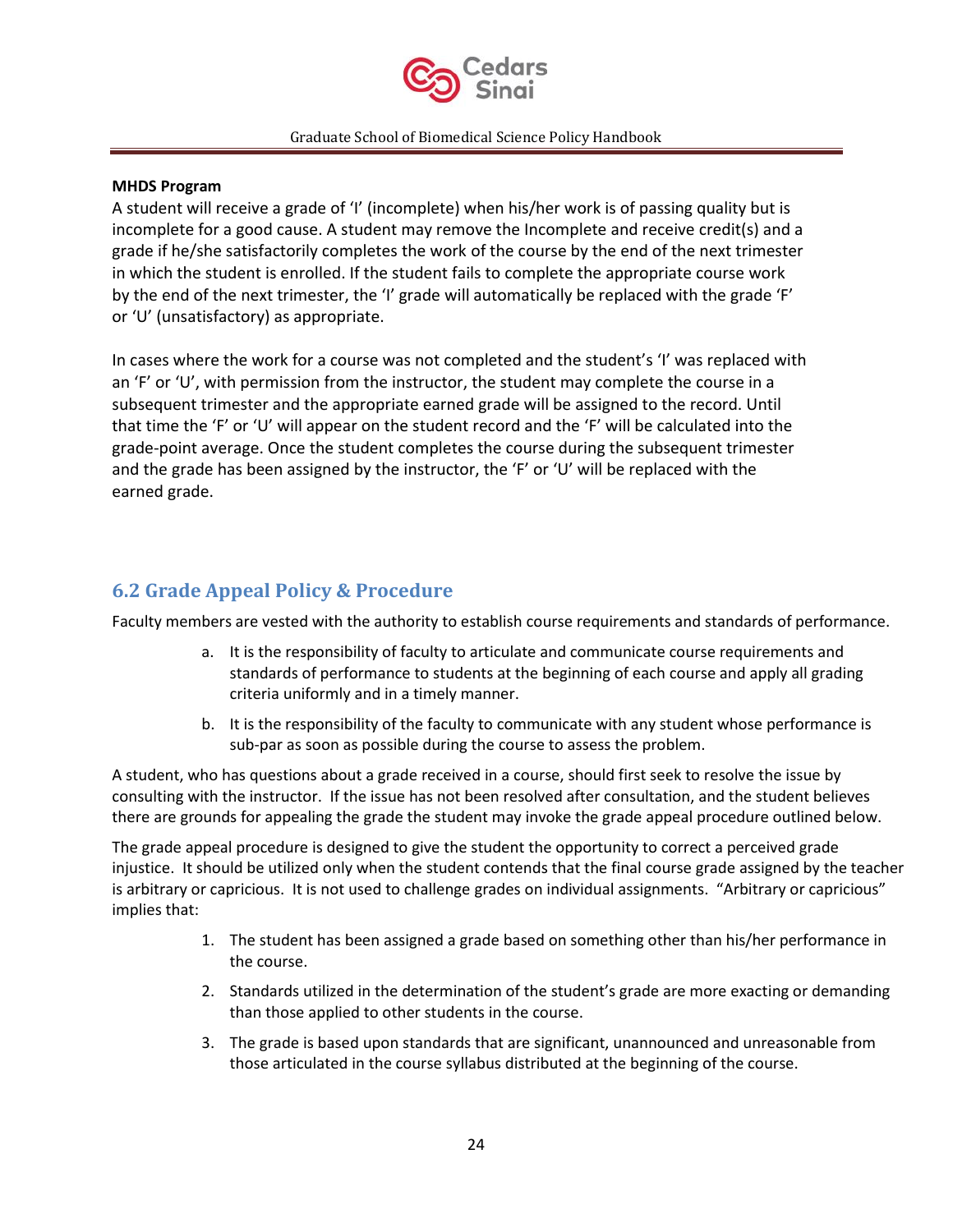**MHDS Program**

A student will receive a grade of 'I' (incomplete) when his/her work is of passing quality but is incomplete for a good cause. A student may remove the Incomplete and receive credit(s) and a grade if he/she satisfactorily completes the work of the course by the end of the next trimester in which the student is enrolled. If the student fails to complete the appropriate course work by the end of the next trimester, the 'I' grade will automatically be replaced with the grade 'F' or 'U' (unsatisfactory) as appropriate.

In cases where the work for a course was not completed and the student's 'I' was replaced with an 'F' or 'U', with permission from the instructor, the student may complete the course in a subsequent trimester and the appropriate earned grade will be assigned to the record. Until that time the 'F' or 'U' will appear on the student record and the 'F' will be calculated into the grade-point average. Once the student completes the course during the subsequent trimester and the grade has been assigned by the instructor, the 'F' or 'U' will be replaced with the earned grade.

## 6.2 Grade Appeal Policy & Procedure

Faculty members are vested with the authority to establish course requirements and standards of performance.

a. It is the responsibility of faculty to articulate and communicate course requirements and standards of performance to students at the beginning of each course and apply all grading criteria uniformly and in a timely manner.
b. It is the responsibility of the faculty to communicate with any student whose performance is sub-par as soon as possible during the course to assess the problem.

A student, who has questions about a grade received in a course, should first seek to resolve the issue by consulting with the instructor. If the issue has not been resolved after consultation, and the student believes there are grounds for appealing the grade the student may invoke the grade appeal procedure outlined below.

The grade appeal procedure is designed to give the student the opportunity to correct a perceived grade injustice. It should be utilized only when the student contends that the final course grade assigned by the teacher is arbitrary or capricious. It is not used to challenge grades on individual assignments. "Arbitrary or capricious" implies that:

1. The student has been assigned a grade based on something other than his/her performance in the course.
2. Standards utilized in the determination of the student's grade are more exacting or demanding than those applied to other students in the course.
3. The grade is based upon standards that are significant, unannounced and unreasonable from those articulated in the course syllabus distributed at the beginning of the course.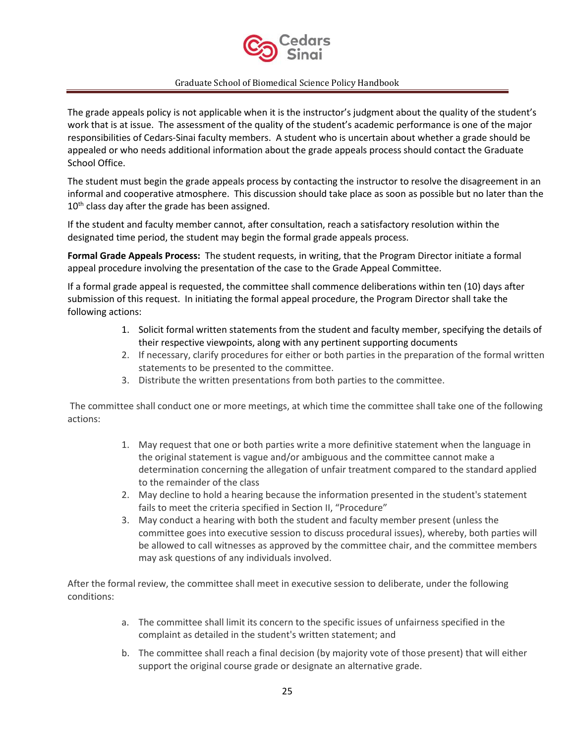The grade appeals policy is not applicable when it is the instructor's judgment about the quality of the student's work that is at issue. The assessment of the quality of the student's academic performance is one of the major responsibilities of Cedars-Sinai faculty members. A student who is uncertain about whether a grade should be appealed or who needs additional information about the grade appeals process should contact the Graduate School Office.

The student must begin the grade appeals process by contacting the instructor to resolve the disagreement in an informal and cooperative atmosphere. This discussion should take place as soon as possible but no later than the 10th class day after the grade has been assigned.

If the student and faculty member cannot, after consultation, reach a satisfactory resolution within the designated time period, the student may begin the formal grade appeals process.

**Formal Grade Appeals Process:** The student requests, in writing, that the Program Director initiate a formal appeal procedure involving the presentation of the case to the Grade Appeal Committee.

If a formal grade appeal is requested, the committee shall commence deliberations within ten (10) days after submission of this request. In initiating the formal appeal procedure, the Program Director shall take the following actions:

1. Solicit formal written statements from the student and faculty member, specifying the details of their respective viewpoints, along with any pertinent supporting documents
2. If necessary, clarify procedures for either or both parties in the preparation of the formal written statements to be presented to the committee.
3. Distribute the written presentations from both parties to the committee.

The committee shall conduct one or more meetings, at which time the committee shall take one of the following actions:

1. May request that one or both parties write a more definitive statement when the language in the original statement is vague and/or ambiguous and the committee cannot make a determination concerning the allegation of unfair treatment compared to the standard applied to the remainder of the class
2. May decline to hold a hearing because the information presented in the student's statement fails to meet the criteria specified in Section II, "Procedure"
3. May conduct a hearing with both the student and faculty member present (unless the committee goes into executive session to discuss procedural issues), whereby, both parties will be allowed to call witnesses as approved by the committee chair, and the committee members may ask questions of any individuals involved.

After the formal review, the committee shall meet in executive session to deliberate, under the following conditions:

a. The committee shall limit its concern to the specific issues of unfairness specified in the complaint as detailed in the student's written statement; and

b. The committee shall reach a final decision (by majority vote of those present) that will either support the original course grade or designate an alternative grade.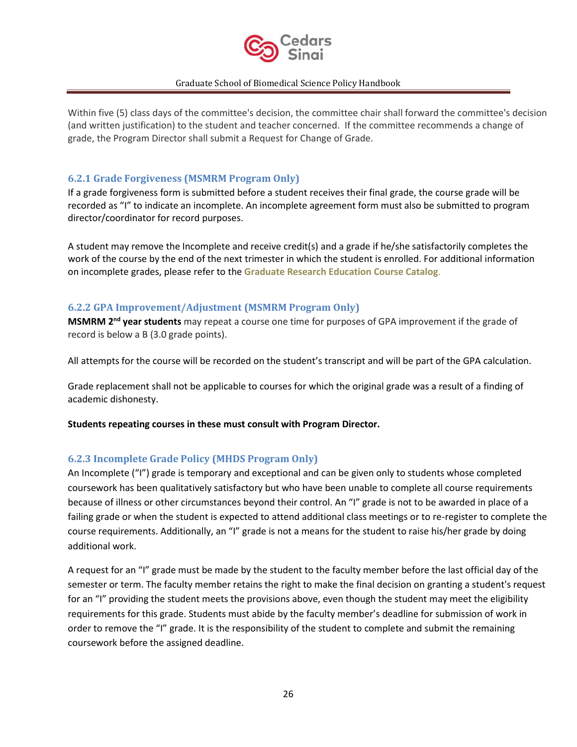Within five (5) class days of the committee's decision, the committee chair shall forward the committee's decision (and written justification) to the student and teacher concerned. If the committee recommends a change of grade, the Program Director shall submit a Request for Change of Grade.

### 6.2.1 Grade Forgiveness (MSMRM Program Only)

If a grade forgiveness form is submitted before a student receives their final grade, the course grade will be recorded as "I" to indicate an incomplete. An incomplete agreement form must also be submitted to program director/coordinator for record purposes.

A student may remove the Incomplete and receive credit(s) and a grade if he/she satisfactorily completes the work of the course by the end of the next trimester in which the student is enrolled. For additional information on incomplete grades, please refer to the **Graduate Research Education Course Catalog**.

### 6.2.2 GPA Improvement/Adjustment (MSMRM Program Only)

**MSMRM 2nd year students** may repeat a course one time for purposes of GPA improvement if the grade of record is below a B (3.0 grade points).

All attempts for the course will be recorded on the student's transcript and will be part of the GPA calculation.

Grade replacement shall not be applicable to courses for which the original grade was a result of a finding of academic dishonesty.

**Students repeating courses in these must consult with Program Director.**

### 6.2.3 Incomplete Grade Policy (MHDS Program Only)

An Incomplete ("I") grade is temporary and exceptional and can be given only to students whose completed coursework has been qualitatively satisfactory but who have been unable to complete all course requirements because of illness or other circumstances beyond their control. An "I" grade is not to be awarded in place of a failing grade or when the student is expected to attend additional class meetings or to re-register to complete the course requirements. Additionally, an "I" grade is not a means for the student to raise his/her grade by doing additional work.

A request for an "I" grade must be made by the student to the faculty member before the last official day of the semester or term. The faculty member retains the right to make the final decision on granting a student's request for an "I" providing the student meets the provisions above, even though the student may meet the eligibility requirements for this grade. Students must abide by the faculty member's deadline for submission of work in order to remove the "I" grade. It is the responsibility of the student to complete and submit the remaining coursework before the assigned deadline.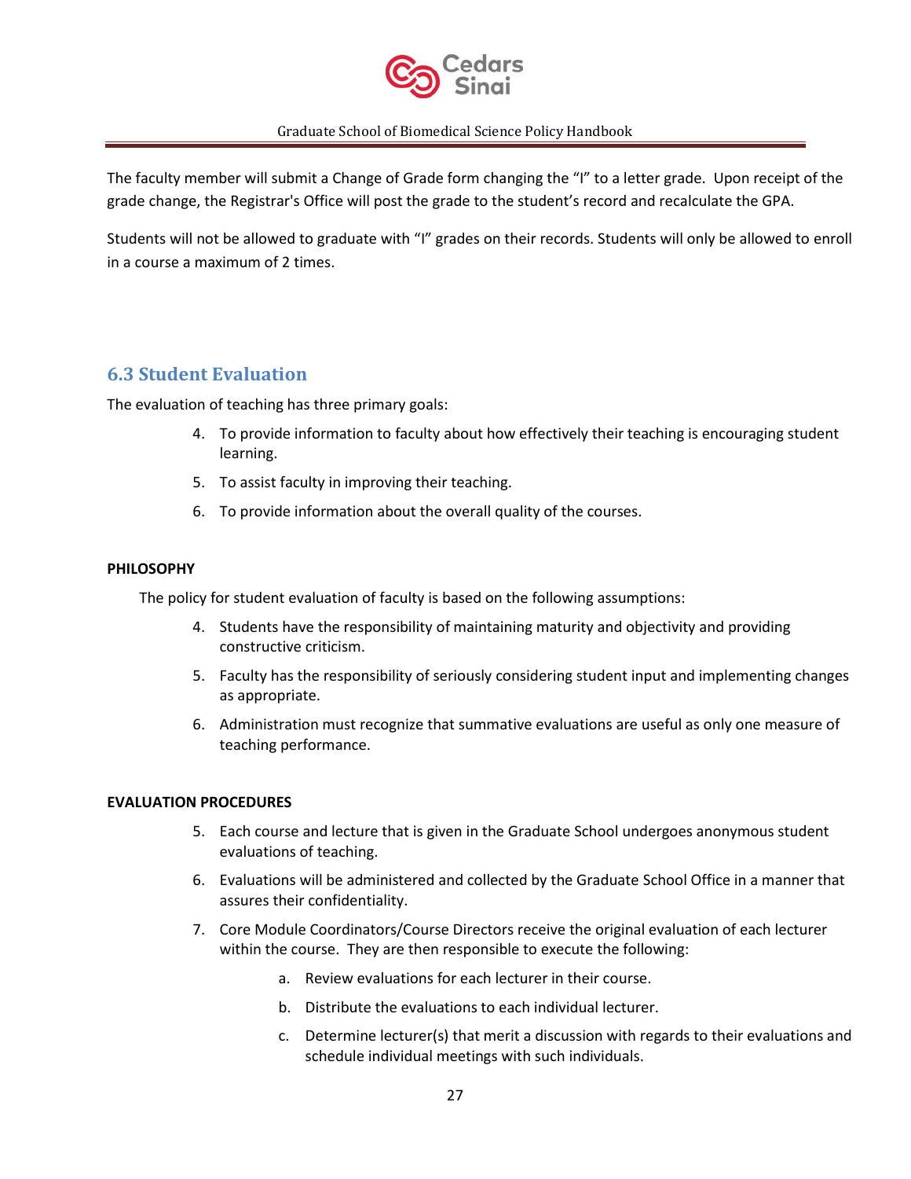The faculty member will submit a Change of Grade form changing the "I" to a letter grade. Upon receipt of the grade change, the Registrar's Office will post the grade to the student's record and recalculate the GPA.

Students will not be allowed to graduate with "I" grades on their records. Students will only be allowed to enroll in a course a maximum of 2 times.

## 6.3 Student Evaluation

The evaluation of teaching has three primary goals:

4. To provide information to faculty about how effectively their teaching is encouraging student learning.
5. To assist faculty in improving their teaching.
6. To provide information about the overall quality of the courses.

**PHILOSOPHY**

The policy for student evaluation of faculty is based on the following assumptions:

4. Students have the responsibility of maintaining maturity and objectivity and providing constructive criticism.
5. Faculty has the responsibility of seriously considering student input and implementing changes as appropriate.
6. Administration must recognize that summative evaluations are useful as only one measure of teaching performance.

**EVALUATION PROCEDURES**

5. Each course and lecture that is given in the Graduate School undergoes anonymous student evaluations of teaching.
6. Evaluations will be administered and collected by the Graduate School Office in a manner that assures their confidentiality.
7. Core Module Coordinators/Course Directors receive the original evaluation of each lecturer within the course. They are then responsible to execute the following:
   a. Review evaluations for each lecturer in their course.
   b. Distribute the evaluations to each individual lecturer.
   c. Determine lecturer(s) that merit a discussion with regards to their evaluations and schedule individual meetings with such individuals.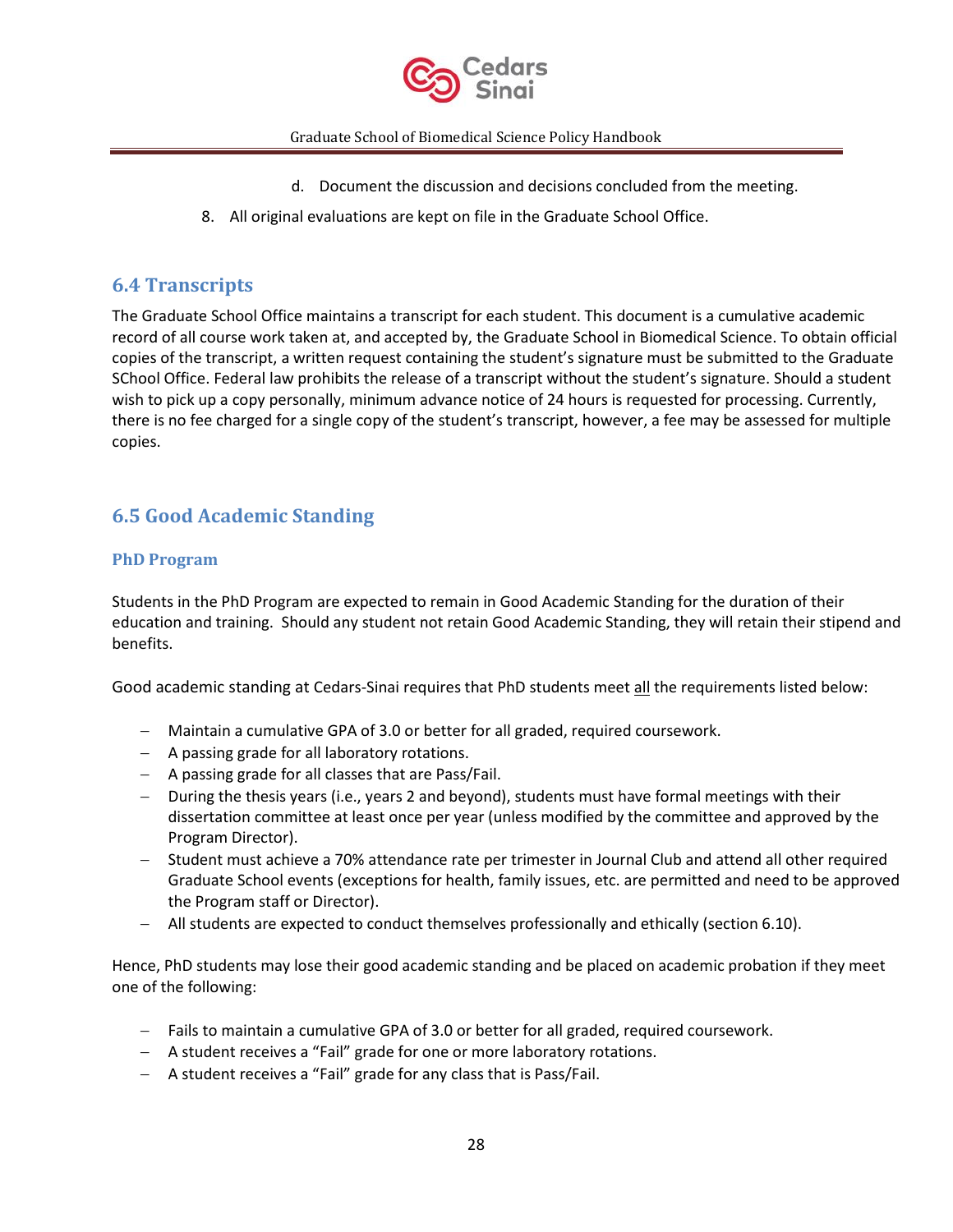d. Document the discussion and decisions concluded from the meeting.

8. All original evaluations are kept on file in the Graduate School Office.

## 6.4 Transcripts

The Graduate School Office maintains a transcript for each student. This document is a cumulative academic record of all course work taken at, and accepted by, the Graduate School in Biomedical Science. To obtain official copies of the transcript, a written request containing the student's signature must be submitted to the Graduate SChool Office. Federal law prohibits the release of a transcript without the student's signature. Should a student wish to pick up a copy personally, minimum advance notice of 24 hours is requested for processing. Currently, there is no fee charged for a single copy of the student's transcript, however, a fee may be assessed for multiple copies.

## 6.5 Good Academic Standing

### PhD Program

Students in the PhD Program are expected to remain in Good Academic Standing for the duration of their education and training. Should any student not retain Good Academic Standing, they will retain their stipend and benefits.

Good academic standing at Cedars-Sinai requires that PhD students meet <u>all</u> the requirements listed below:

- Maintain a cumulative GPA of 3.0 or better for all graded, required coursework.
- A passing grade for all laboratory rotations.
- A passing grade for all classes that are Pass/Fail.
- During the thesis years (i.e., years 2 and beyond), students must have formal meetings with their dissertation committee at least once per year (unless modified by the committee and approved by the Program Director).
- Student must achieve a 70% attendance rate per trimester in Journal Club and attend all other required Graduate School events (exceptions for health, family issues, etc. are permitted and need to be approved the Program staff or Director).
- All students are expected to conduct themselves professionally and ethically (section 6.10).

Hence, PhD students may lose their good academic standing and be placed on academic probation if they meet one of the following:

- Fails to maintain a cumulative GPA of 3.0 or better for all graded, required coursework.
- A student receives a "Fail" grade for one or more laboratory rotations.
- A student receives a "Fail" grade for any class that is Pass/Fail.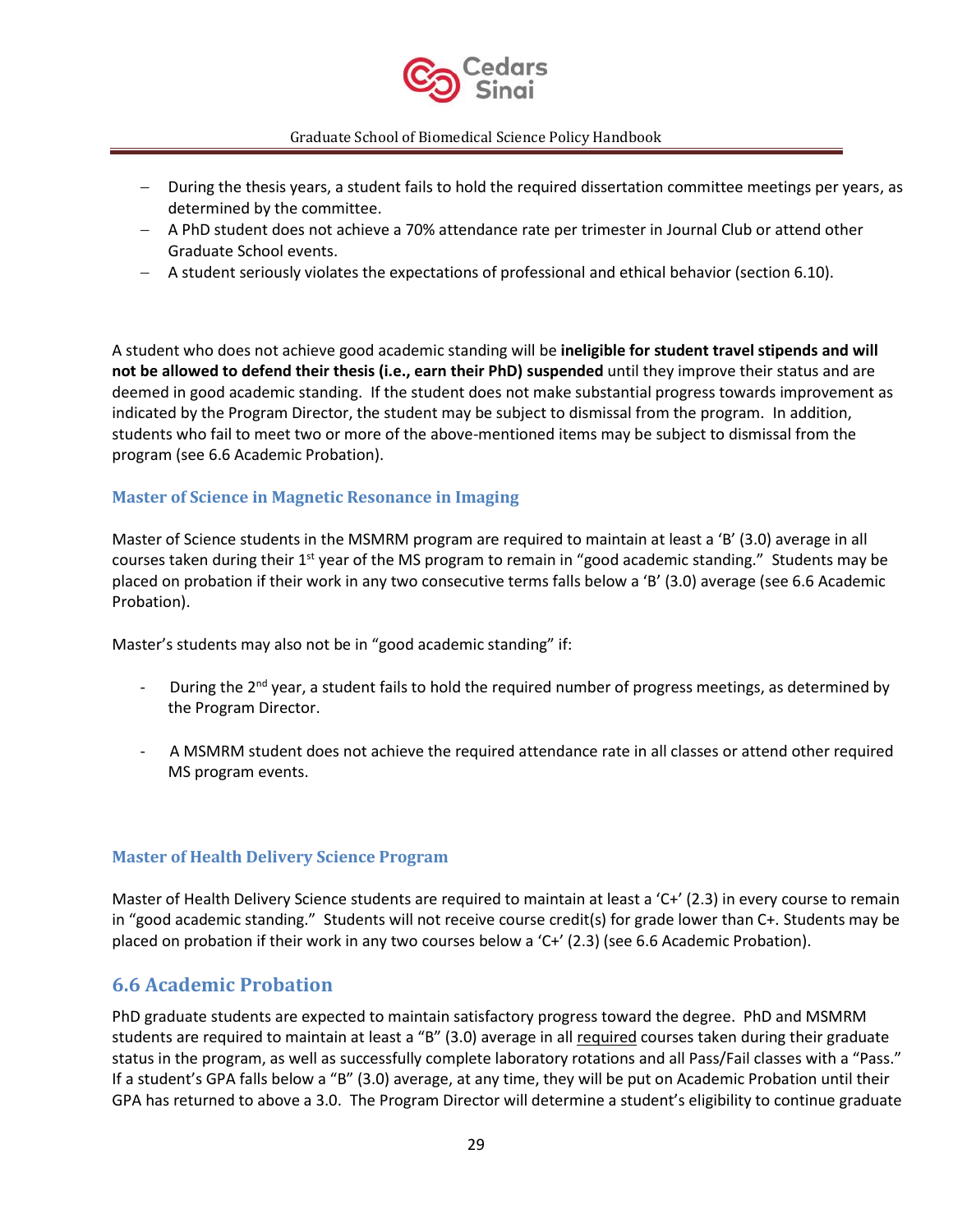- During the thesis years, a student fails to hold the required dissertation committee meetings per years, as determined by the committee.
- A PhD student does not achieve a 70% attendance rate per trimester in Journal Club or attend other Graduate School events.
- A student seriously violates the expectations of professional and ethical behavior (section 6.10).

A student who does not achieve good academic standing will be **ineligible for student travel stipends and will not be allowed to defend their thesis (i.e., earn their PhD) suspended** until they improve their status and are deemed in good academic standing. If the student does not make substantial progress towards improvement as indicated by the Program Director, the student may be subject to dismissal from the program. In addition, students who fail to meet two or more of the above-mentioned items may be subject to dismissal from the program (see 6.6 Academic Probation).

### Master of Science in Magnetic Resonance in Imaging

Master of Science students in the MSMRM program are required to maintain at least a 'B' (3.0) average in all courses taken during their 1st year of the MS program to remain in "good academic standing." Students may be placed on probation if their work in any two consecutive terms falls below a 'B' (3.0) average (see 6.6 Academic Probation).

Master's students may also not be in "good academic standing" if:

- During the 2nd year, a student fails to hold the required number of progress meetings, as determined by the Program Director.
- A MSMRM student does not achieve the required attendance rate in all classes or attend other required MS program events.

### Master of Health Delivery Science Program

Master of Health Delivery Science students are required to maintain at least a 'C+' (2.3) in every course to remain in "good academic standing." Students will not receive course credit(s) for grade lower than C+. Students may be placed on probation if their work in any two courses below a 'C+' (2.3) (see 6.6 Academic Probation).

## 6.6 Academic Probation

PhD graduate students are expected to maintain satisfactory progress toward the degree. PhD and MSMRM students are required to maintain at least a "B" (3.0) average in all required courses taken during their graduate status in the program, as well as successfully complete laboratory rotations and all Pass/Fail classes with a "Pass." If a student's GPA falls below a "B" (3.0) average, at any time, they will be put on Academic Probation until their GPA has returned to above a 3.0. The Program Director will determine a student's eligibility to continue graduate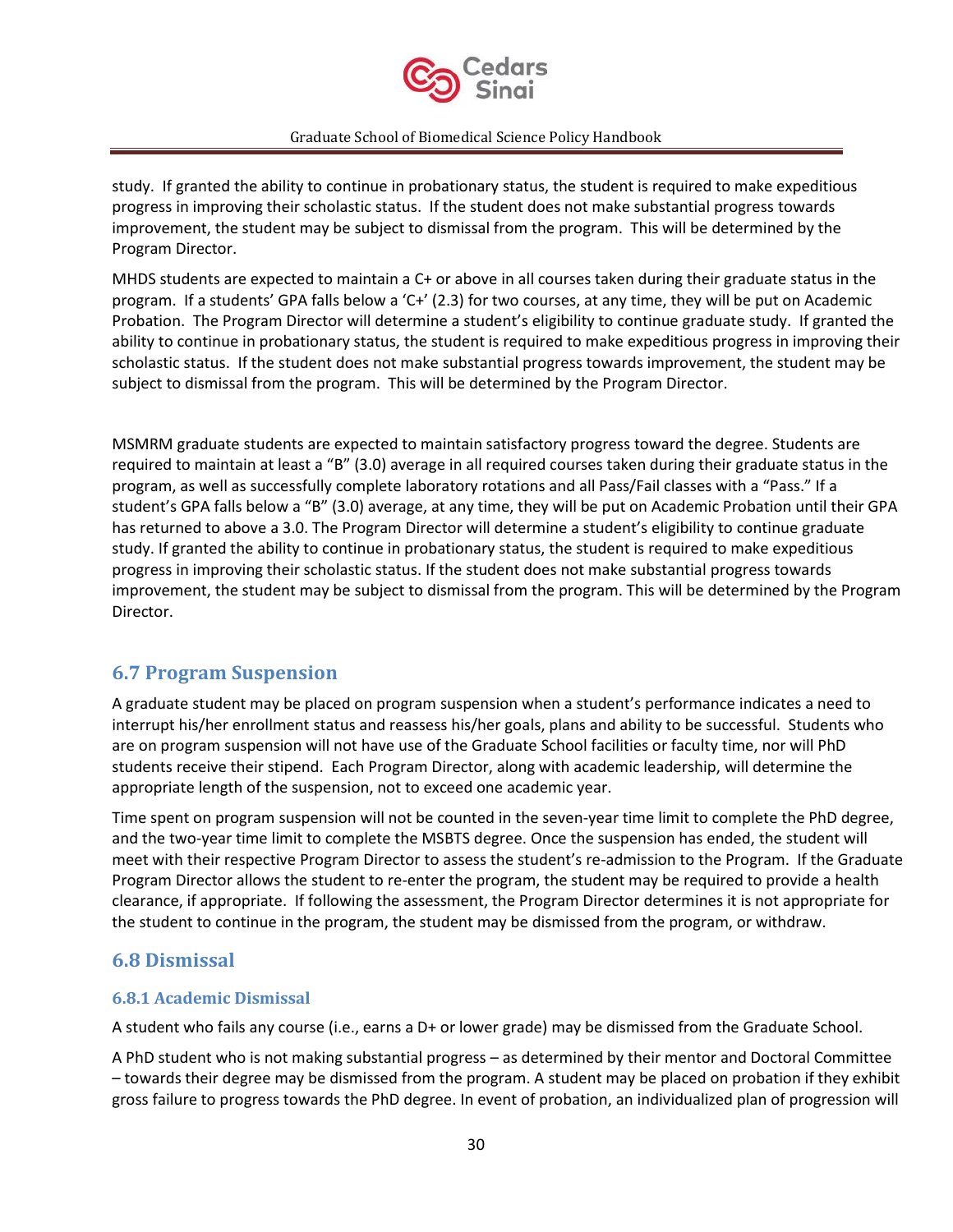study. If granted the ability to continue in probationary status, the student is required to make expeditious progress in improving their scholastic status. If the student does not make substantial progress towards improvement, the student may be subject to dismissal from the program. This will be determined by the Program Director.

MHDS students are expected to maintain a C+ or above in all courses taken during their graduate status in the program. If a students' GPA falls below a 'C+' (2.3) for two courses, at any time, they will be put on Academic Probation. The Program Director will determine a student's eligibility to continue graduate study. If granted the ability to continue in probationary status, the student is required to make expeditious progress in improving their scholastic status. If the student does not make substantial progress towards improvement, the student may be subject to dismissal from the program. This will be determined by the Program Director.

MSMRM graduate students are expected to maintain satisfactory progress toward the degree. Students are required to maintain at least a "B" (3.0) average in all required courses taken during their graduate status in the program, as well as successfully complete laboratory rotations and all Pass/Fail classes with a "Pass." If a student's GPA falls below a "B" (3.0) average, at any time, they will be put on Academic Probation until their GPA has returned to above a 3.0. The Program Director will determine a student's eligibility to continue graduate study. If granted the ability to continue in probationary status, the student is required to make expeditious progress in improving their scholastic status. If the student does not make substantial progress towards improvement, the student may be subject to dismissal from the program. This will be determined by the Program Director.

## 6.7 Program Suspension

A graduate student may be placed on program suspension when a student's performance indicates a need to interrupt his/her enrollment status and reassess his/her goals, plans and ability to be successful. Students who are on program suspension will not have use of the Graduate School facilities or faculty time, nor will PhD students receive their stipend. Each Program Director, along with academic leadership, will determine the appropriate length of the suspension, not to exceed one academic year.

Time spent on program suspension will not be counted in the seven-year time limit to complete the PhD degree, and the two-year time limit to complete the MSBTS degree. Once the suspension has ended, the student will meet with their respective Program Director to assess the student's re-admission to the Program. If the Graduate Program Director allows the student to re-enter the program, the student may be required to provide a health clearance, if appropriate. If following the assessment, the Program Director determines it is not appropriate for the student to continue in the program, the student may be dismissed from the program, or withdraw.

## 6.8 Dismissal

### 6.8.1 Academic Dismissal

A student who fails any course (i.e., earns a D+ or lower grade) may be dismissed from the Graduate School.

A PhD student who is not making substantial progress – as determined by their mentor and Doctoral Committee – towards their degree may be dismissed from the program. A student may be placed on probation if they exhibit gross failure to progress towards the PhD degree. In event of probation, an individualized plan of progression will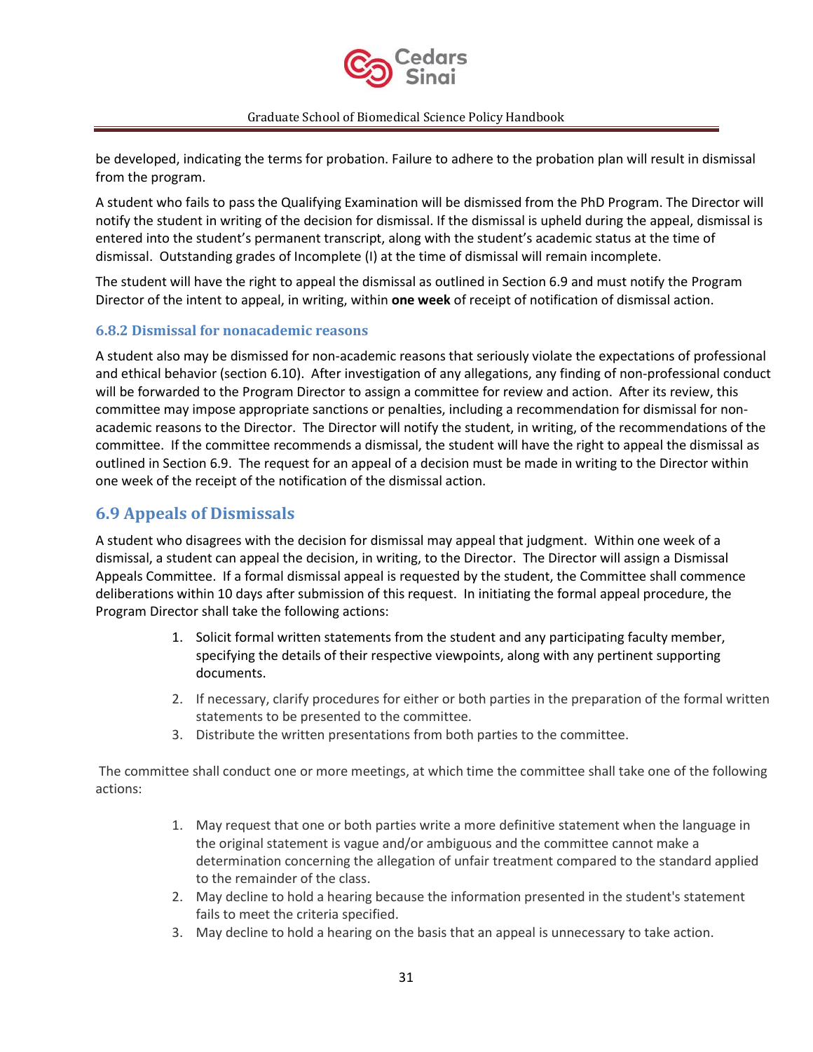be developed, indicating the terms for probation. Failure to adhere to the probation plan will result in dismissal from the program.

A student who fails to pass the Qualifying Examination will be dismissed from the PhD Program. The Director will notify the student in writing of the decision for dismissal. If the dismissal is upheld during the appeal, dismissal is entered into the student's permanent transcript, along with the student's academic status at the time of dismissal. Outstanding grades of Incomplete (I) at the time of dismissal will remain incomplete.

The student will have the right to appeal the dismissal as outlined in Section 6.9 and must notify the Program Director of the intent to appeal, in writing, within **one week** of receipt of notification of dismissal action.

### 6.8.2 Dismissal for nonacademic reasons

A student also may be dismissed for non-academic reasons that seriously violate the expectations of professional and ethical behavior (section 6.10). After investigation of any allegations, any finding of non-professional conduct will be forwarded to the Program Director to assign a committee for review and action. After its review, this committee may impose appropriate sanctions or penalties, including a recommendation for dismissal for non-academic reasons to the Director. The Director will notify the student, in writing, of the recommendations of the committee. If the committee recommends a dismissal, the student will have the right to appeal the dismissal as outlined in Section 6.9. The request for an appeal of a decision must be made in writing to the Director within one week of the receipt of the notification of the dismissal action.

## 6.9 Appeals of Dismissals

A student who disagrees with the decision for dismissal may appeal that judgment. Within one week of a dismissal, a student can appeal the decision, in writing, to the Director. The Director will assign a Dismissal Appeals Committee. If a formal dismissal appeal is requested by the student, the Committee shall commence deliberations within 10 days after submission of this request. In initiating the formal appeal procedure, the Program Director shall take the following actions:

1. Solicit formal written statements from the student and any participating faculty member, specifying the details of their respective viewpoints, along with any pertinent supporting documents.
2. If necessary, clarify procedures for either or both parties in the preparation of the formal written statements to be presented to the committee.
3. Distribute the written presentations from both parties to the committee.

The committee shall conduct one or more meetings, at which time the committee shall take one of the following actions:

1. May request that one or both parties write a more definitive statement when the language in the original statement is vague and/or ambiguous and the committee cannot make a determination concerning the allegation of unfair treatment compared to the standard applied to the remainder of the class.
2. May decline to hold a hearing because the information presented in the student's statement fails to meet the criteria specified.
3. May decline to hold a hearing on the basis that an appeal is unnecessary to take action.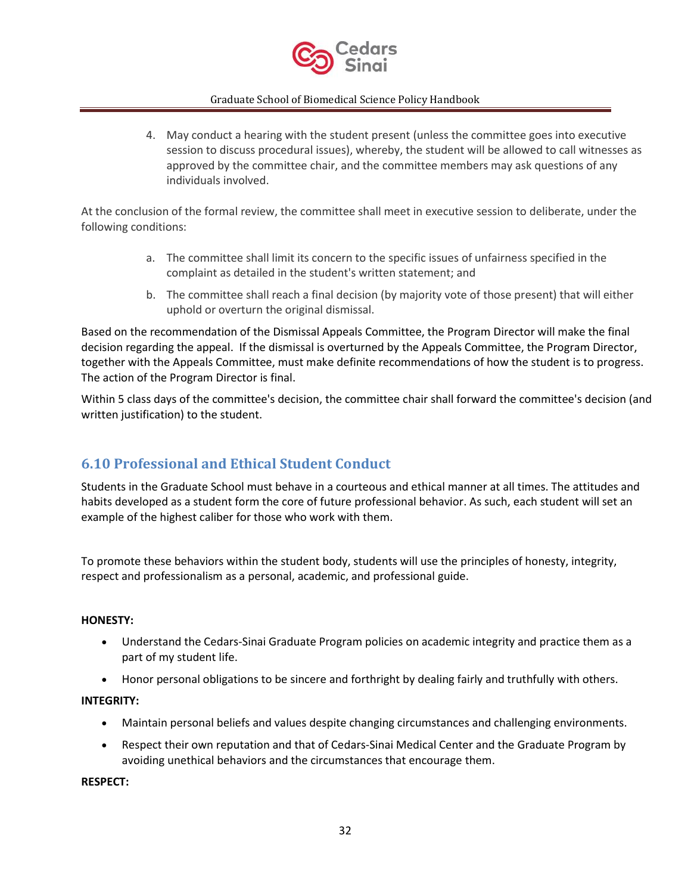4. May conduct a hearing with the student present (unless the committee goes into executive session to discuss procedural issues), whereby, the student will be allowed to call witnesses as approved by the committee chair, and the committee members may ask questions of any individuals involved.

At the conclusion of the formal review, the committee shall meet in executive session to deliberate, under the following conditions:

a. The committee shall limit its concern to the specific issues of unfairness specified in the complaint as detailed in the student's written statement; and

b. The committee shall reach a final decision (by majority vote of those present) that will either uphold or overturn the original dismissal.

Based on the recommendation of the Dismissal Appeals Committee, the Program Director will make the final decision regarding the appeal. If the dismissal is overturned by the Appeals Committee, the Program Director, together with the Appeals Committee, must make definite recommendations of how the student is to progress. The action of the Program Director is final.

Within 5 class days of the committee's decision, the committee chair shall forward the committee's decision (and written justification) to the student.

## 6.10 Professional and Ethical Student Conduct

Students in the Graduate School must behave in a courteous and ethical manner at all times. The attitudes and habits developed as a student form the core of future professional behavior. As such, each student will set an example of the highest caliber for those who work with them.

To promote these behaviors within the student body, students will use the principles of honesty, integrity, respect and professionalism as a personal, academic, and professional guide.

**HONESTY:**

- Understand the Cedars-Sinai Graduate Program policies on academic integrity and practice them as a part of my student life.
- Honor personal obligations to be sincere and forthright by dealing fairly and truthfully with others.

**INTEGRITY:**

- Maintain personal beliefs and values despite changing circumstances and challenging environments.
- Respect their own reputation and that of Cedars-Sinai Medical Center and the Graduate Program by avoiding unethical behaviors and the circumstances that encourage them.

**RESPECT:**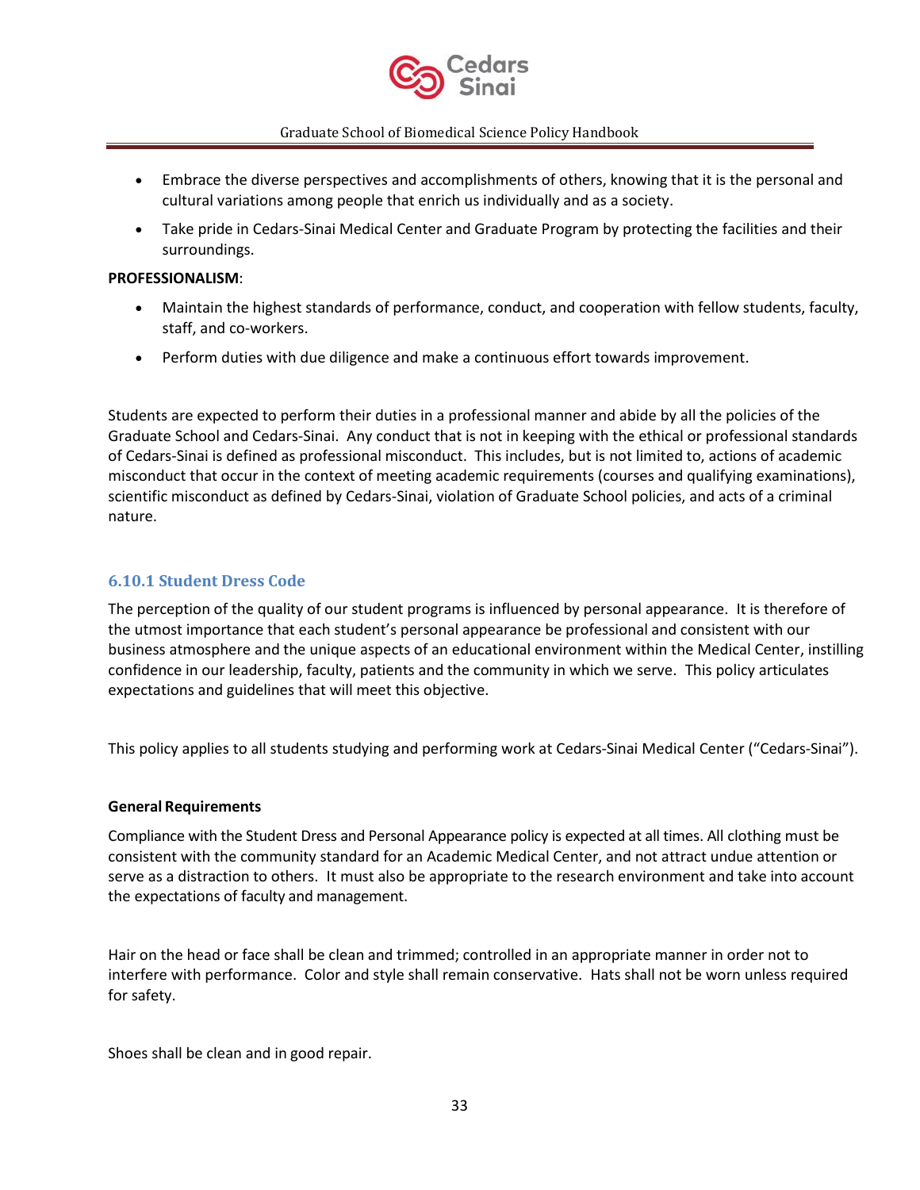- Embrace the diverse perspectives and accomplishments of others, knowing that it is the personal and cultural variations among people that enrich us individually and as a society.
- Take pride in Cedars-Sinai Medical Center and Graduate Program by protecting the facilities and their surroundings.

**PROFESSIONALISM**:

- Maintain the highest standards of performance, conduct, and cooperation with fellow students, faculty, staff, and co-workers.
- Perform duties with due diligence and make a continuous effort towards improvement.

Students are expected to perform their duties in a professional manner and abide by all the policies of the Graduate School and Cedars-Sinai. Any conduct that is not in keeping with the ethical or professional standards of Cedars-Sinai is defined as professional misconduct. This includes, but is not limited to, actions of academic misconduct that occur in the context of meeting academic requirements (courses and qualifying examinations), scientific misconduct as defined by Cedars-Sinai, violation of Graduate School policies, and acts of a criminal nature.

### 6.10.1 Student Dress Code

The perception of the quality of our student programs is influenced by personal appearance. It is therefore of the utmost importance that each student's personal appearance be professional and consistent with our business atmosphere and the unique aspects of an educational environment within the Medical Center, instilling confidence in our leadership, faculty, patients and the community in which we serve. This policy articulates expectations and guidelines that will meet this objective.

This policy applies to all students studying and performing work at Cedars-Sinai Medical Center ("Cedars-Sinai").

**General Requirements**

Compliance with the Student Dress and Personal Appearance policy is expected at all times. All clothing must be consistent with the community standard for an Academic Medical Center, and not attract undue attention or serve as a distraction to others. It must also be appropriate to the research environment and take into account the expectations of faculty and management.

Hair on the head or face shall be clean and trimmed; controlled in an appropriate manner in order not to interfere with performance. Color and style shall remain conservative. Hats shall not be worn unless required for safety.

Shoes shall be clean and in good repair.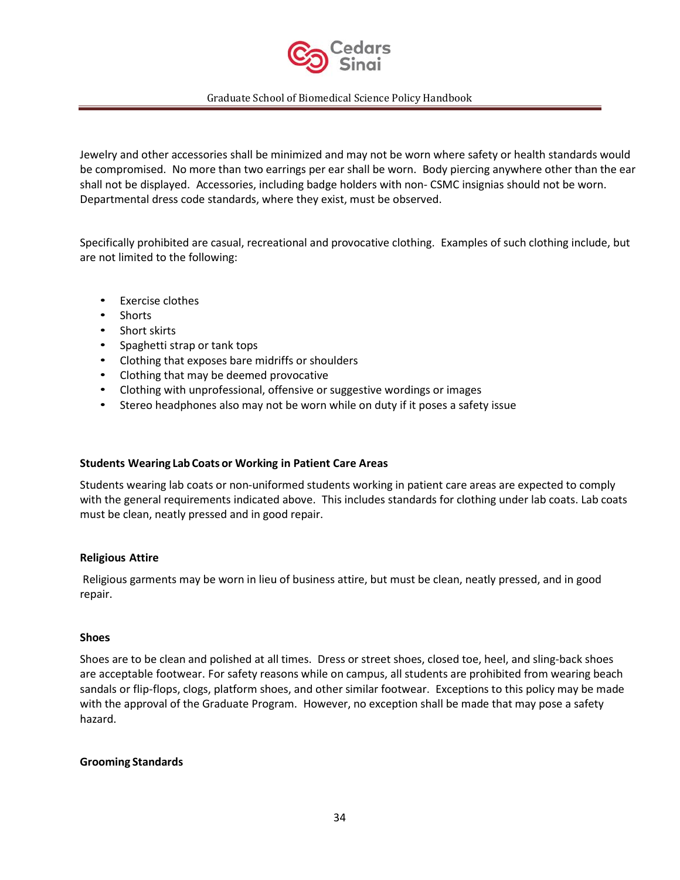Jewelry and other accessories shall be minimized and may not be worn where safety or health standards would be compromised. No more than two earrings per ear shall be worn. Body piercing anywhere other than the ear shall not be displayed. Accessories, including badge holders with non- CSMC insignias should not be worn. Departmental dress code standards, where they exist, must be observed.

Specifically prohibited are casual, recreational and provocative clothing. Examples of such clothing include, but are not limited to the following:

- Exercise clothes
- Shorts
- Short skirts
- Spaghetti strap or tank tops
- Clothing that exposes bare midriffs or shoulders
- Clothing that may be deemed provocative
- Clothing with unprofessional, offensive or suggestive wordings or images
- Stereo headphones also may not be worn while on duty if it poses a safety issue

**Students Wearing Lab Coats or Working in Patient Care Areas**

Students wearing lab coats or non-uniformed students working in patient care areas are expected to comply with the general requirements indicated above. This includes standards for clothing under lab coats. Lab coats must be clean, neatly pressed and in good repair.

**Religious Attire**

Religious garments may be worn in lieu of business attire, but must be clean, neatly pressed, and in good repair.

**Shoes**

Shoes are to be clean and polished at all times. Dress or street shoes, closed toe, heel, and sling-back shoes are acceptable footwear. For safety reasons while on campus, all students are prohibited from wearing beach sandals or flip-flops, clogs, platform shoes, and other similar footwear. Exceptions to this policy may be made with the approval of the Graduate Program. However, no exception shall be made that may pose a safety hazard.

**Grooming Standards**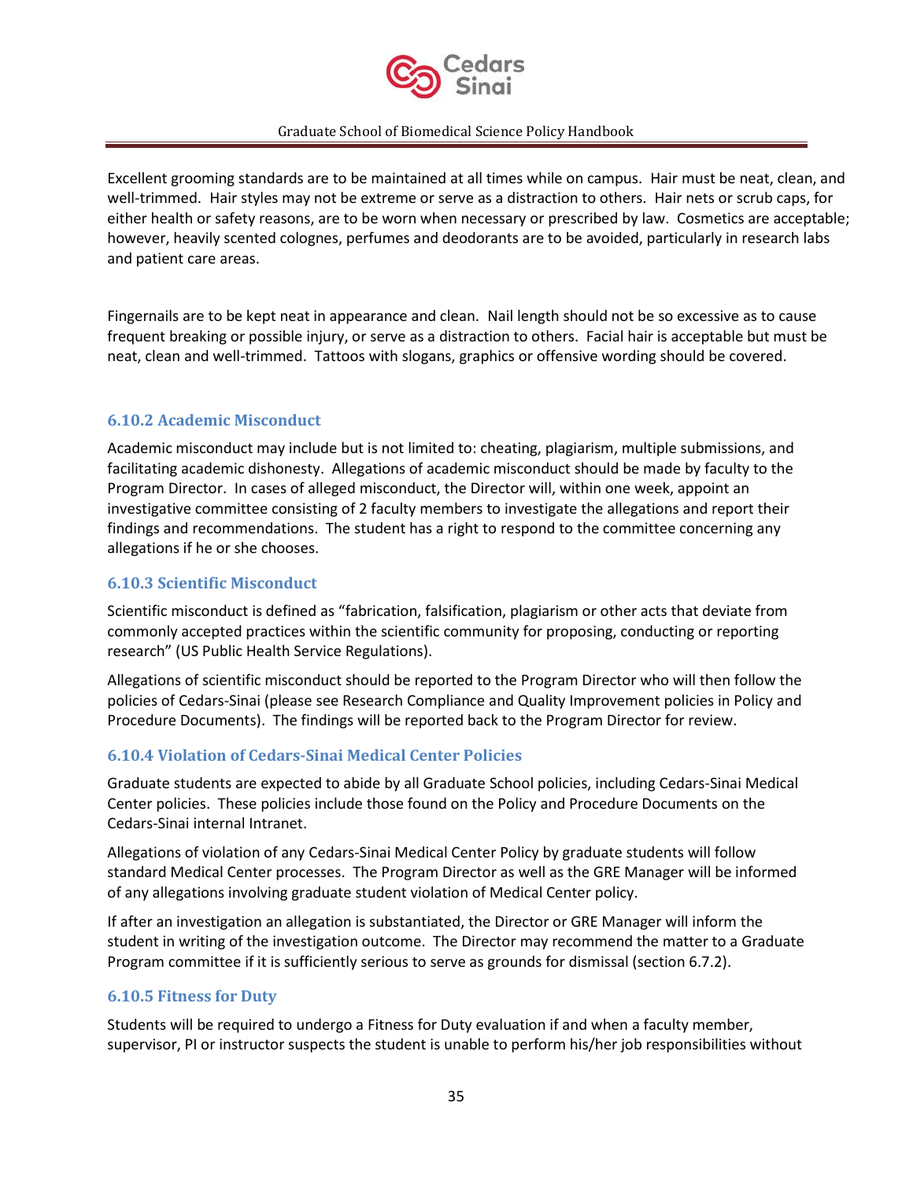Excellent grooming standards are to be maintained at all times while on campus. Hair must be neat, clean, and well-trimmed. Hair styles may not be extreme or serve as a distraction to others. Hair nets or scrub caps, for either health or safety reasons, are to be worn when necessary or prescribed by law. Cosmetics are acceptable; however, heavily scented colognes, perfumes and deodorants are to be avoided, particularly in research labs and patient care areas.

Fingernails are to be kept neat in appearance and clean. Nail length should not be so excessive as to cause frequent breaking or possible injury, or serve as a distraction to others. Facial hair is acceptable but must be neat, clean and well-trimmed. Tattoos with slogans, graphics or offensive wording should be covered.

### 6.10.2 Academic Misconduct

Academic misconduct may include but is not limited to: cheating, plagiarism, multiple submissions, and facilitating academic dishonesty. Allegations of academic misconduct should be made by faculty to the Program Director. In cases of alleged misconduct, the Director will, within one week, appoint an investigative committee consisting of 2 faculty members to investigate the allegations and report their findings and recommendations. The student has a right to respond to the committee concerning any allegations if he or she chooses.

### 6.10.3 Scientific Misconduct

Scientific misconduct is defined as "fabrication, falsification, plagiarism or other acts that deviate from commonly accepted practices within the scientific community for proposing, conducting or reporting research" (US Public Health Service Regulations).

Allegations of scientific misconduct should be reported to the Program Director who will then follow the policies of Cedars-Sinai (please see Research Compliance and Quality Improvement policies in Policy and Procedure Documents). The findings will be reported back to the Program Director for review.

### 6.10.4 Violation of Cedars-Sinai Medical Center Policies

Graduate students are expected to abide by all Graduate School policies, including Cedars-Sinai Medical Center policies. These policies include those found on the Policy and Procedure Documents on the Cedars-Sinai internal Intranet.

Allegations of violation of any Cedars-Sinai Medical Center Policy by graduate students will follow standard Medical Center processes. The Program Director as well as the GRE Manager will be informed of any allegations involving graduate student violation of Medical Center policy.

If after an investigation an allegation is substantiated, the Director or GRE Manager will inform the student in writing of the investigation outcome. The Director may recommend the matter to a Graduate Program committee if it is sufficiently serious to serve as grounds for dismissal (section 6.7.2).

### 6.10.5 Fitness for Duty

Students will be required to undergo a Fitness for Duty evaluation if and when a faculty member, supervisor, PI or instructor suspects the student is unable to perform his/her job responsibilities without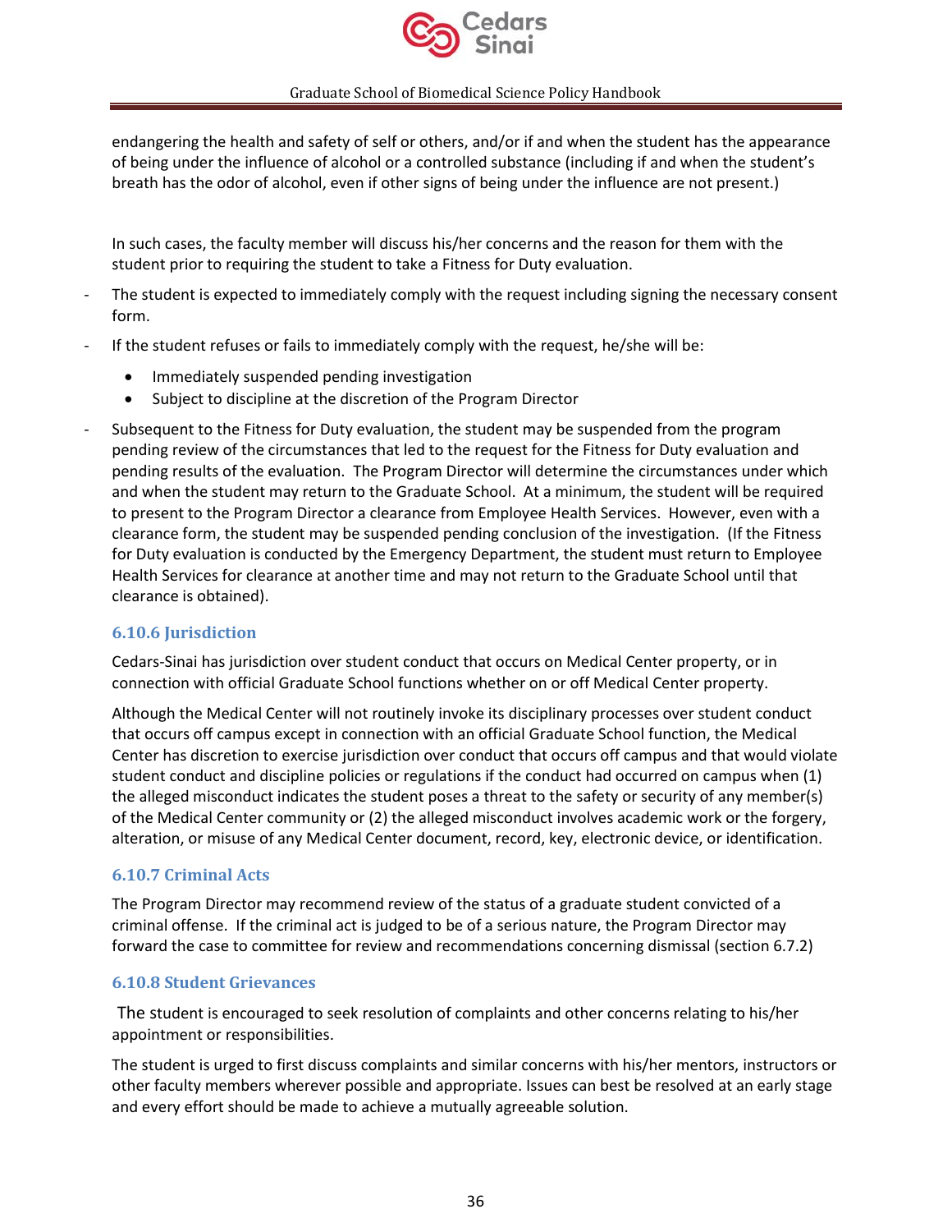endangering the health and safety of self or others, and/or if and when the student has the appearance of being under the influence of alcohol or a controlled substance (including if and when the student's breath has the odor of alcohol, even if other signs of being under the influence are not present.)

In such cases, the faculty member will discuss his/her concerns and the reason for them with the student prior to requiring the student to take a Fitness for Duty evaluation.

- The student is expected to immediately comply with the request including signing the necessary consent form.
- If the student refuses or fails to immediately comply with the request, he/she will be:
    - Immediately suspended pending investigation
    - Subject to discipline at the discretion of the Program Director
- Subsequent to the Fitness for Duty evaluation, the student may be suspended from the program pending review of the circumstances that led to the request for the Fitness for Duty evaluation and pending results of the evaluation. The Program Director will determine the circumstances under which and when the student may return to the Graduate School. At a minimum, the student will be required to present to the Program Director a clearance from Employee Health Services. However, even with a clearance form, the student may be suspended pending conclusion of the investigation. (If the Fitness for Duty evaluation is conducted by the Emergency Department, the student must return to Employee Health Services for clearance at another time and may not return to the Graduate School until that clearance is obtained).

### 6.10.6 Jurisdiction

Cedars-Sinai has jurisdiction over student conduct that occurs on Medical Center property, or in connection with official Graduate School functions whether on or off Medical Center property.

Although the Medical Center will not routinely invoke its disciplinary processes over student conduct that occurs off campus except in connection with an official Graduate School function, the Medical Center has discretion to exercise jurisdiction over conduct that occurs off campus and that would violate student conduct and discipline policies or regulations if the conduct had occurred on campus when (1) the alleged misconduct indicates the student poses a threat to the safety or security of any member(s) of the Medical Center community or (2) the alleged misconduct involves academic work or the forgery, alteration, or misuse of any Medical Center document, record, key, electronic device, or identification.

### 6.10.7 Criminal Acts

The Program Director may recommend review of the status of a graduate student convicted of a criminal offense. If the criminal act is judged to be of a serious nature, the Program Director may forward the case to committee for review and recommendations concerning dismissal (section 6.7.2)

### 6.10.8 Student Grievances

The student is encouraged to seek resolution of complaints and other concerns relating to his/her appointment or responsibilities.

The student is urged to first discuss complaints and similar concerns with his/her mentors, instructors or other faculty members wherever possible and appropriate. Issues can best be resolved at an early stage and every effort should be made to achieve a mutually agreeable solution.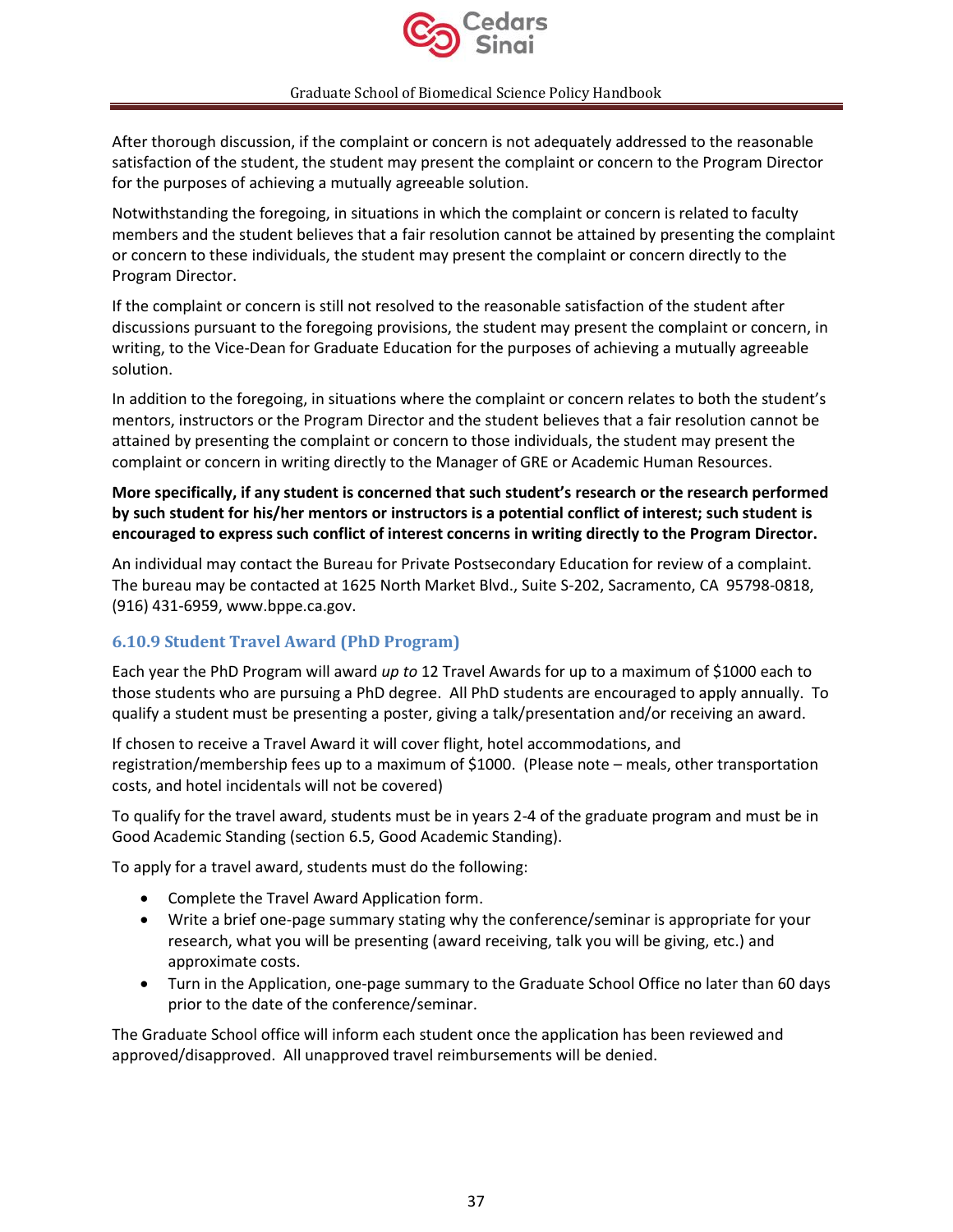After thorough discussion, if the complaint or concern is not adequately addressed to the reasonable satisfaction of the student, the student may present the complaint or concern to the Program Director for the purposes of achieving a mutually agreeable solution.

Notwithstanding the foregoing, in situations in which the complaint or concern is related to faculty members and the student believes that a fair resolution cannot be attained by presenting the complaint or concern to these individuals, the student may present the complaint or concern directly to the Program Director.

If the complaint or concern is still not resolved to the reasonable satisfaction of the student after discussions pursuant to the foregoing provisions, the student may present the complaint or concern, in writing, to the Vice-Dean for Graduate Education for the purposes of achieving a mutually agreeable solution.

In addition to the foregoing, in situations where the complaint or concern relates to both the student's mentors, instructors or the Program Director and the student believes that a fair resolution cannot be attained by presenting the complaint or concern to those individuals, the student may present the complaint or concern in writing directly to the Manager of GRE or Academic Human Resources.

**More specifically, if any student is concerned that such student's research or the research performed by such student for his/her mentors or instructors is a potential conflict of interest; such student is encouraged to express such conflict of interest concerns in writing directly to the Program Director.**

An individual may contact the Bureau for Private Postsecondary Education for review of a complaint. The bureau may be contacted at 1625 North Market Blvd., Suite S-202, Sacramento, CA 95798-0818, (916) 431-6959, www.bppe.ca.gov.

### 6.10.9 Student Travel Award (PhD Program)

Each year the PhD Program will award *up to* 12 Travel Awards for up to a maximum of $1000 each to those students who are pursuing a PhD degree. All PhD students are encouraged to apply annually. To qualify a student must be presenting a poster, giving a talk/presentation and/or receiving an award.

If chosen to receive a Travel Award it will cover flight, hotel accommodations, and registration/membership fees up to a maximum of $1000. (Please note – meals, other transportation costs, and hotel incidentals will not be covered)

To qualify for the travel award, students must be in years 2-4 of the graduate program and must be in Good Academic Standing (section 6.5, Good Academic Standing).

To apply for a travel award, students must do the following:

- Complete the Travel Award Application form.
- Write a brief one-page summary stating why the conference/seminar is appropriate for your research, what you will be presenting (award receiving, talk you will be giving, etc.) and approximate costs.
- Turn in the Application, one-page summary to the Graduate School Office no later than 60 days prior to the date of the conference/seminar.

The Graduate School office will inform each student once the application has been reviewed and approved/disapproved. All unapproved travel reimbursements will be denied.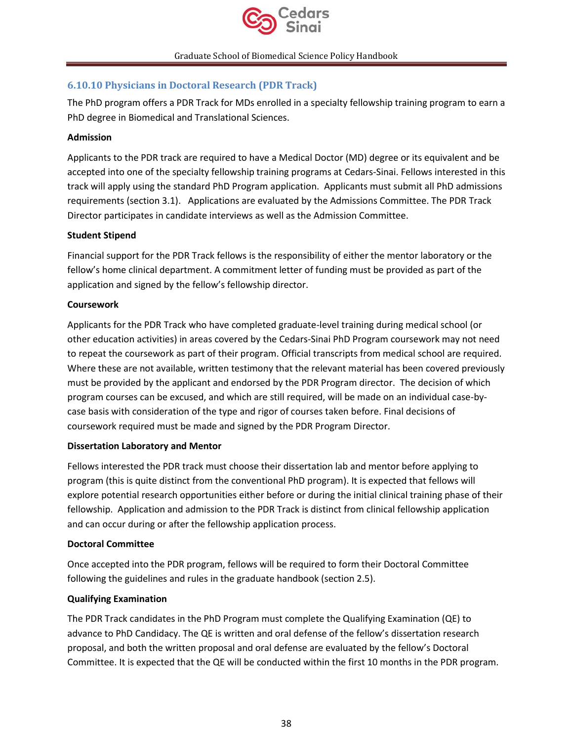### 6.10.10 Physicians in Doctoral Research (PDR Track)

The PhD program offers a PDR Track for MDs enrolled in a specialty fellowship training program to earn a PhD degree in Biomedical and Translational Sciences.

**Admission**

Applicants to the PDR track are required to have a Medical Doctor (MD) degree or its equivalent and be accepted into one of the specialty fellowship training programs at Cedars-Sinai. Fellows interested in this track will apply using the standard PhD Program application. Applicants must submit all PhD admissions requirements (section 3.1). Applications are evaluated by the Admissions Committee. The PDR Track Director participates in candidate interviews as well as the Admission Committee.

**Student Stipend**

Financial support for the PDR Track fellows is the responsibility of either the mentor laboratory or the fellow's home clinical department. A commitment letter of funding must be provided as part of the application and signed by the fellow's fellowship director.

**Coursework**

Applicants for the PDR Track who have completed graduate-level training during medical school (or other education activities) in areas covered by the Cedars-Sinai PhD Program coursework may not need to repeat the coursework as part of their program. Official transcripts from medical school are required. Where these are not available, written testimony that the relevant material has been covered previously must be provided by the applicant and endorsed by the PDR Program director. The decision of which program courses can be excused, and which are still required, will be made on an individual case-by-case basis with consideration of the type and rigor of courses taken before. Final decisions of coursework required must be made and signed by the PDR Program Director.

**Dissertation Laboratory and Mentor**

Fellows interested the PDR track must choose their dissertation lab and mentor before applying to program (this is quite distinct from the conventional PhD program). It is expected that fellows will explore potential research opportunities either before or during the initial clinical training phase of their fellowship. Application and admission to the PDR Track is distinct from clinical fellowship application and can occur during or after the fellowship application process.

**Doctoral Committee**

Once accepted into the PDR program, fellows will be required to form their Doctoral Committee following the guidelines and rules in the graduate handbook (section 2.5).

**Qualifying Examination**

The PDR Track candidates in the PhD Program must complete the Qualifying Examination (QE) to advance to PhD Candidacy. The QE is written and oral defense of the fellow's dissertation research proposal, and both the written proposal and oral defense are evaluated by the fellow's Doctoral Committee. It is expected that the QE will be conducted within the first 10 months in the PDR program.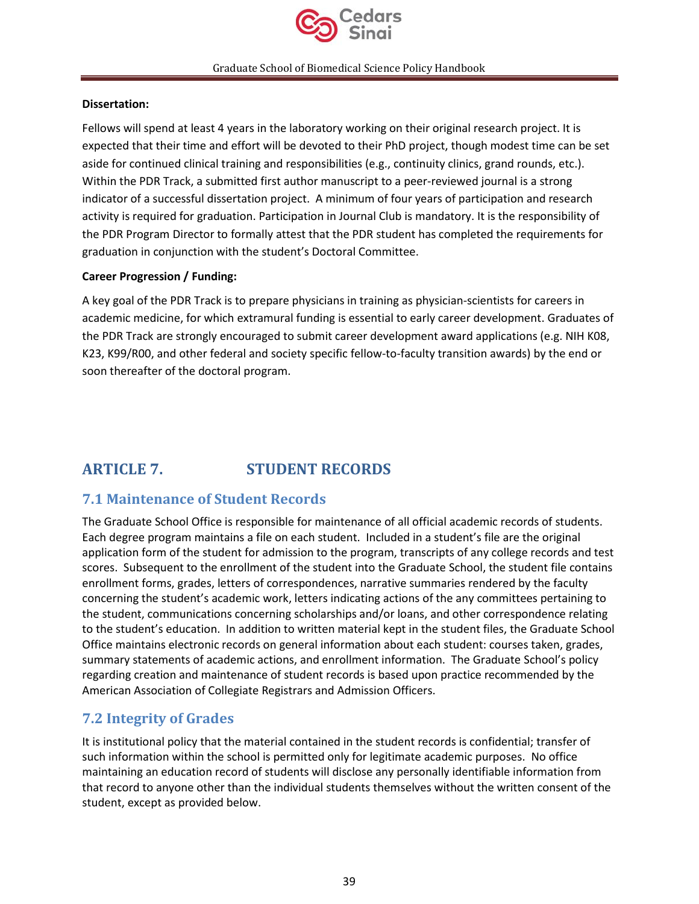**Dissertation:**

Fellows will spend at least 4 years in the laboratory working on their original research project. It is expected that their time and effort will be devoted to their PhD project, though modest time can be set aside for continued clinical training and responsibilities (e.g., continuity clinics, grand rounds, etc.). Within the PDR Track, a submitted first author manuscript to a peer-reviewed journal is a strong indicator of a successful dissertation project. A minimum of four years of participation and research activity is required for graduation. Participation in Journal Club is mandatory. It is the responsibility of the PDR Program Director to formally attest that the PDR student has completed the requirements for graduation in conjunction with the student's Doctoral Committee.

**Career Progression / Funding:**

A key goal of the PDR Track is to prepare physicians in training as physician-scientists for careers in academic medicine, for which extramural funding is essential to early career development. Graduates of the PDR Track are strongly encouraged to submit career development award applications (e.g. NIH K08, K23, K99/R00, and other federal and society specific fellow-to-faculty transition awards) by the end or soon thereafter of the doctoral program.

# ARTICLE 7. STUDENT RECORDS

## 7.1 Maintenance of Student Records

The Graduate School Office is responsible for maintenance of all official academic records of students. Each degree program maintains a file on each student. Included in a student's file are the original application form of the student for admission to the program, transcripts of any college records and test scores. Subsequent to the enrollment of the student into the Graduate School, the student file contains enrollment forms, grades, letters of correspondences, narrative summaries rendered by the faculty concerning the student's academic work, letters indicating actions of the any committees pertaining to the student, communications concerning scholarships and/or loans, and other correspondence relating to the student's education. In addition to written material kept in the student files, the Graduate School Office maintains electronic records on general information about each student: courses taken, grades, summary statements of academic actions, and enrollment information. The Graduate School's policy regarding creation and maintenance of student records is based upon practice recommended by the American Association of Collegiate Registrars and Admission Officers.

## 7.2 Integrity of Grades

It is institutional policy that the material contained in the student records is confidential; transfer of such information within the school is permitted only for legitimate academic purposes. No office maintaining an education record of students will disclose any personally identifiable information from that record to anyone other than the individual students themselves without the written consent of the student, except as provided below.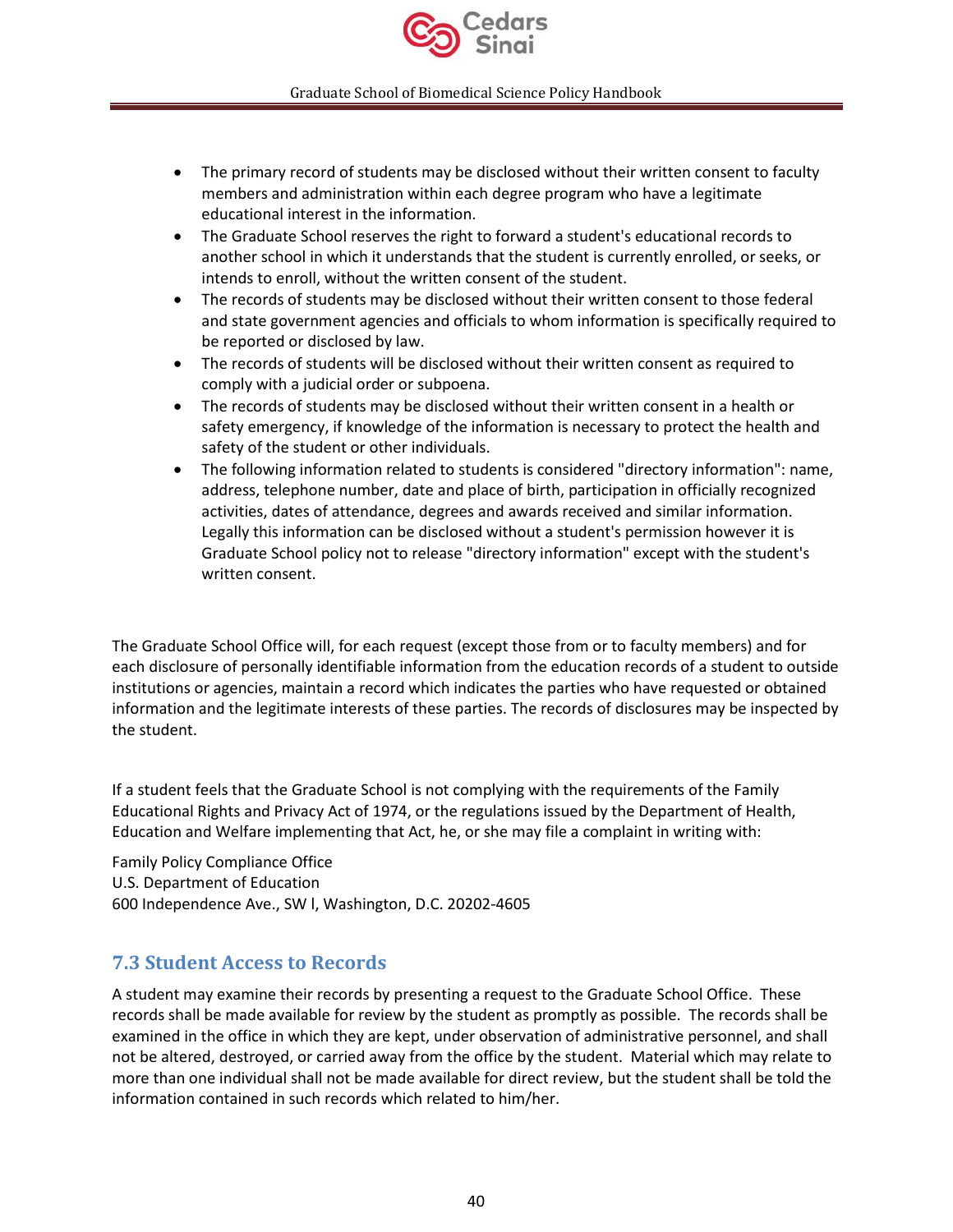- The primary record of students may be disclosed without their written consent to faculty members and administration within each degree program who have a legitimate educational interest in the information.
- The Graduate School reserves the right to forward a student's educational records to another school in which it understands that the student is currently enrolled, or seeks, or intends to enroll, without the written consent of the student.
- The records of students may be disclosed without their written consent to those federal and state government agencies and officials to whom information is specifically required to be reported or disclosed by law.
- The records of students will be disclosed without their written consent as required to comply with a judicial order or subpoena.
- The records of students may be disclosed without their written consent in a health or safety emergency, if knowledge of the information is necessary to protect the health and safety of the student or other individuals.
- The following information related to students is considered "directory information": name, address, telephone number, date and place of birth, participation in officially recognized activities, dates of attendance, degrees and awards received and similar information. Legally this information can be disclosed without a student's permission however it is Graduate School policy not to release "directory information" except with the student's written consent.

The Graduate School Office will, for each request (except those from or to faculty members) and for each disclosure of personally identifiable information from the education records of a student to outside institutions or agencies, maintain a record which indicates the parties who have requested or obtained information and the legitimate interests of these parties. The records of disclosures may be inspected by the student.

If a student feels that the Graduate School is not complying with the requirements of the Family Educational Rights and Privacy Act of 1974, or the regulations issued by the Department of Health, Education and Welfare implementing that Act, he, or she may file a complaint in writing with:

Family Policy Compliance Office
U.S. Department of Education
600 Independence Ave., SW l, Washington, D.C. 20202-4605

## 7.3 Student Access to Records

A student may examine their records by presenting a request to the Graduate School Office. These records shall be made available for review by the student as promptly as possible. The records shall be examined in the office in which they are kept, under observation of administrative personnel, and shall not be altered, destroyed, or carried away from the office by the student. Material which may relate to more than one individual shall not be made available for direct review, but the student shall be told the information contained in such records which related to him/her.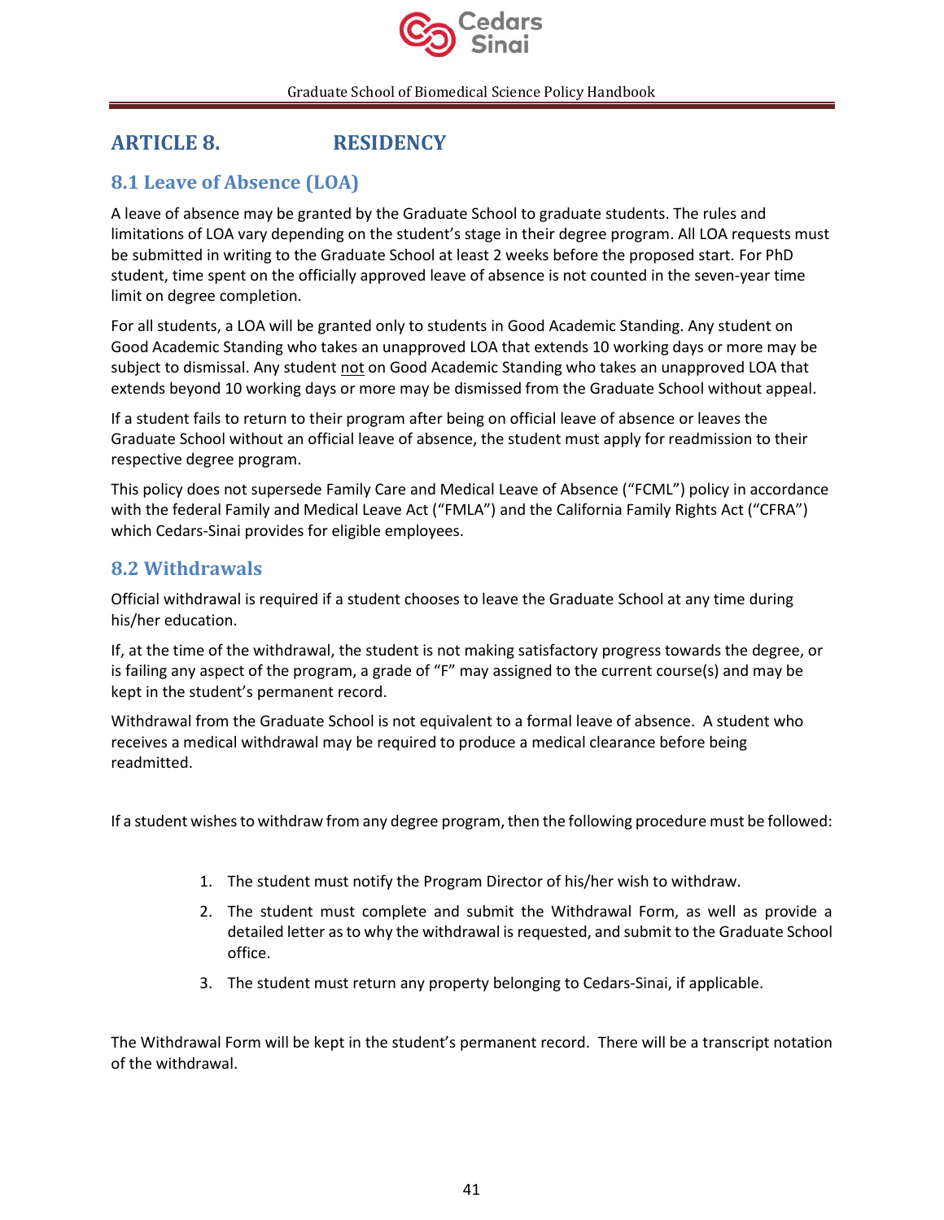# ARTICLE 8. RESIDENCY

## 8.1 Leave of Absence (LOA)

A leave of absence may be granted by the Graduate School to graduate students. The rules and limitations of LOA vary depending on the student's stage in their degree program. All LOA requests must be submitted in writing to the Graduate School at least 2 weeks before the proposed start. For PhD student, time spent on the officially approved leave of absence is not counted in the seven-year time limit on degree completion.

For all students, a LOA will be granted only to students in Good Academic Standing. Any student on Good Academic Standing who takes an unapproved LOA that extends 10 working days or more may be subject to dismissal. Any student not on Good Academic Standing who takes an unapproved LOA that extends beyond 10 working days or more may be dismissed from the Graduate School without appeal.

If a student fails to return to their program after being on official leave of absence or leaves the Graduate School without an official leave of absence, the student must apply for readmission to their respective degree program.

This policy does not supersede Family Care and Medical Leave of Absence ("FCML") policy in accordance with the federal Family and Medical Leave Act ("FMLA") and the California Family Rights Act ("CFRA") which Cedars-Sinai provides for eligible employees.

## 8.2 Withdrawals

Official withdrawal is required if a student chooses to leave the Graduate School at any time during his/her education.

If, at the time of the withdrawal, the student is not making satisfactory progress towards the degree, or is failing any aspect of the program, a grade of "F" may assigned to the current course(s) and may be kept in the student's permanent record.

Withdrawal from the Graduate School is not equivalent to a formal leave of absence. A student who receives a medical withdrawal may be required to produce a medical clearance before being readmitted.

If a student wishes to withdraw from any degree program, then the following procedure must be followed:

1. The student must notify the Program Director of his/her wish to withdraw.
2. The student must complete and submit the Withdrawal Form, as well as provide a detailed letter as to why the withdrawal is requested, and submit to the Graduate School office.
3. The student must return any property belonging to Cedars-Sinai, if applicable.

The Withdrawal Form will be kept in the student's permanent record. There will be a transcript notation of the withdrawal.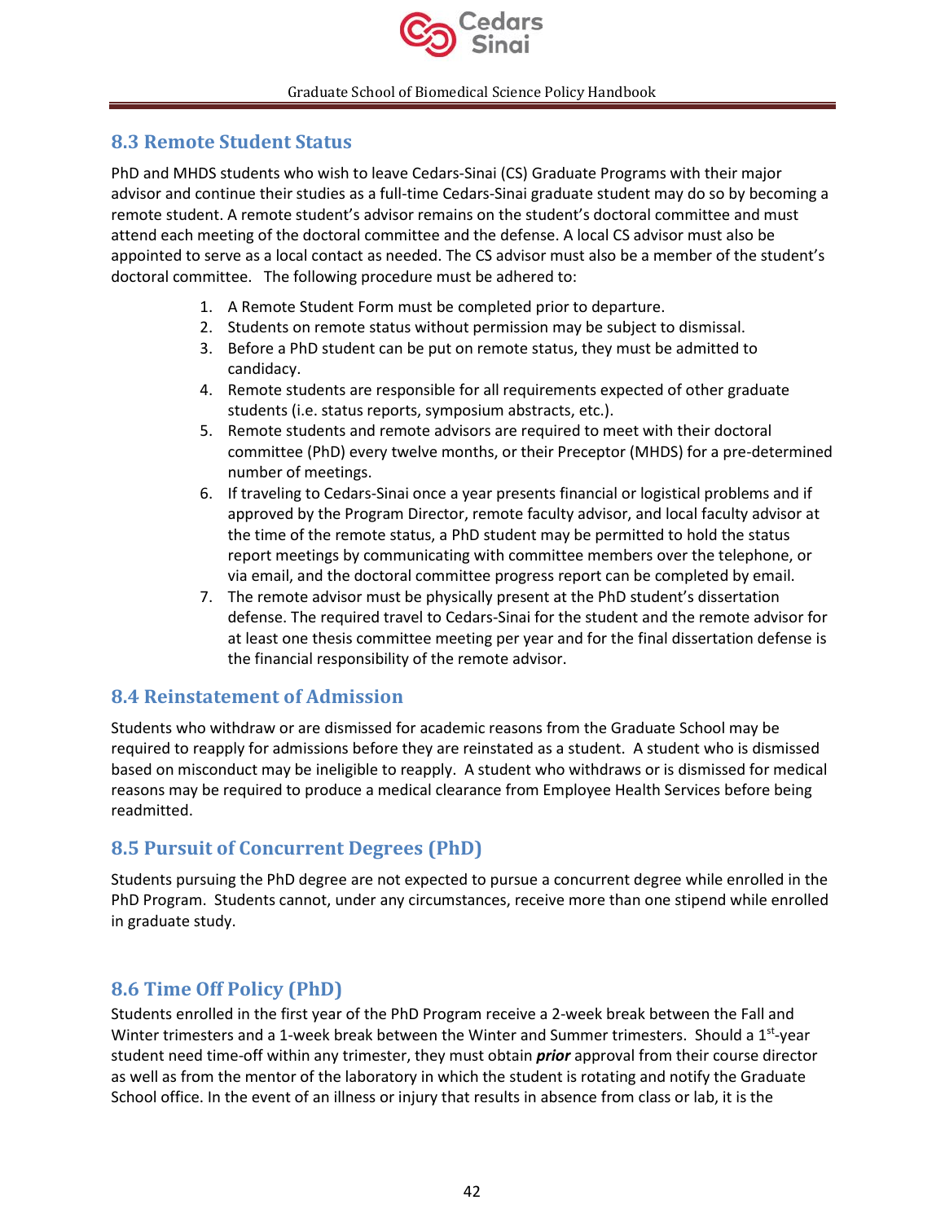## 8.3 Remote Student Status

PhD and MHDS students who wish to leave Cedars-Sinai (CS) Graduate Programs with their major advisor and continue their studies as a full-time Cedars-Sinai graduate student may do so by becoming a remote student. A remote student's advisor remains on the student's doctoral committee and must attend each meeting of the doctoral committee and the defense. A local CS advisor must also be appointed to serve as a local contact as needed. The CS advisor must also be a member of the student's doctoral committee. The following procedure must be adhered to:

1. A Remote Student Form must be completed prior to departure.
2. Students on remote status without permission may be subject to dismissal.
3. Before a PhD student can be put on remote status, they must be admitted to candidacy.
4. Remote students are responsible for all requirements expected of other graduate students (i.e. status reports, symposium abstracts, etc.).
5. Remote students and remote advisors are required to meet with their doctoral committee (PhD) every twelve months, or their Preceptor (MHDS) for a pre-determined number of meetings.
6. If traveling to Cedars-Sinai once a year presents financial or logistical problems and if approved by the Program Director, remote faculty advisor, and local faculty advisor at the time of the remote status, a PhD student may be permitted to hold the status report meetings by communicating with committee members over the telephone, or via email, and the doctoral committee progress report can be completed by email.
7. The remote advisor must be physically present at the PhD student's dissertation defense. The required travel to Cedars-Sinai for the student and the remote advisor for at least one thesis committee meeting per year and for the final dissertation defense is the financial responsibility of the remote advisor.

## 8.4 Reinstatement of Admission

Students who withdraw or are dismissed for academic reasons from the Graduate School may be required to reapply for admissions before they are reinstated as a student. A student who is dismissed based on misconduct may be ineligible to reapply. A student who withdraws or is dismissed for medical reasons may be required to produce a medical clearance from Employee Health Services before being readmitted.

## 8.5 Pursuit of Concurrent Degrees (PhD)

Students pursuing the PhD degree are not expected to pursue a concurrent degree while enrolled in the PhD Program. Students cannot, under any circumstances, receive more than one stipend while enrolled in graduate study.

## 8.6 Time Off Policy (PhD)

Students enrolled in the first year of the PhD Program receive a 2-week break between the Fall and Winter trimesters and a 1-week break between the Winter and Summer trimesters. Should a 1st-year student need time-off within any trimester, they must obtain ***prior*** approval from their course director as well as from the mentor of the laboratory in which the student is rotating and notify the Graduate School office. In the event of an illness or injury that results in absence from class or lab, it is the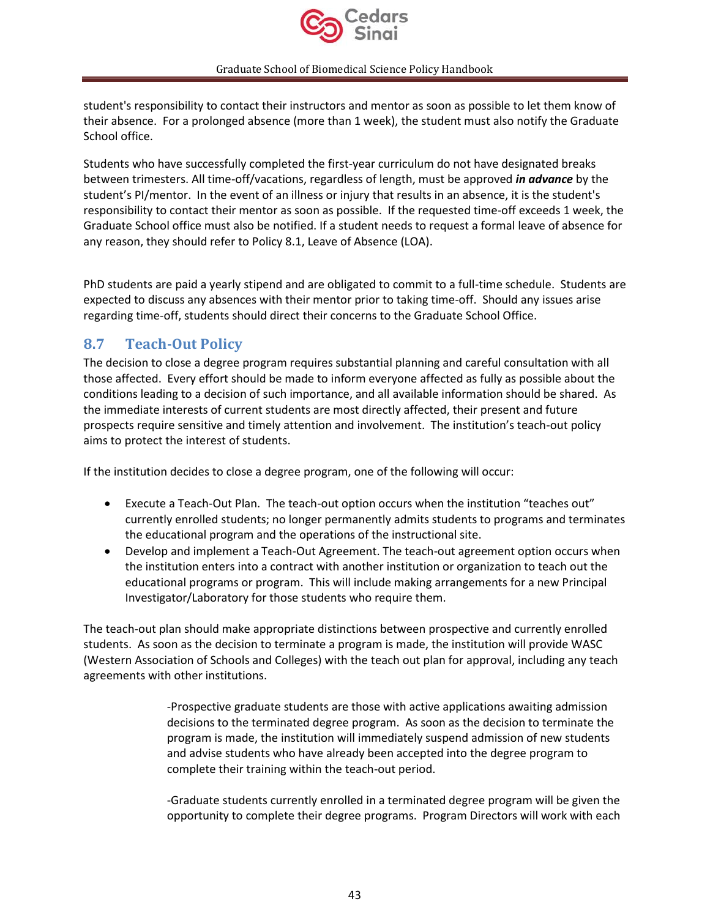student's responsibility to contact their instructors and mentor as soon as possible to let them know of their absence. For a prolonged absence (more than 1 week), the student must also notify the Graduate School office.

Students who have successfully completed the first-year curriculum do not have designated breaks between trimesters. All time-off/vacations, regardless of length, must be approved ***in advance*** by the student's PI/mentor. In the event of an illness or injury that results in an absence, it is the student's responsibility to contact their mentor as soon as possible. If the requested time-off exceeds 1 week, the Graduate School office must also be notified. If a student needs to request a formal leave of absence for any reason, they should refer to Policy 8.1, Leave of Absence (LOA).

PhD students are paid a yearly stipend and are obligated to commit to a full-time schedule. Students are expected to discuss any absences with their mentor prior to taking time-off. Should any issues arise regarding time-off, students should direct their concerns to the Graduate School Office.

## 8.7 Teach-Out Policy

The decision to close a degree program requires substantial planning and careful consultation with all those affected. Every effort should be made to inform everyone affected as fully as possible about the conditions leading to a decision of such importance, and all available information should be shared. As the immediate interests of current students are most directly affected, their present and future prospects require sensitive and timely attention and involvement. The institution's teach-out policy aims to protect the interest of students.

If the institution decides to close a degree program, one of the following will occur:

- Execute a Teach-Out Plan. The teach-out option occurs when the institution "teaches out" currently enrolled students; no longer permanently admits students to programs and terminates the educational program and the operations of the instructional site.
- Develop and implement a Teach-Out Agreement. The teach-out agreement option occurs when the institution enters into a contract with another institution or organization to teach out the educational programs or program. This will include making arrangements for a new Principal Investigator/Laboratory for those students who require them.

The teach-out plan should make appropriate distinctions between prospective and currently enrolled students. As soon as the decision to terminate a program is made, the institution will provide WASC (Western Association of Schools and Colleges) with the teach out plan for approval, including any teach agreements with other institutions.

> -Prospective graduate students are those with active applications awaiting admission decisions to the terminated degree program. As soon as the decision to terminate the program is made, the institution will immediately suspend admission of new students and advise students who have already been accepted into the degree program to complete their training within the teach-out period.
>
> -Graduate students currently enrolled in a terminated degree program will be given the opportunity to complete their degree programs. Program Directors will work with each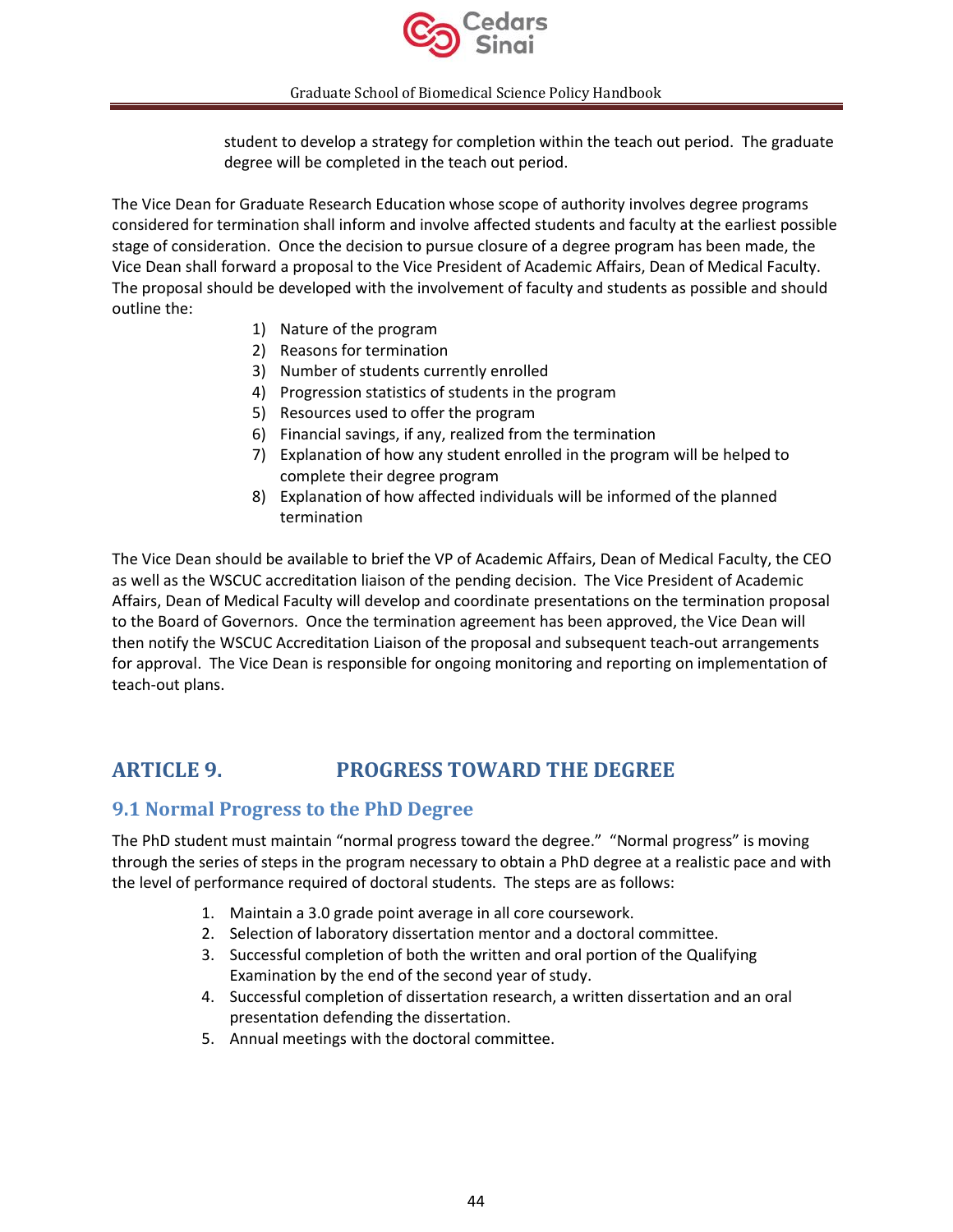student to develop a strategy for completion within the teach out period. The graduate degree will be completed in the teach out period.

The Vice Dean for Graduate Research Education whose scope of authority involves degree programs considered for termination shall inform and involve affected students and faculty at the earliest possible stage of consideration. Once the decision to pursue closure of a degree program has been made, the Vice Dean shall forward a proposal to the Vice President of Academic Affairs, Dean of Medical Faculty. The proposal should be developed with the involvement of faculty and students as possible and should outline the:

1) Nature of the program
2) Reasons for termination
3) Number of students currently enrolled
4) Progression statistics of students in the program
5) Resources used to offer the program
6) Financial savings, if any, realized from the termination
7) Explanation of how any student enrolled in the program will be helped to complete their degree program
8) Explanation of how affected individuals will be informed of the planned termination

The Vice Dean should be available to brief the VP of Academic Affairs, Dean of Medical Faculty, the CEO as well as the WSCUC accreditation liaison of the pending decision. The Vice President of Academic Affairs, Dean of Medical Faculty will develop and coordinate presentations on the termination proposal to the Board of Governors. Once the termination agreement has been approved, the Vice Dean will then notify the WSCUC Accreditation Liaison of the proposal and subsequent teach-out arrangements for approval. The Vice Dean is responsible for ongoing monitoring and reporting on implementation of teach-out plans.

# ARTICLE 9. PROGRESS TOWARD THE DEGREE

## 9.1 Normal Progress to the PhD Degree

The PhD student must maintain "normal progress toward the degree." "Normal progress" is moving through the series of steps in the program necessary to obtain a PhD degree at a realistic pace and with the level of performance required of doctoral students. The steps are as follows:

1. Maintain a 3.0 grade point average in all core coursework.
2. Selection of laboratory dissertation mentor and a doctoral committee.
3. Successful completion of both the written and oral portion of the Qualifying Examination by the end of the second year of study.
4. Successful completion of dissertation research, a written dissertation and an oral presentation defending the dissertation.
5. Annual meetings with the doctoral committee.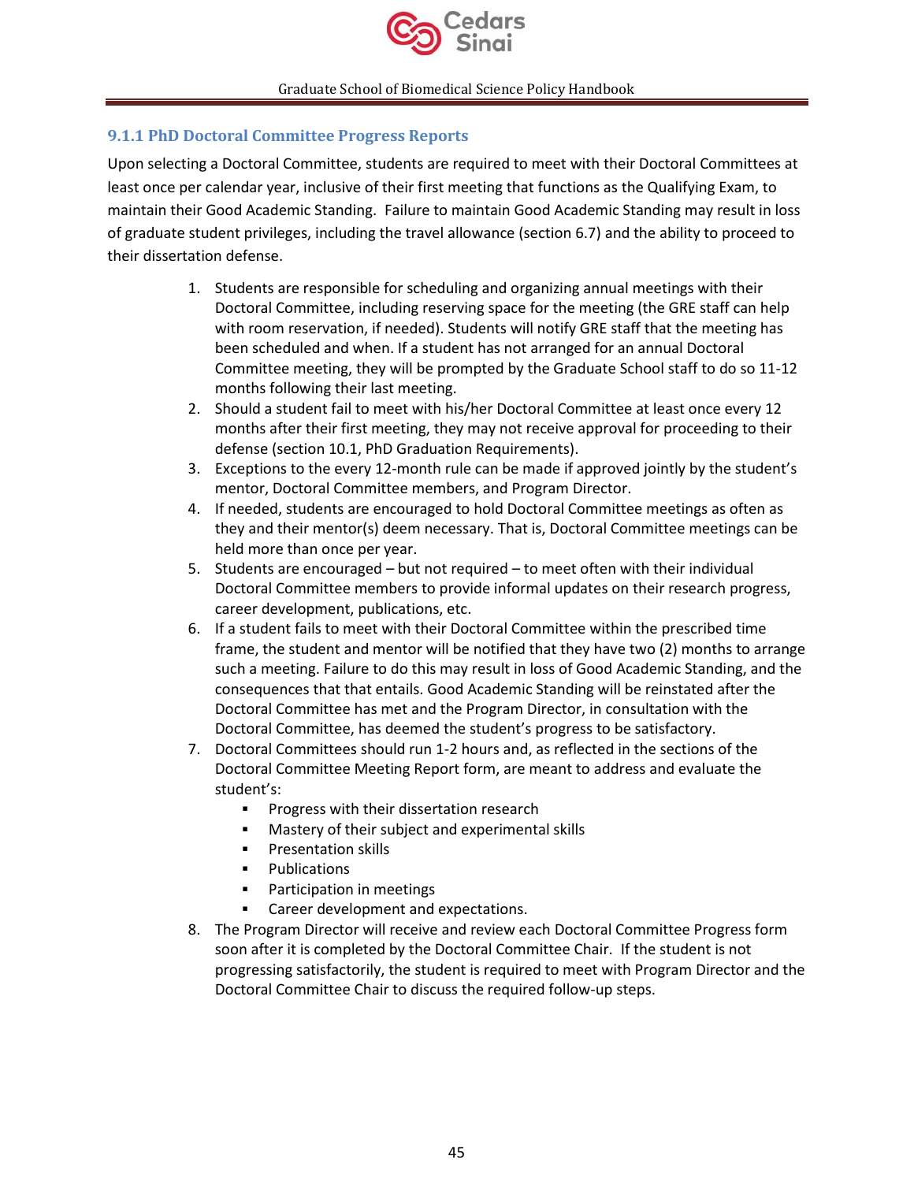### 9.1.1 PhD Doctoral Committee Progress Reports

Upon selecting a Doctoral Committee, students are required to meet with their Doctoral Committees at least once per calendar year, inclusive of their first meeting that functions as the Qualifying Exam, to maintain their Good Academic Standing. Failure to maintain Good Academic Standing may result in loss of graduate student privileges, including the travel allowance (section 6.7) and the ability to proceed to their dissertation defense.

1. Students are responsible for scheduling and organizing annual meetings with their Doctoral Committee, including reserving space for the meeting (the GRE staff can help with room reservation, if needed). Students will notify GRE staff that the meeting has been scheduled and when. If a student has not arranged for an annual Doctoral Committee meeting, they will be prompted by the Graduate School staff to do so 11-12 months following their last meeting.
2. Should a student fail to meet with his/her Doctoral Committee at least once every 12 months after their first meeting, they may not receive approval for proceeding to their defense (section 10.1, PhD Graduation Requirements).
3. Exceptions to the every 12-month rule can be made if approved jointly by the student's mentor, Doctoral Committee members, and Program Director.
4. If needed, students are encouraged to hold Doctoral Committee meetings as often as they and their mentor(s) deem necessary. That is, Doctoral Committee meetings can be held more than once per year.
5. Students are encouraged – but not required – to meet often with their individual Doctoral Committee members to provide informal updates on their research progress, career development, publications, etc.
6. If a student fails to meet with their Doctoral Committee within the prescribed time frame, the student and mentor will be notified that they have two (2) months to arrange such a meeting. Failure to do this may result in loss of Good Academic Standing, and the consequences that that entails. Good Academic Standing will be reinstated after the Doctoral Committee has met and the Program Director, in consultation with the Doctoral Committee, has deemed the student's progress to be satisfactory.
7. Doctoral Committees should run 1-2 hours and, as reflected in the sections of the Doctoral Committee Meeting Report form, are meant to address and evaluate the student's:
   - Progress with their dissertation research
   - Mastery of their subject and experimental skills
   - Presentation skills
   - Publications
   - Participation in meetings
   - Career development and expectations.
8. The Program Director will receive and review each Doctoral Committee Progress form soon after it is completed by the Doctoral Committee Chair. If the student is not progressing satisfactorily, the student is required to meet with Program Director and the Doctoral Committee Chair to discuss the required follow-up steps.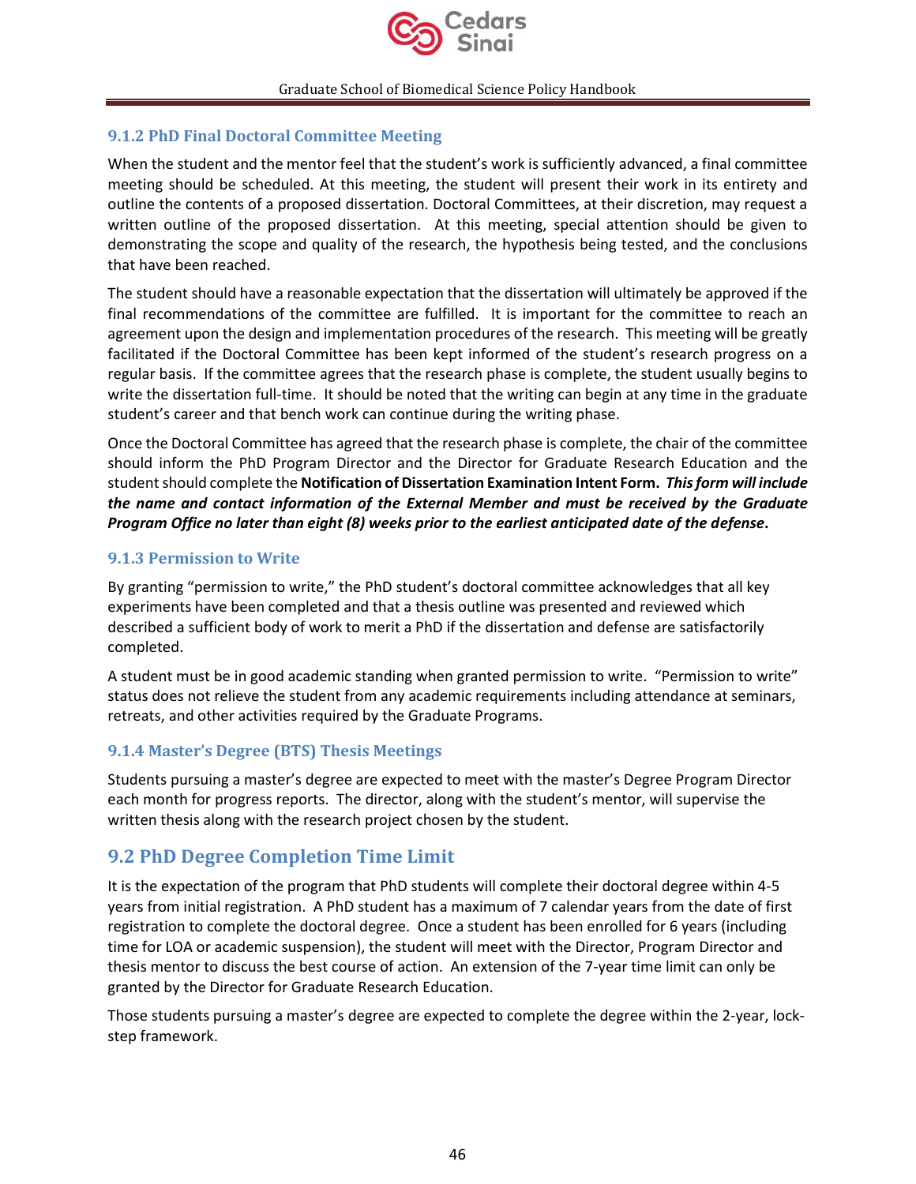### 9.1.2 PhD Final Doctoral Committee Meeting

When the student and the mentor feel that the student's work is sufficiently advanced, a final committee meeting should be scheduled. At this meeting, the student will present their work in its entirety and outline the contents of a proposed dissertation. Doctoral Committees, at their discretion, may request a written outline of the proposed dissertation. At this meeting, special attention should be given to demonstrating the scope and quality of the research, the hypothesis being tested, and the conclusions that have been reached.

The student should have a reasonable expectation that the dissertation will ultimately be approved if the final recommendations of the committee are fulfilled. It is important for the committee to reach an agreement upon the design and implementation procedures of the research. This meeting will be greatly facilitated if the Doctoral Committee has been kept informed of the student's research progress on a regular basis. If the committee agrees that the research phase is complete, the student usually begins to write the dissertation full-time. It should be noted that the writing can begin at any time in the graduate student's career and that bench work can continue during the writing phase.

Once the Doctoral Committee has agreed that the research phase is complete, the chair of the committee should inform the PhD Program Director and the Director for Graduate Research Education and the student should complete the **Notification of Dissertation Examination Intent Form.** ***This form will include the name and contact information of the External Member and must be received by the Graduate Program Office no later than eight (8) weeks prior to the earliest anticipated date of the defense*.**

### 9.1.3 Permission to Write

By granting "permission to write," the PhD student's doctoral committee acknowledges that all key experiments have been completed and that a thesis outline was presented and reviewed which described a sufficient body of work to merit a PhD if the dissertation and defense are satisfactorily completed.

A student must be in good academic standing when granted permission to write. "Permission to write" status does not relieve the student from any academic requirements including attendance at seminars, retreats, and other activities required by the Graduate Programs.

### 9.1.4 Master's Degree (BTS) Thesis Meetings

Students pursuing a master's degree are expected to meet with the master's Degree Program Director each month for progress reports. The director, along with the student's mentor, will supervise the written thesis along with the research project chosen by the student.

## 9.2 PhD Degree Completion Time Limit

It is the expectation of the program that PhD students will complete their doctoral degree within 4-5 years from initial registration. A PhD student has a maximum of 7 calendar years from the date of first registration to complete the doctoral degree. Once a student has been enrolled for 6 years (including time for LOA or academic suspension), the student will meet with the Director, Program Director and thesis mentor to discuss the best course of action. An extension of the 7-year time limit can only be granted by the Director for Graduate Research Education.

Those students pursuing a master's degree are expected to complete the degree within the 2-year, lock-step framework.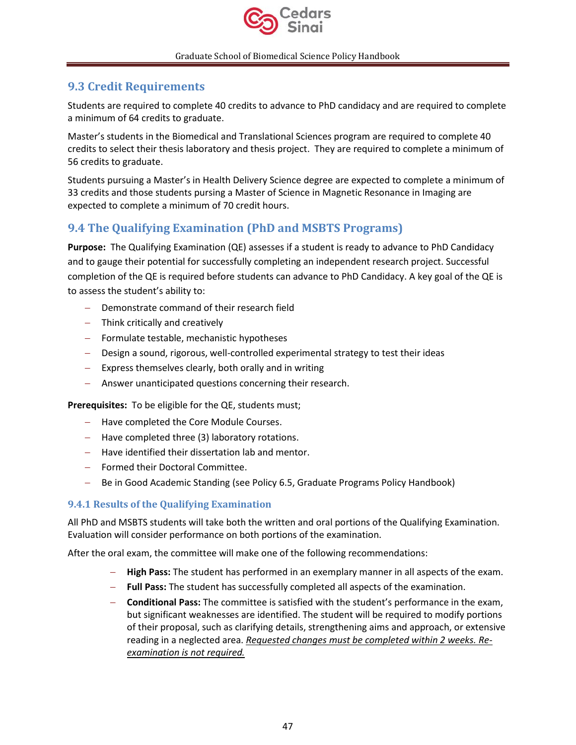## 9.3 Credit Requirements

Students are required to complete 40 credits to advance to PhD candidacy and are required to complete a minimum of 64 credits to graduate.

Master's students in the Biomedical and Translational Sciences program are required to complete 40 credits to select their thesis laboratory and thesis project. They are required to complete a minimum of 56 credits to graduate.

Students pursuing a Master's in Health Delivery Science degree are expected to complete a minimum of 33 credits and those students pursuing a Master of Science in Magnetic Resonance in Imaging are expected to complete a minimum of 70 credit hours.

## 9.4 The Qualifying Examination (PhD and MSBTS Programs)

**Purpose:** The Qualifying Examination (QE) assesses if a student is ready to advance to PhD Candidacy and to gauge their potential for successfully completing an independent research project. Successful completion of the QE is required before students can advance to PhD Candidacy. A key goal of the QE is to assess the student's ability to:

- Demonstrate command of their research field
- Think critically and creatively
- Formulate testable, mechanistic hypotheses
- Design a sound, rigorous, well-controlled experimental strategy to test their ideas
- Express themselves clearly, both orally and in writing
- Answer unanticipated questions concerning their research.

**Prerequisites:** To be eligible for the QE, students must;

- Have completed the Core Module Courses.
- Have completed three (3) laboratory rotations.
- Have identified their dissertation lab and mentor.
- Formed their Doctoral Committee.
- Be in Good Academic Standing (see Policy 6.5, Graduate Programs Policy Handbook)

### 9.4.1 Results of the Qualifying Examination

All PhD and MSBTS students will take both the written and oral portions of the Qualifying Examination. Evaluation will consider performance on both portions of the examination.

After the oral exam, the committee will make one of the following recommendations:

- **High Pass:** The student has performed in an exemplary manner in all aspects of the exam.
- **Full Pass:** The student has successfully completed all aspects of the examination.
- **Conditional Pass:** The committee is satisfied with the student's performance in the exam, but significant weaknesses are identified. The student will be required to modify portions of their proposal, such as clarifying details, strengthening aims and approach, or extensive reading in a neglected area. <u>*Requested changes must be completed within 2 weeks. Re-examination is not required.*</u>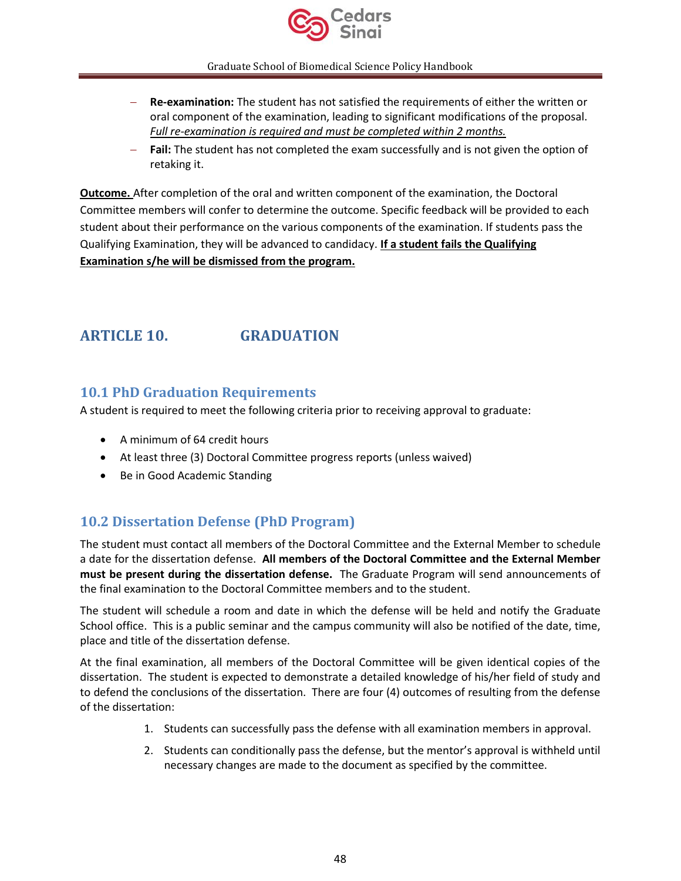- **Re-examination:** The student has not satisfied the requirements of either the written or oral component of the examination, leading to significant modifications of the proposal. _Full re-examination is required and must be completed within 2 months._
- **Fail:** The student has not completed the exam successfully and is not given the option of retaking it.

**Outcome.** After completion of the oral and written component of the examination, the Doctoral Committee members will confer to determine the outcome. Specific feedback will be provided to each student about their performance on the various components of the examination. If students pass the Qualifying Examination, they will be advanced to candidacy. **If a student fails the Qualifying Examination s/he will be dismissed from the program.**

# ARTICLE 10. GRADUATION

## 10.1 PhD Graduation Requirements

A student is required to meet the following criteria prior to receiving approval to graduate:

- A minimum of 64 credit hours
- At least three (3) Doctoral Committee progress reports (unless waived)
- Be in Good Academic Standing

## 10.2 Dissertation Defense (PhD Program)

The student must contact all members of the Doctoral Committee and the External Member to schedule a date for the dissertation defense. **All members of the Doctoral Committee and the External Member must be present during the dissertation defense.** The Graduate Program will send announcements of the final examination to the Doctoral Committee members and to the student.

The student will schedule a room and date in which the defense will be held and notify the Graduate School office. This is a public seminar and the campus community will also be notified of the date, time, place and title of the dissertation defense.

At the final examination, all members of the Doctoral Committee will be given identical copies of the dissertation. The student is expected to demonstrate a detailed knowledge of his/her field of study and to defend the conclusions of the dissertation. There are four (4) outcomes of resulting from the defense of the dissertation:

1. Students can successfully pass the defense with all examination members in approval.
2. Students can conditionally pass the defense, but the mentor's approval is withheld until necessary changes are made to the document as specified by the committee.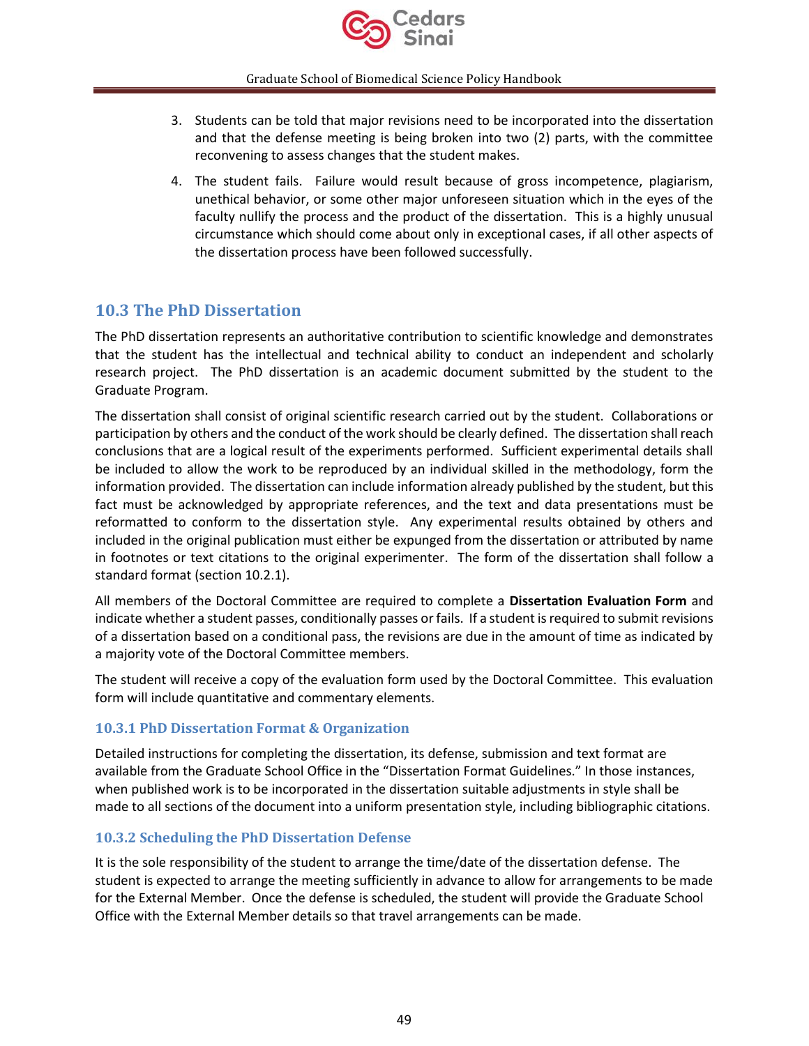3. Students can be told that major revisions need to be incorporated into the dissertation and that the defense meeting is being broken into two (2) parts, with the committee reconvening to assess changes that the student makes.
4. The student fails. Failure would result because of gross incompetence, plagiarism, unethical behavior, or some other major unforeseen situation which in the eyes of the faculty nullify the process and the product of the dissertation. This is a highly unusual circumstance which should come about only in exceptional cases, if all other aspects of the dissertation process have been followed successfully.

## 10.3 The PhD Dissertation

The PhD dissertation represents an authoritative contribution to scientific knowledge and demonstrates that the student has the intellectual and technical ability to conduct an independent and scholarly research project. The PhD dissertation is an academic document submitted by the student to the Graduate Program.

The dissertation shall consist of original scientific research carried out by the student. Collaborations or participation by others and the conduct of the work should be clearly defined. The dissertation shall reach conclusions that are a logical result of the experiments performed. Sufficient experimental details shall be included to allow the work to be reproduced by an individual skilled in the methodology, form the information provided. The dissertation can include information already published by the student, but this fact must be acknowledged by appropriate references, and the text and data presentations must be reformatted to conform to the dissertation style. Any experimental results obtained by others and included in the original publication must either be expunged from the dissertation or attributed by name in footnotes or text citations to the original experimenter. The form of the dissertation shall follow a standard format (section 10.2.1).

All members of the Doctoral Committee are required to complete a **Dissertation Evaluation Form** and indicate whether a student passes, conditionally passes or fails. If a student is required to submit revisions of a dissertation based on a conditional pass, the revisions are due in the amount of time as indicated by a majority vote of the Doctoral Committee members.

The student will receive a copy of the evaluation form used by the Doctoral Committee. This evaluation form will include quantitative and commentary elements.

### 10.3.1 PhD Dissertation Format & Organization

Detailed instructions for completing the dissertation, its defense, submission and text format are available from the Graduate School Office in the "Dissertation Format Guidelines." In those instances, when published work is to be incorporated in the dissertation suitable adjustments in style shall be made to all sections of the document into a uniform presentation style, including bibliographic citations.

### 10.3.2 Scheduling the PhD Dissertation Defense

It is the sole responsibility of the student to arrange the time/date of the dissertation defense. The student is expected to arrange the meeting sufficiently in advance to allow for arrangements to be made for the External Member. Once the defense is scheduled, the student will provide the Graduate School Office with the External Member details so that travel arrangements can be made.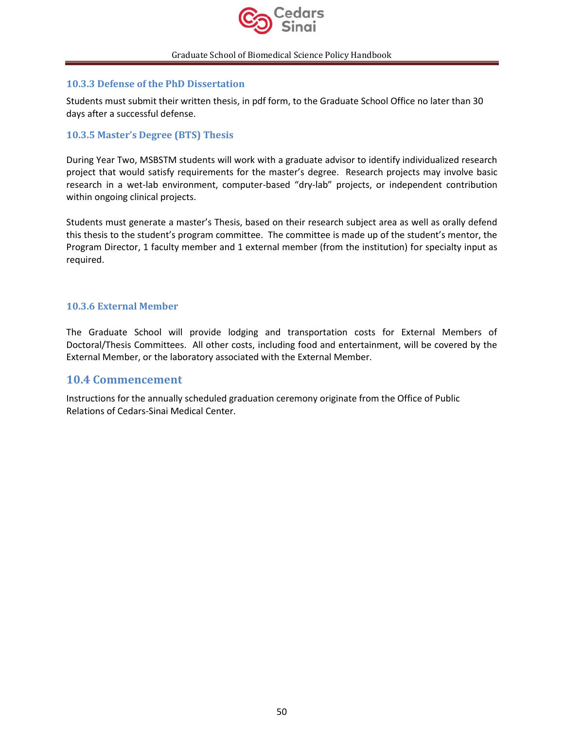### 10.3.3 Defense of the PhD Dissertation

Students must submit their written thesis, in pdf form, to the Graduate School Office no later than 30 days after a successful defense.

### 10.3.5 Master's Degree (BTS) Thesis

During Year Two, MSBSTM students will work with a graduate advisor to identify individualized research project that would satisfy requirements for the master's degree. Research projects may involve basic research in a wet-lab environment, computer-based "dry-lab" projects, or independent contribution within ongoing clinical projects.

Students must generate a master's Thesis, based on their research subject area as well as orally defend this thesis to the student's program committee. The committee is made up of the student's mentor, the Program Director, 1 faculty member and 1 external member (from the institution) for specialty input as required.

### 10.3.6 External Member

The Graduate School will provide lodging and transportation costs for External Members of Doctoral/Thesis Committees. All other costs, including food and entertainment, will be covered by the External Member, or the laboratory associated with the External Member.

## 10.4 Commencement

Instructions for the annually scheduled graduation ceremony originate from the Office of Public Relations of Cedars-Sinai Medical Center.